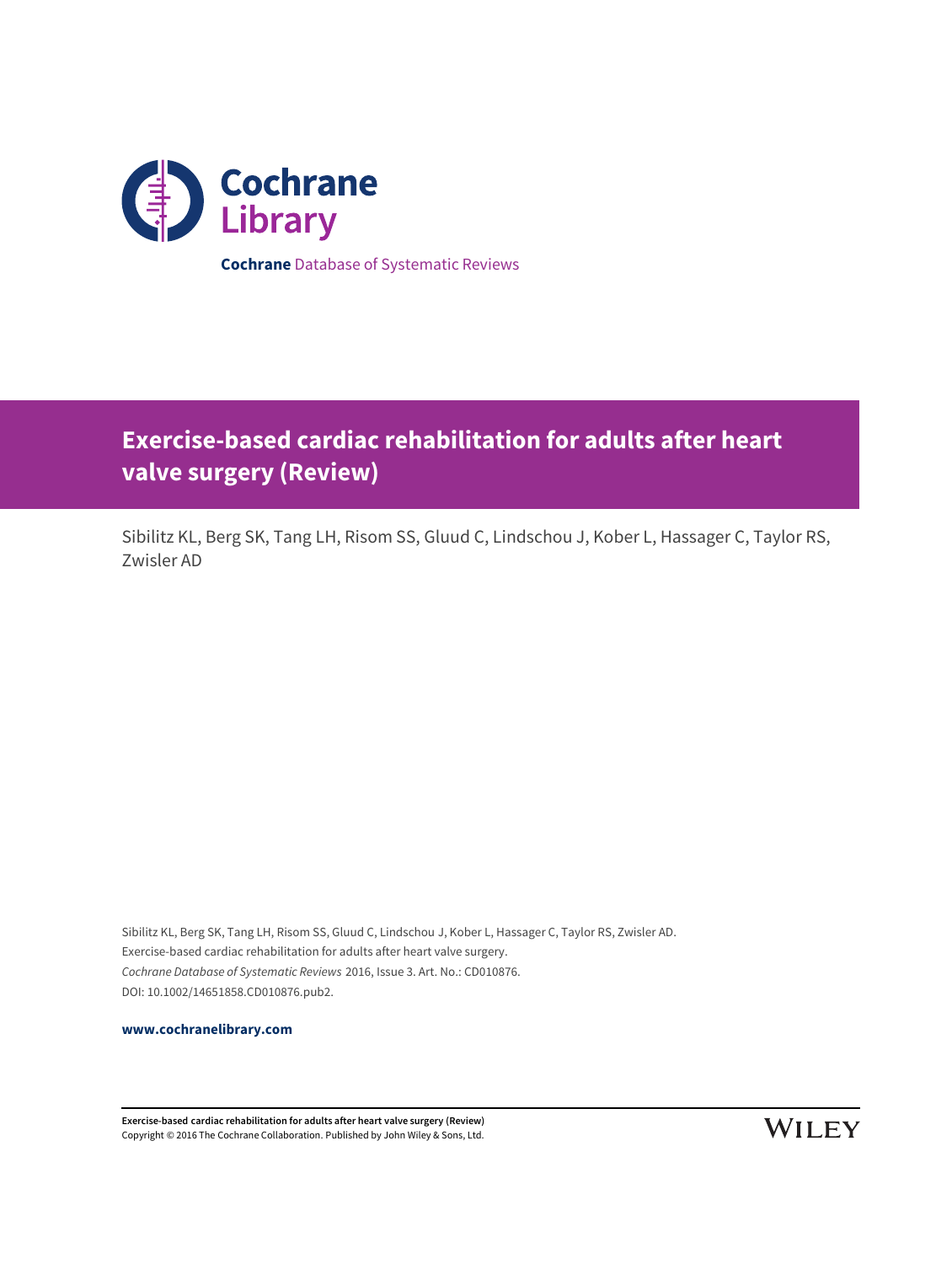Cochrane Library

**Cochrane** Database of Systematic Reviews

# Exercise-based cardiac rehabilitation for adults after heart valve surgery (Review)

Sibilitz KL, Berg SK, Tang LH, Risom SS, Gluud C, Lindschou J, Kober L, Hassager C, Taylor RS, Zwisler AD

Sibilitz KL, Berg SK, Tang LH, Risom SS, Gluud C, Lindschou J, Kober L, Hassager C, Taylor RS, Zwisler AD.
Exercise-based cardiac rehabilitation for adults after heart valve surgery.
*Cochrane Database of Systematic Reviews* 2016, Issue 3. Art. No.: CD010876.
DOI: 10.1002/14651858.CD010876.pub2.

**www.cochranelibrary.com**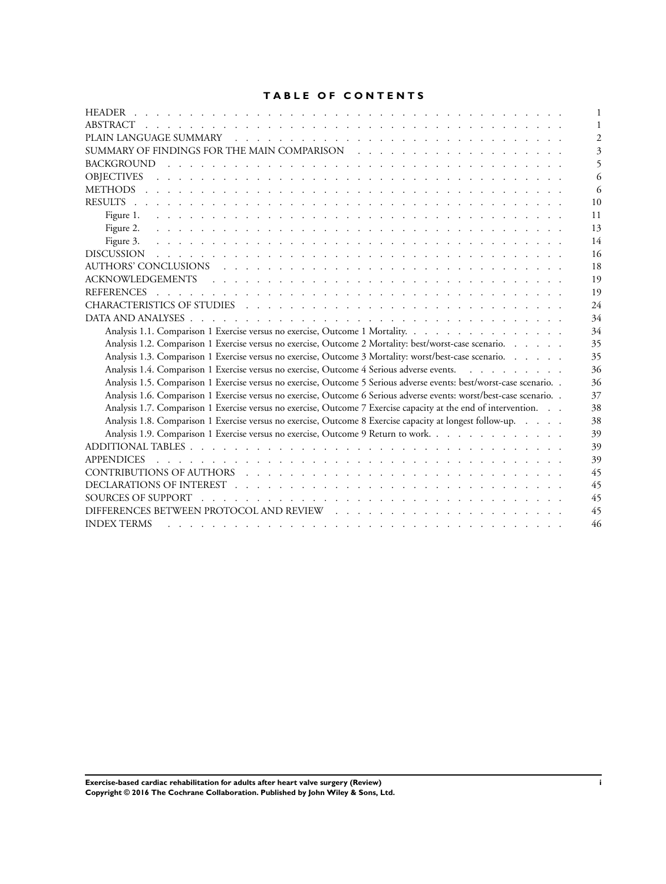# TABLE OF CONTENTS

| | |
|---|---|
| HEADER | 1 |
| ABSTRACT | 1 |
| PLAIN LANGUAGE SUMMARY | 2 |
| SUMMARY OF FINDINGS FOR THE MAIN COMPARISON | 3 |
| BACKGROUND | 5 |
| OBJECTIVES | 6 |
| METHODS | 6 |
| RESULTS | 10 |
| Figure 1. | 11 |
| Figure 2. | 13 |
| Figure 3. | 14 |
| DISCUSSION | 16 |
| AUTHORS' CONCLUSIONS | 18 |
| ACKNOWLEDGEMENTS | 19 |
| REFERENCES | 19 |
| CHARACTERISTICS OF STUDIES | 24 |
| DATA AND ANALYSES | 34 |
| Analysis 1.1. Comparison 1 Exercise versus no exercise, Outcome 1 Mortality. | 34 |
| Analysis 1.2. Comparison 1 Exercise versus no exercise, Outcome 2 Mortality: best/worst-case scenario. | 35 |
| Analysis 1.3. Comparison 1 Exercise versus no exercise, Outcome 3 Mortality: worst/best-case scenario. | 35 |
| Analysis 1.4. Comparison 1 Exercise versus no exercise, Outcome 4 Serious adverse events. | 36 |
| Analysis 1.5. Comparison 1 Exercise versus no exercise, Outcome 5 Serious adverse events: best/worst-case scenario. | 36 |
| Analysis 1.6. Comparison 1 Exercise versus no exercise, Outcome 6 Serious adverse events: worst/best-case scenario. | 37 |
| Analysis 1.7. Comparison 1 Exercise versus no exercise, Outcome 7 Exercise capacity at the end of intervention. | 38 |
| Analysis 1.8. Comparison 1 Exercise versus no exercise, Outcome 8 Exercise capacity at longest follow-up. | 38 |
| Analysis 1.9. Comparison 1 Exercise versus no exercise, Outcome 9 Return to work. | 39 |
| ADDITIONAL TABLES | 39 |
| APPENDICES | 39 |
| CONTRIBUTIONS OF AUTHORS | 45 |
| DECLARATIONS OF INTEREST | 45 |
| SOURCES OF SUPPORT | 45 |
| DIFFERENCES BETWEEN PROTOCOL AND REVIEW | 45 |
| INDEX TERMS | 46 |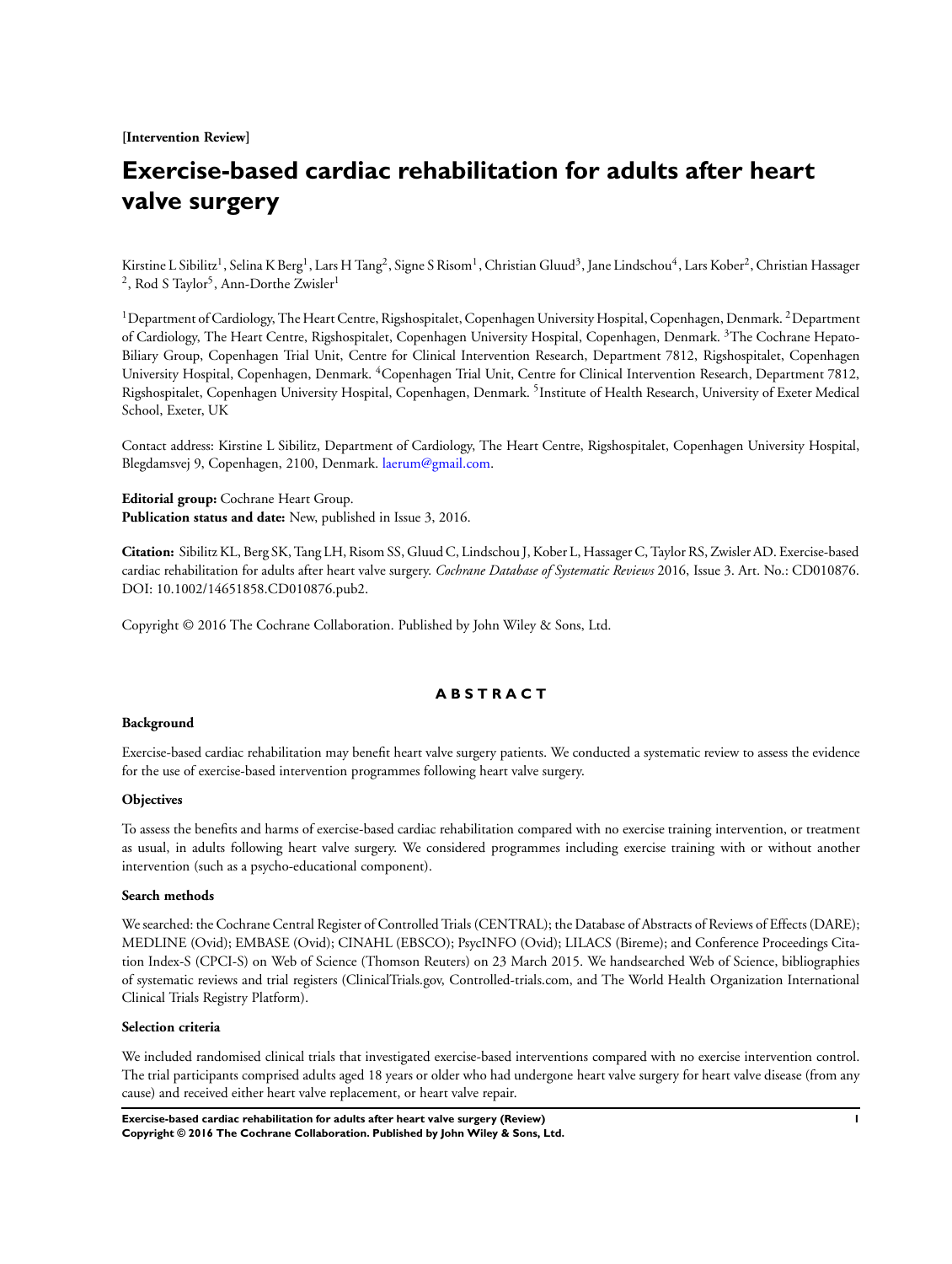**[Intervention Review]**

# Exercise-based cardiac rehabilitation for adults after heart valve surgery

Kirstine L Sibilitz[1], Selina K Berg[1], Lars H Tang[2], Signe S Risom[1], Christian Gluud[3], Jane Lindschou[4], Lars Kober[2], Christian Hassager[2], Rod S Taylor[5], Ann-Dorthe Zwisler[1]

[1]Department of Cardiology, The Heart Centre, Rigshospitalet, Copenhagen University Hospital, Copenhagen, Denmark. [2]Department of Cardiology, The Heart Centre, Rigshospitalet, Copenhagen University Hospital, Copenhagen, Denmark. [3]The Cochrane Hepato-Biliary Group, Copenhagen Trial Unit, Centre for Clinical Intervention Research, Department 7812, Rigshospitalet, Copenhagen University Hospital, Copenhagen, Denmark. [4]Copenhagen Trial Unit, Centre for Clinical Intervention Research, Department 7812, Rigshospitalet, Copenhagen University Hospital, Copenhagen, Denmark. [5]Institute of Health Research, University of Exeter Medical School, Exeter, UK

Contact address: Kirstine L Sibilitz, Department of Cardiology, The Heart Centre, Rigshospitalet, Copenhagen University Hospital, Blegdamsvej 9, Copenhagen, 2100, Denmark. laerum@gmail.com.

**Editorial group:** Cochrane Heart Group.
**Publication status and date:** New, published in Issue 3, 2016.

**Citation:** Sibilitz KL, Berg SK, Tang LH, Risom SS, Gluud C, Lindschou J, Kober L, Hassager C, Taylor RS, Zwisler AD. Exercise-based cardiac rehabilitation for adults after heart valve surgery. *Cochrane Database of Systematic Reviews* 2016, Issue 3. Art. No.: CD010876. DOI: 10.1002/14651858.CD010876.pub2.

Copyright © 2016 The Cochrane Collaboration. Published by John Wiley & Sons, Ltd.

## ABSTRACT

### Background

Exercise-based cardiac rehabilitation may benefit heart valve surgery patients. We conducted a systematic review to assess the evidence for the use of exercise-based intervention programmes following heart valve surgery.

### Objectives

To assess the benefits and harms of exercise-based cardiac rehabilitation compared with no exercise training intervention, or treatment as usual, in adults following heart valve surgery. We considered programmes including exercise training with or without another intervention (such as a psycho-educational component).

### Search methods

We searched: the Cochrane Central Register of Controlled Trials (CENTRAL); the Database of Abstracts of Reviews of Effects (DARE); MEDLINE (Ovid); EMBASE (Ovid); CINAHL (EBSCO); PsycINFO (Ovid); LILACS (Bireme); and Conference Proceedings Citation Index-S (CPCI-S) on Web of Science (Thomson Reuters) on 23 March 2015. We handsearched Web of Science, bibliographies of systematic reviews and trial registers (ClinicalTrials.gov, Controlled-trials.com, and The World Health Organization International Clinical Trials Registry Platform).

### Selection criteria

We included randomised clinical trials that investigated exercise-based interventions compared with no exercise intervention control. The trial participants comprised adults aged 18 years or older who had undergone heart valve surgery for heart valve disease (from any cause) and received either heart valve replacement, or heart valve repair.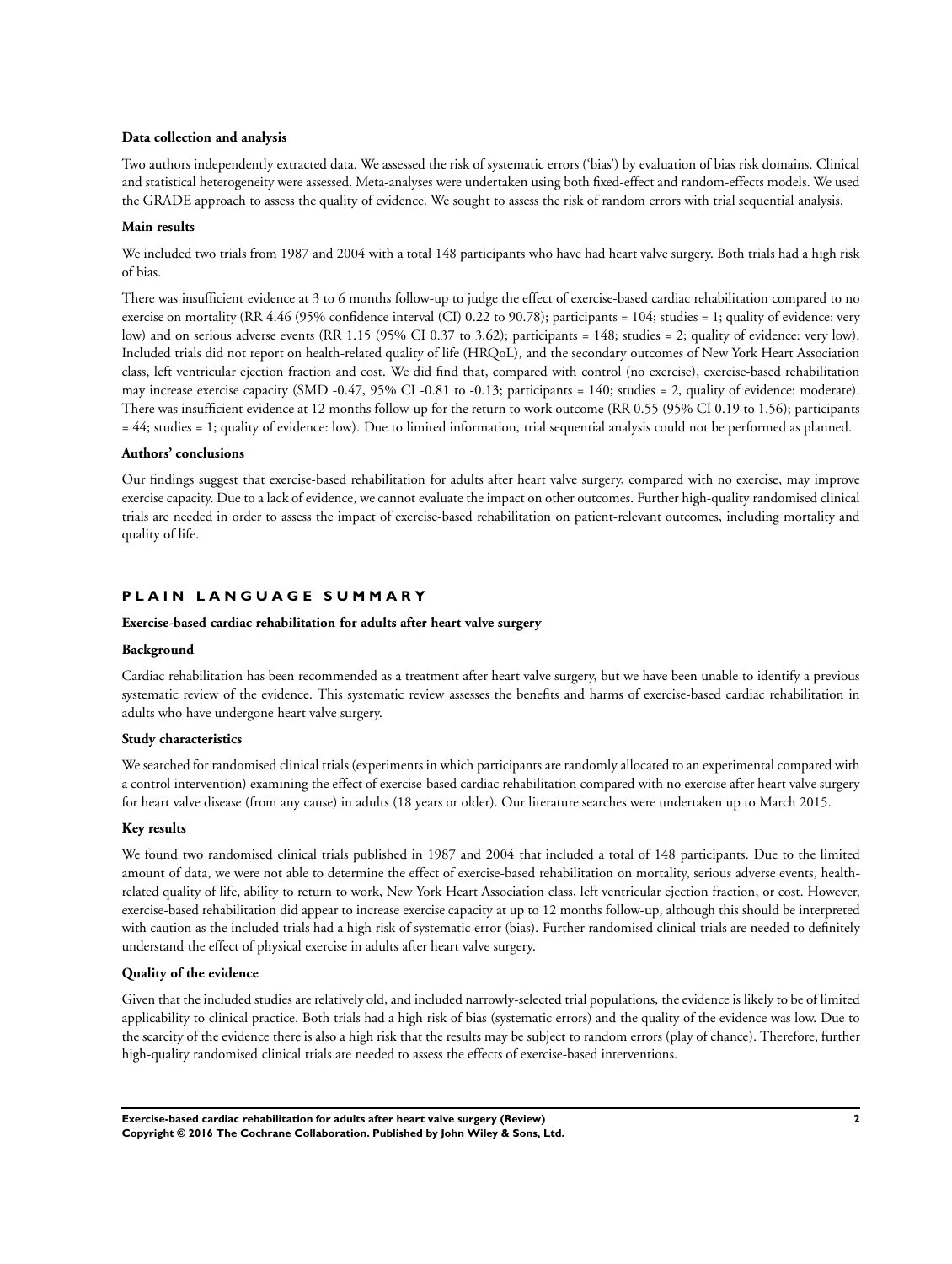#### Data collection and analysis

Two authors independently extracted data. We assessed the risk of systematic errors ('bias') by evaluation of bias risk domains. Clinical and statistical heterogeneity were assessed. Meta-analyses were undertaken using both fixed-effect and random-effects models. We used the GRADE approach to assess the quality of evidence. We sought to assess the risk of random errors with trial sequential analysis.

#### Main results

We included two trials from 1987 and 2004 with a total 148 participants who have had heart valve surgery. Both trials had a high risk of bias.

There was insufficient evidence at 3 to 6 months follow-up to judge the effect of exercise-based cardiac rehabilitation compared to no exercise on mortality (RR 4.46 (95% confidence interval (CI) 0.22 to 90.78); participants = 104; studies = 1; quality of evidence: very low) and on serious adverse events (RR 1.15 (95% CI 0.37 to 3.62); participants = 148; studies = 2; quality of evidence: very low). Included trials did not report on health-related quality of life (HRQoL), and the secondary outcomes of New York Heart Association class, left ventricular ejection fraction and cost. We did find that, compared with control (no exercise), exercise-based rehabilitation may increase exercise capacity (SMD -0.47, 95% CI -0.81 to -0.13; participants = 140; studies = 2, quality of evidence: moderate). There was insufficient evidence at 12 months follow-up for the return to work outcome (RR 0.55 (95% CI 0.19 to 1.56); participants = 44; studies = 1; quality of evidence: low). Due to limited information, trial sequential analysis could not be performed as planned.

#### Authors' conclusions

Our findings suggest that exercise-based rehabilitation for adults after heart valve surgery, compared with no exercise, may improve exercise capacity. Due to a lack of evidence, we cannot evaluate the impact on other outcomes. Further high-quality randomised clinical trials are needed in order to assess the impact of exercise-based rehabilitation on patient-relevant outcomes, including mortality and quality of life.

## PLAIN LANGUAGE SUMMARY

#### Exercise-based cardiac rehabilitation for adults after heart valve surgery

#### Background

Cardiac rehabilitation has been recommended as a treatment after heart valve surgery, but we have been unable to identify a previous systematic review of the evidence. This systematic review assesses the benefits and harms of exercise-based cardiac rehabilitation in adults who have undergone heart valve surgery.

#### Study characteristics

We searched for randomised clinical trials (experiments in which participants are randomly allocated to an experimental compared with a control intervention) examining the effect of exercise-based cardiac rehabilitation compared with no exercise after heart valve surgery for heart valve disease (from any cause) in adults (18 years or older). Our literature searches were undertaken up to March 2015.

#### Key results

We found two randomised clinical trials published in 1987 and 2004 that included a total of 148 participants. Due to the limited amount of data, we were not able to determine the effect of exercise-based rehabilitation on mortality, serious adverse events, health-related quality of life, ability to return to work, New York Heart Association class, left ventricular ejection fraction, or cost. However, exercise-based rehabilitation did appear to increase exercise capacity at up to 12 months follow-up, although this should be interpreted with caution as the included trials had a high risk of systematic error (bias). Further randomised clinical trials are needed to definitely understand the effect of physical exercise in adults after heart valve surgery.

#### Quality of the evidence

Given that the included studies are relatively old, and included narrowly-selected trial populations, the evidence is likely to be of limited applicability to clinical practice. Both trials had a high risk of bias (systematic errors) and the quality of the evidence was low. Due to the scarcity of the evidence there is also a high risk that the results may be subject to random errors (play of chance). Therefore, further high-quality randomised clinical trials are needed to assess the effects of exercise-based interventions.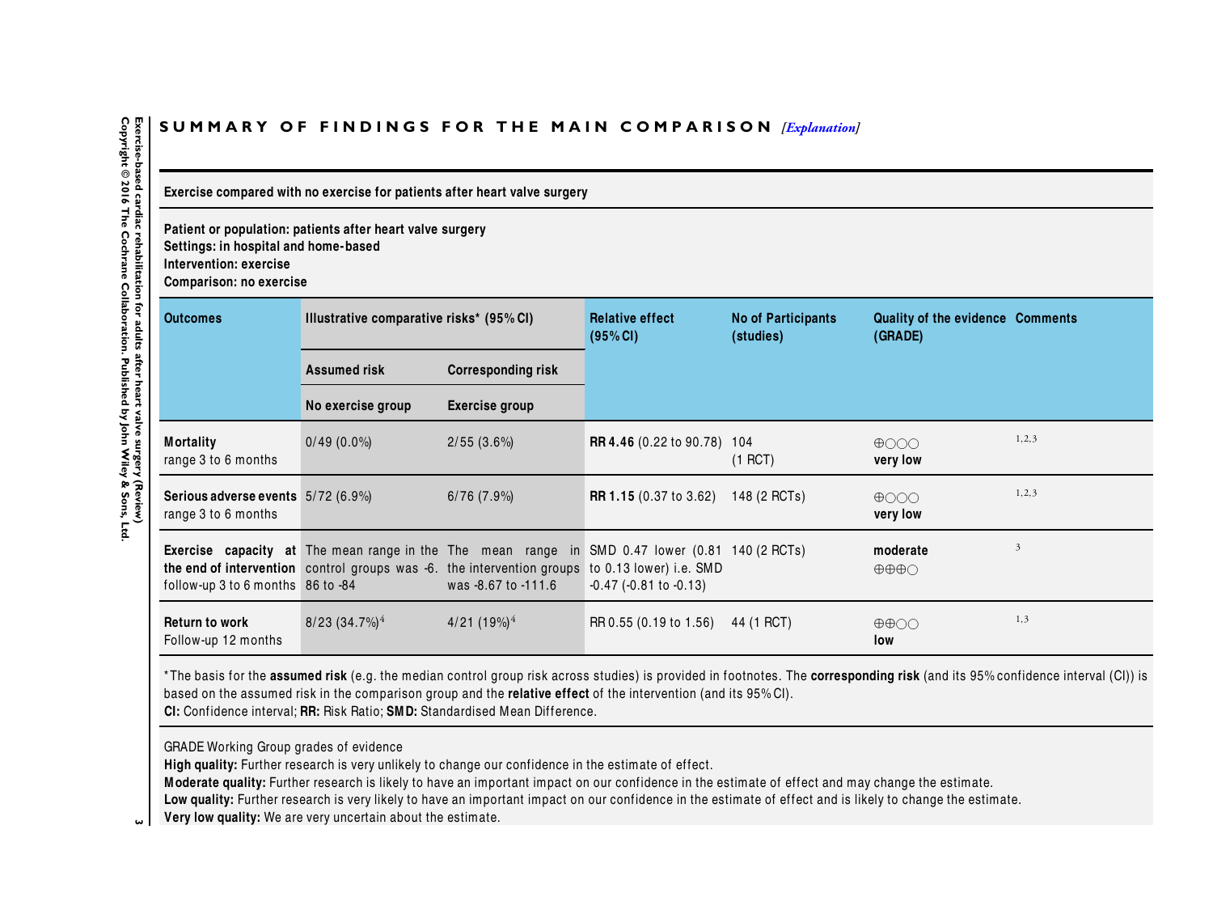# SUMMARY OF FINDINGS FOR THE MAIN COMPARISON [Explanation]

**Exercise compared with no exercise for patients after heart valve surgery**

**Patient or population: patients after heart valve surgery**
**Settings: in hospital and home-based**
**Intervention: exercise**
**Comparison: no exercise**

| Outcomes | Illustrative comparative risks* (95% CI) | | Relative effect (95% CI) | No of Participants (studies) | Quality of the evidence (GRADE) | Comments |
|---|---|---|---|---|---|---|
| | Assumed risk | Corresponding risk | | | | |
| | No exercise group | Exercise group | | | | |
| **Mortality** range 3 to 6 months | 0/49 (0.0%) | 2/55 (3.6%) | **RR 4.46** (0.22 to 90.78) | 104 (1 RCT) | ⊕○○○ **very low** | 1,2,3 |
| **Serious adverse events** range 3 to 6 months | 5/72 (6.9%) | 6/76 (7.9%) | **RR 1.15** (0.37 to 3.62) | 148 (2 RCTs) | ⊕○○○ **very low** | 1,2,3 |
| **Exercise capacity at the end of intervention** follow-up 3 to 6 months | The mean range in the control groups was -6.86 to -84 | The mean range in the intervention groups was -8.67 to -111.6 | SMD 0.47 lower (0.81 to 0.13 lower) i.e. SMD -0.47 (-0.81 to -0.13) | 140 (2 RCTs) | **moderate** ⊕⊕⊕○ | 3 |
| **Return to work** Follow-up 12 months | 8/23 (34.7%)[4] | 4/21 (19%)[4] | RR 0.55 (0.19 to 1.56) | 44 (1 RCT) | ⊕⊕○○ **low** | 1,3 |

*The basis for the **assumed risk** (e.g. the median control group risk across studies) is provided in footnotes. The **corresponding risk** (and its 95% confidence interval (CI)) is based on the assumed risk in the comparison group and the **relative effect** of the intervention (and its 95% CI).
**CI:** Confidence interval; **RR:** Risk Ratio; **SMD:** Standardised Mean Difference.

GRADE Working Group grades of evidence
**High quality:** Further research is very unlikely to change our confidence in the estimate of effect.
**Moderate quality:** Further research is likely to have an important impact on our confidence in the estimate of effect and may change the estimate.
**Low quality:** Further research is very likely to have an important impact on our confidence in the estimate of effect and is likely to change the estimate.
**Very low quality:** We are very uncertain about the estimate.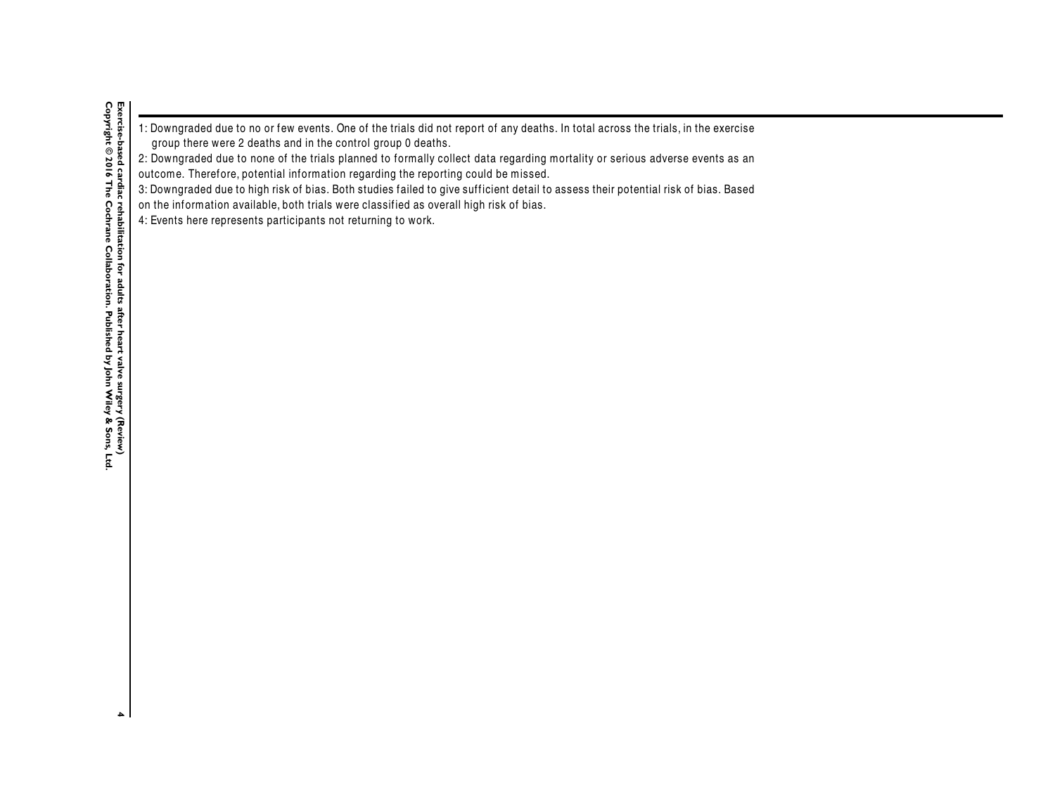1: Downgraded due to no or few events. One of the trials did not report of any deaths. In total across the trials, in the exercise group there were 2 deaths and in the control group 0 deaths.

2: Downgraded due to none of the trials planned to formally collect data regarding mortality or serious adverse events as an outcome. Therefore, potential information regarding the reporting could be missed.

3: Downgraded due to high risk of bias. Both studies failed to give sufficient detail to assess their potential risk of bias. Based on the information available, both trials were classified as overall high risk of bias.

4: Events here represents participants not returning to work.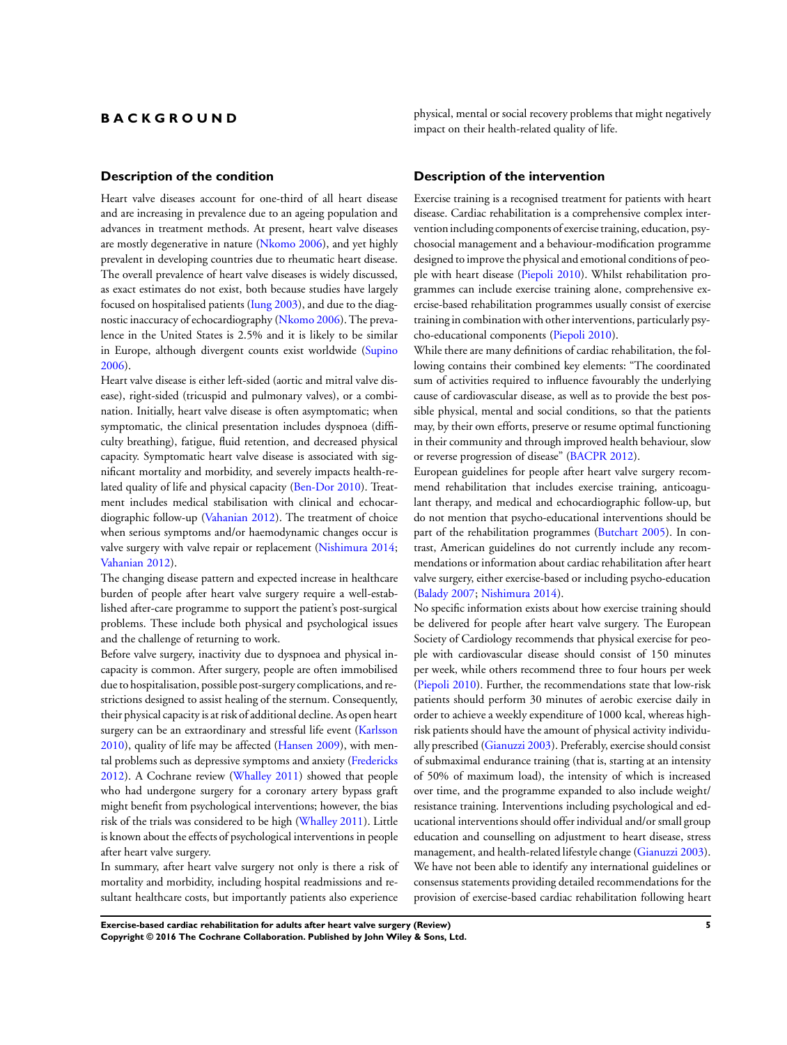# BACKGROUND

## Description of the condition

Heart valve diseases account for one-third of all heart disease and are increasing in prevalence due to an ageing population and advances in treatment methods. At present, heart valve diseases are mostly degenerative in nature (Nkomo 2006), and yet highly prevalent in developing countries due to rheumatic heart disease. The overall prevalence of heart valve diseases is widely discussed, as exact estimates do not exist, both because studies have largely focused on hospitalised patients (Iung 2003), and due to the diagnostic inaccuracy of echocardiography (Nkomo 2006). The prevalence in the United States is 2.5% and it is likely to be similar in Europe, although divergent counts exist worldwide (Supino 2006).

Heart valve disease is either left-sided (aortic and mitral valve disease), right-sided (tricuspid and pulmonary valves), or a combination. Initially, heart valve disease is often asymptomatic; when symptomatic, the clinical presentation includes dyspnoea (difficulty breathing), fatigue, fluid retention, and decreased physical capacity. Symptomatic heart valve disease is associated with significant mortality and morbidity, and severely impacts health-related quality of life and physical capacity (Ben-Dor 2010). Treatment includes medical stabilisation with clinical and echocardiographic follow-up (Vahanian 2012). The treatment of choice when serious symptoms and/or haemodynamic changes occur is valve surgery with valve repair or replacement (Nishimura 2014; Vahanian 2012).

The changing disease pattern and expected increase in healthcare burden of people after heart valve surgery require a well-established after-care programme to support the patient's post-surgical problems. These include both physical and psychological issues and the challenge of returning to work.

Before valve surgery, inactivity due to dyspnoea and physical incapacity is common. After surgery, people are often immobilised due to hospitalisation, possible post-surgery complications, and restrictions designed to assist healing of the sternum. Consequently, their physical capacity is at risk of additional decline. As open heart surgery can be an extraordinary and stressful life event (Karlsson 2010), quality of life may be affected (Hansen 2009), with mental problems such as depressive symptoms and anxiety (Fredericks 2012). A Cochrane review (Whalley 2011) showed that people who had undergone surgery for a coronary artery bypass graft might benefit from psychological interventions; however, the bias risk of the trials was considered to be high (Whalley 2011). Little is known about the effects of psychological interventions in people after heart valve surgery.

In summary, after heart valve surgery not only is there a risk of mortality and morbidity, including hospital readmissions and resultant healthcare costs, but importantly patients also experience physical, mental or social recovery problems that might negatively impact on their health-related quality of life.

## Description of the intervention

Exercise training is a recognised treatment for patients with heart disease. Cardiac rehabilitation is a comprehensive complex intervention including components of exercise training, education, psychosocial management and a behaviour-modification programme designed to improve the physical and emotional conditions of people with heart disease (Piepoli 2010). Whilst rehabilitation programmes can include exercise training alone, comprehensive exercise-based rehabilitation programmes usually consist of exercise training in combination with other interventions, particularly psycho-educational components (Piepoli 2010).

While there are many definitions of cardiac rehabilitation, the following contains their combined key elements: "The coordinated sum of activities required to influence favourably the underlying cause of cardiovascular disease, as well as to provide the best possible physical, mental and social conditions, so that the patients may, by their own efforts, preserve or resume optimal functioning in their community and through improved health behaviour, slow or reverse progression of disease" (BACPR 2012).

European guidelines for people after heart valve surgery recommend rehabilitation that includes exercise training, anticoagulant therapy, and medical and echocardiographic follow-up, but do not mention that psycho-educational interventions should be part of the rehabilitation programmes (Butchart 2005). In contrast, American guidelines do not currently include any recommendations or information about cardiac rehabilitation after heart valve surgery, either exercise-based or including psycho-education (Balady 2007; Nishimura 2014).

No specific information exists about how exercise training should be delivered for people after heart valve surgery. The European Society of Cardiology recommends that physical exercise for people with cardiovascular disease should consist of 150 minutes per week, while others recommend three to four hours per week (Piepoli 2010). Further, the recommendations state that low-risk patients should perform 30 minutes of aerobic exercise daily in order to achieve a weekly expenditure of 1000 kcal, whereas high-risk patients should have the amount of physical activity individually prescribed (Gianuzzi 2003). Preferably, exercise should consist of submaximal endurance training (that is, starting at an intensity of 50% of maximum load), the intensity of which is increased over time, and the programme expanded to also include weight/resistance training. Interventions including psychological and educational interventions should offer individual and/or small group education and counselling on adjustment to heart disease, stress management, and health-related lifestyle change (Gianuzzi 2003). We have not been able to identify any international guidelines or consensus statements providing detailed recommendations for the provision of exercise-based cardiac rehabilitation following heart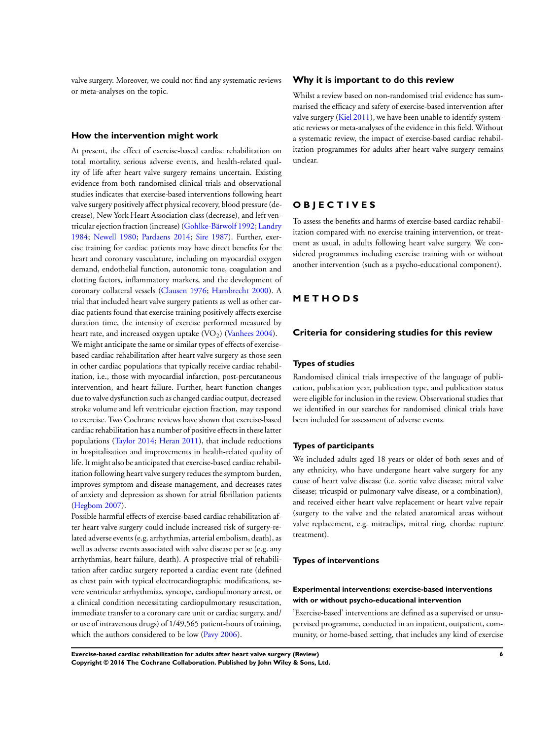valve surgery. Moreover, we could not find any systematic reviews or meta-analyses on the topic.

### How the intervention might work

At present, the effect of exercise-based cardiac rehabilitation on total mortality, serious adverse events, and health-related quality of life after heart valve surgery remains uncertain. Existing evidence from both randomised clinical trials and observational studies indicates that exercise-based interventions following heart valve surgery positively affect physical recovery, blood pressure (decrease), New York Heart Association class (decrease), and left ventricular ejection fraction (increase) (Gohlke-Bärwolf 1992; Landry 1984; Newell 1980; Pardaens 2014; Sire 1987). Further, exercise training for cardiac patients may have direct benefits for the heart and coronary vasculature, including on myocardial oxygen demand, endothelial function, autonomic tone, coagulation and clotting factors, inflammatory markers, and the development of coronary collateral vessels (Clausen 1976; Hambrecht 2000). A trial that included heart valve surgery patients as well as other cardiac patients found that exercise training positively affects exercise duration time, the intensity of exercise performed measured by heart rate, and increased oxygen uptake ($VO_2$) (Vanhees 2004). We might anticipate the same or similar types of effects of exercise-based cardiac rehabilitation after heart valve surgery as those seen in other cardiac populations that typically receive cardiac rehabilitation, i.e., those with myocardial infarction, post-percutaneous intervention, and heart failure. Further, heart function changes due to valve dysfunction such as changed cardiac output, decreased stroke volume and left ventricular ejection fraction, may respond to exercise. Two Cochrane reviews have shown that exercise-based cardiac rehabilitation has a number of positive effects in these latter populations (Taylor 2014; Heran 2011), that include reductions in hospitalisation and improvements in health-related quality of life. It might also be anticipated that exercise-based cardiac rehabilitation following heart valve surgery reduces the symptom burden, improves symptom and disease management, and decreases rates of anxiety and depression as shown for atrial fibrillation patients (Hegbom 2007).

Possible harmful effects of exercise-based cardiac rehabilitation after heart valve surgery could include increased risk of surgery-related adverse events (e.g. arrhythmias, arterial embolism, death), as well as adverse events associated with valve disease per se (e.g. any arrhythmias, heart failure, death). A prospective trial of rehabilitation after cardiac surgery reported a cardiac event rate (defined as chest pain with typical electrocardiographic modifications, severe ventricular arrhythmias, syncope, cardiopulmonary arrest, or a clinical condition necessitating cardiopulmonary resuscitation, immediate transfer to a coronary care unit or cardiac surgery, and/or use of intravenous drugs) of 1/49,565 patient-hours of training, which the authors considered to be low (Pavy 2006).

### Why it is important to do this review

Whilst a review based on non-randomised trial evidence has summarised the efficacy and safety of exercise-based intervention after valve surgery (Kiel 2011), we have been unable to identify systematic reviews or meta-analyses of the evidence in this field. Without a systematic review, the impact of exercise-based cardiac rehabilitation programmes for adults after heart valve surgery remains unclear.

# OBJECTIVES

To assess the benefits and harms of exercise-based cardiac rehabilitation compared with no exercise training intervention, or treatment as usual, in adults following heart valve surgery. We considered programmes including exercise training with or without another intervention (such as a psycho-educational component).

# METHODS

## Criteria for considering studies for this review

### Types of studies

Randomised clinical trials irrespective of the language of publication, publication year, publication type, and publication status were eligible for inclusion in the review. Observational studies that we identified in our searches for randomised clinical trials have been included for assessment of adverse events.

### Types of participants

We included adults aged 18 years or older of both sexes and of any ethnicity, who have undergone heart valve surgery for any cause of heart valve disease (i.e. aortic valve disease; mitral valve disease; tricuspid or pulmonary valve disease, or a combination), and received either heart valve replacement or heart valve repair (surgery to the valve and the related anatomical areas without valve replacement, e.g. mitraclips, mitral ring, chordae rupture treatment).

### Types of interventions

#### Experimental interventions: exercise-based interventions with or without psycho-educational intervention

'Exercise-based' interventions are defined as a supervised or unsupervised programme, conducted in an inpatient, outpatient, community, or home-based setting, that includes any kind of exercise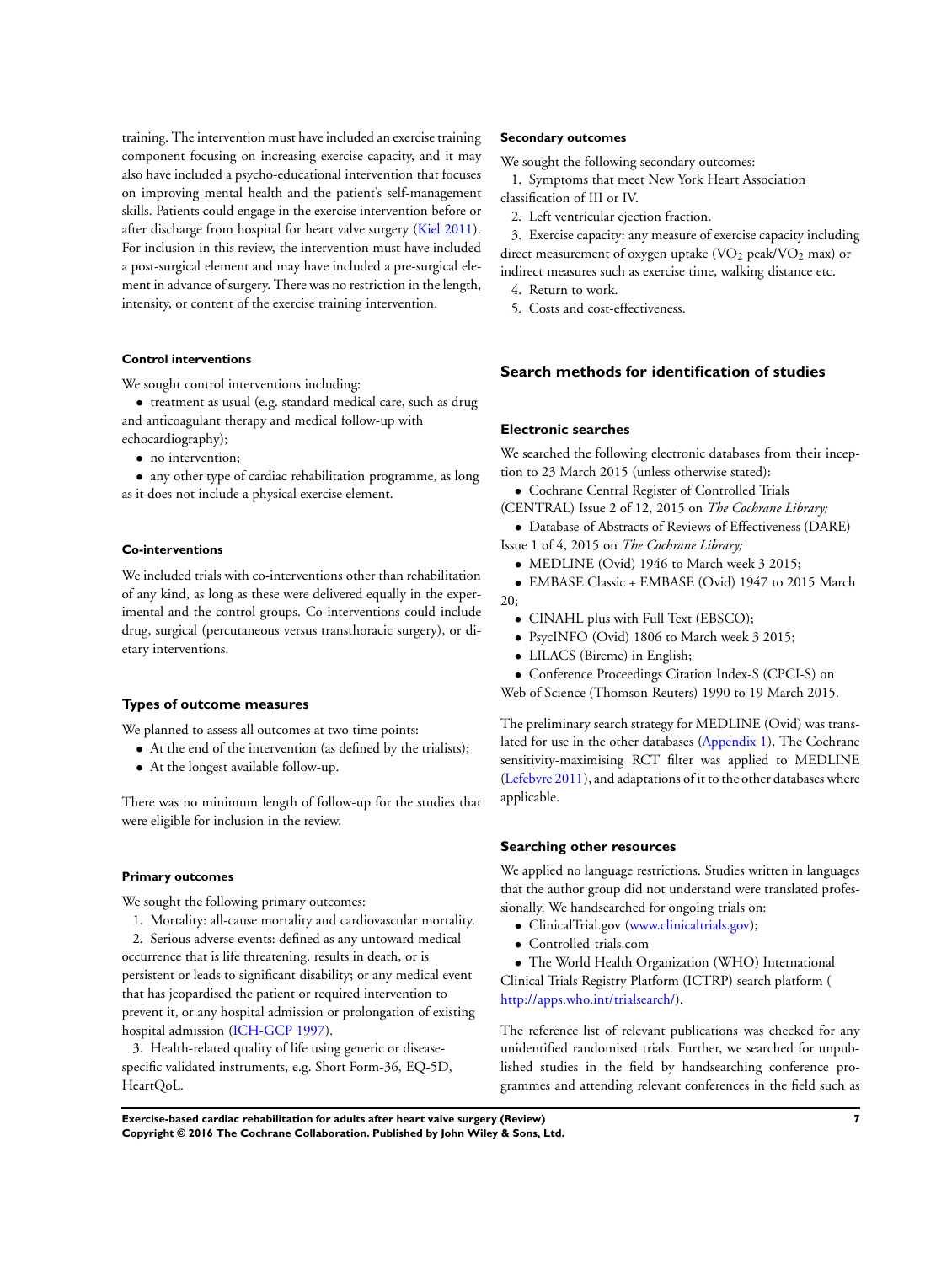training. The intervention must have included an exercise training component focusing on increasing exercise capacity, and it may also have included a psycho-educational intervention that focuses on improving mental health and the patient's self-management skills. Patients could engage in the exercise intervention before or after discharge from hospital for heart valve surgery (Kiel 2011). For inclusion in this review, the intervention must have included a post-surgical element and may have included a pre-surgical element in advance of surgery. There was no restriction in the length, intensity, or content of the exercise training intervention.

#### Control interventions

We sought control interventions including:

- treatment as usual (e.g. standard medical care, such as drug and anticoagulant therapy and medical follow-up with echocardiography);
- no intervention;
- any other type of cardiac rehabilitation programme, as long as it does not include a physical exercise element.

#### Co-interventions

We included trials with co-interventions other than rehabilitation of any kind, as long as these were delivered equally in the experimental and the control groups. Co-interventions could include drug, surgical (percutaneous versus transthoracic surgery), or dietary interventions.

### Types of outcome measures

We planned to assess all outcomes at two time points:

- At the end of the intervention (as defined by the trialists);
- At the longest available follow-up.

There was no minimum length of follow-up for the studies that were eligible for inclusion in the review.

#### Primary outcomes

We sought the following primary outcomes:

1. Mortality: all-cause mortality and cardiovascular mortality.
2. Serious adverse events: defined as any untoward medical occurrence that is life threatening, results in death, or is persistent or leads to significant disability; or any medical event that has jeopardised the patient or required intervention to prevent it, or any hospital admission or prolongation of existing hospital admission (ICH-GCP 1997).
3. Health-related quality of life using generic or disease-specific validated instruments, e.g. Short Form-36, EQ-5D, HeartQoL.

#### Secondary outcomes

We sought the following secondary outcomes:

1. Symptoms that meet New York Heart Association classification of III or IV.
2. Left ventricular ejection fraction.
3. Exercise capacity: any measure of exercise capacity including direct measurement of oxygen uptake ($VO_2$ peak/$VO_2$ max) or indirect measures such as exercise time, walking distance etc.
4. Return to work.
5. Costs and cost-effectiveness.

## Search methods for identification of studies

### Electronic searches

We searched the following electronic databases from their inception to 23 March 2015 (unless otherwise stated):

- Cochrane Central Register of Controlled Trials (CENTRAL) Issue 2 of 12, 2015 on *The Cochrane Library;*
- Database of Abstracts of Reviews of Effectiveness (DARE) Issue 1 of 4, 2015 on *The Cochrane Library;*
- MEDLINE (Ovid) 1946 to March week 3 2015;
- EMBASE Classic + EMBASE (Ovid) 1947 to 2015 March 20;
- CINAHL plus with Full Text (EBSCO);
- PsycINFO (Ovid) 1806 to March week 3 2015;
- LILACS (Bireme) in English;
- Conference Proceedings Citation Index-S (CPCI-S) on Web of Science (Thomson Reuters) 1990 to 19 March 2015.

The preliminary search strategy for MEDLINE (Ovid) was translated for use in the other databases (Appendix 1). The Cochrane sensitivity-maximising RCT filter was applied to MEDLINE (Lefebvre 2011), and adaptations of it to the other databases where applicable.

### Searching other resources

We applied no language restrictions. Studies written in languages that the author group did not understand were translated professionally. We handsearched for ongoing trials on:

- ClinicalTrial.gov (www.clinicaltrials.gov);
- Controlled-trials.com
- The World Health Organization (WHO) International Clinical Trials Registry Platform (ICTRP) search platform (http://apps.who.int/trialsearch/).

The reference list of relevant publications was checked for any unidentified randomised trials. Further, we searched for unpublished studies in the field by handsearching conference programmes and attending relevant conferences in the field such as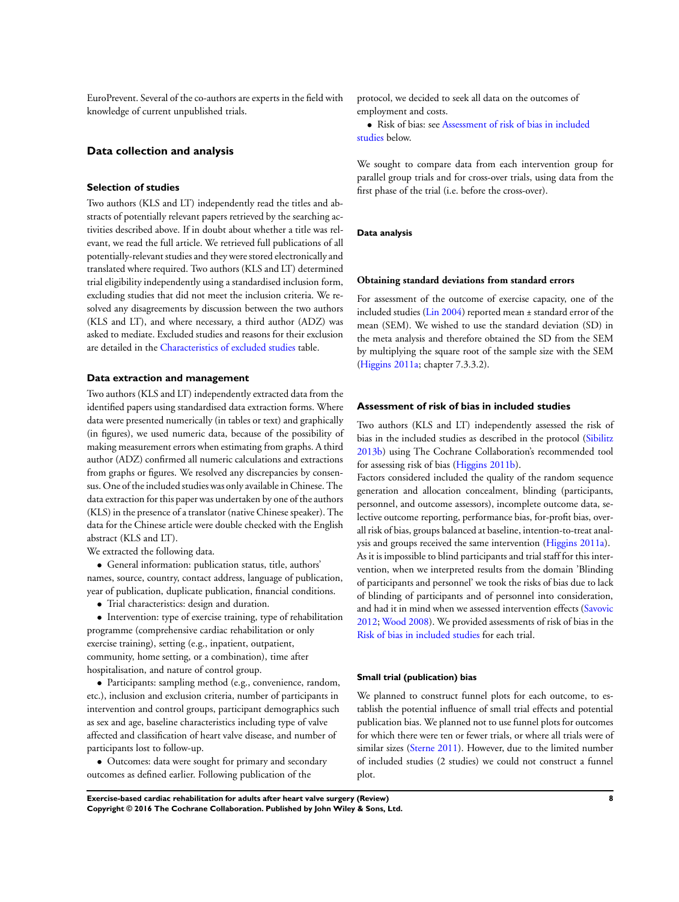EuroPrevent. Several of the co-authors are experts in the field with knowledge of current unpublished trials.

## Data collection and analysis

### Selection of studies

Two authors (KLS and LT) independently read the titles and abstracts of potentially relevant papers retrieved by the searching activities described above. If in doubt about whether a title was relevant, we read the full article. We retrieved full publications of all potentially-relevant studies and they were stored electronically and translated where required. Two authors (KLS and LT) determined trial eligibility independently using a standardised inclusion form, excluding studies that did not meet the inclusion criteria. We resolved any disagreements by discussion between the two authors (KLS and LT), and where necessary, a third author (ADZ) was asked to mediate. Excluded studies and reasons for their exclusion are detailed in the Characteristics of excluded studies table.

### Data extraction and management

Two authors (KLS and LT) independently extracted data from the identified papers using standardised data extraction forms. Where data were presented numerically (in tables or text) and graphically (in figures), we used numeric data, because of the possibility of making measurement errors when estimating from graphs. A third author (ADZ) confirmed all numeric calculations and extractions from graphs or figures. We resolved any discrepancies by consensus. One of the included studies was only available in Chinese. The data extraction for this paper was undertaken by one of the authors (KLS) in the presence of a translator (native Chinese speaker). The data for the Chinese article were double checked with the English abstract (KLS and LT).

We extracted the following data.

- General information: publication status, title, authors' names, source, country, contact address, language of publication, year of publication, duplicate publication, financial conditions.
- Trial characteristics: design and duration.
- Intervention: type of exercise training, type of rehabilitation programme (comprehensive cardiac rehabilitation or only exercise training), setting (e.g., inpatient, outpatient, community, home setting, or a combination), time after hospitalisation, and nature of control group.
- Participants: sampling method (e.g., convenience, random, etc.), inclusion and exclusion criteria, number of participants in intervention and control groups, participant demographics such as sex and age, baseline characteristics including type of valve affected and classification of heart valve disease, and number of participants lost to follow-up.
- Outcomes: data were sought for primary and secondary outcomes as defined earlier. Following publication of the protocol, we decided to seek all data on the outcomes of employment and costs.
- Risk of bias: see Assessment of risk of bias in included studies below.

We sought to compare data from each intervention group for parallel group trials and for cross-over trials, using data from the first phase of the trial (i.e. before the cross-over).

#### Data analysis

##### Obtaining standard deviations from standard errors

For assessment of the outcome of exercise capacity, one of the included studies (Lin 2004) reported mean ± standard error of the mean (SEM). We wished to use the standard deviation (SD) in the meta analysis and therefore obtained the SD from the SEM by multiplying the square root of the sample size with the SEM (Higgins 2011a; chapter 7.3.3.2).

### Assessment of risk of bias in included studies

Two authors (KLS and LT) independently assessed the risk of bias in the included studies as described in the protocol (Sibilitz 2013b) using The Cochrane Collaboration's recommended tool for assessing risk of bias (Higgins 2011b).

Factors considered included the quality of the random sequence generation and allocation concealment, blinding (participants, personnel, and outcome assessors), incomplete outcome data, selective outcome reporting, performance bias, for-profit bias, overall risk of bias, groups balanced at baseline, intention-to-treat analysis and groups received the same intervention (Higgins 2011a).

As it is impossible to blind participants and trial staff for this intervention, when we interpreted results from the domain 'Blinding of participants and personnel' we took the risks of bias due to lack of blinding of participants and of personnel into consideration, and had it in mind when we assessed intervention effects (Savovic 2012; Wood 2008). We provided assessments of risk of bias in the Risk of bias in included studies for each trial.

#### Small trial (publication) bias

We planned to construct funnel plots for each outcome, to establish the potential influence of small trial effects and potential publication bias. We planned not to use funnel plots for outcomes for which there were ten or fewer trials, or where all trials were of similar sizes (Sterne 2011). However, due to the limited number of included studies (2 studies) we could not construct a funnel plot.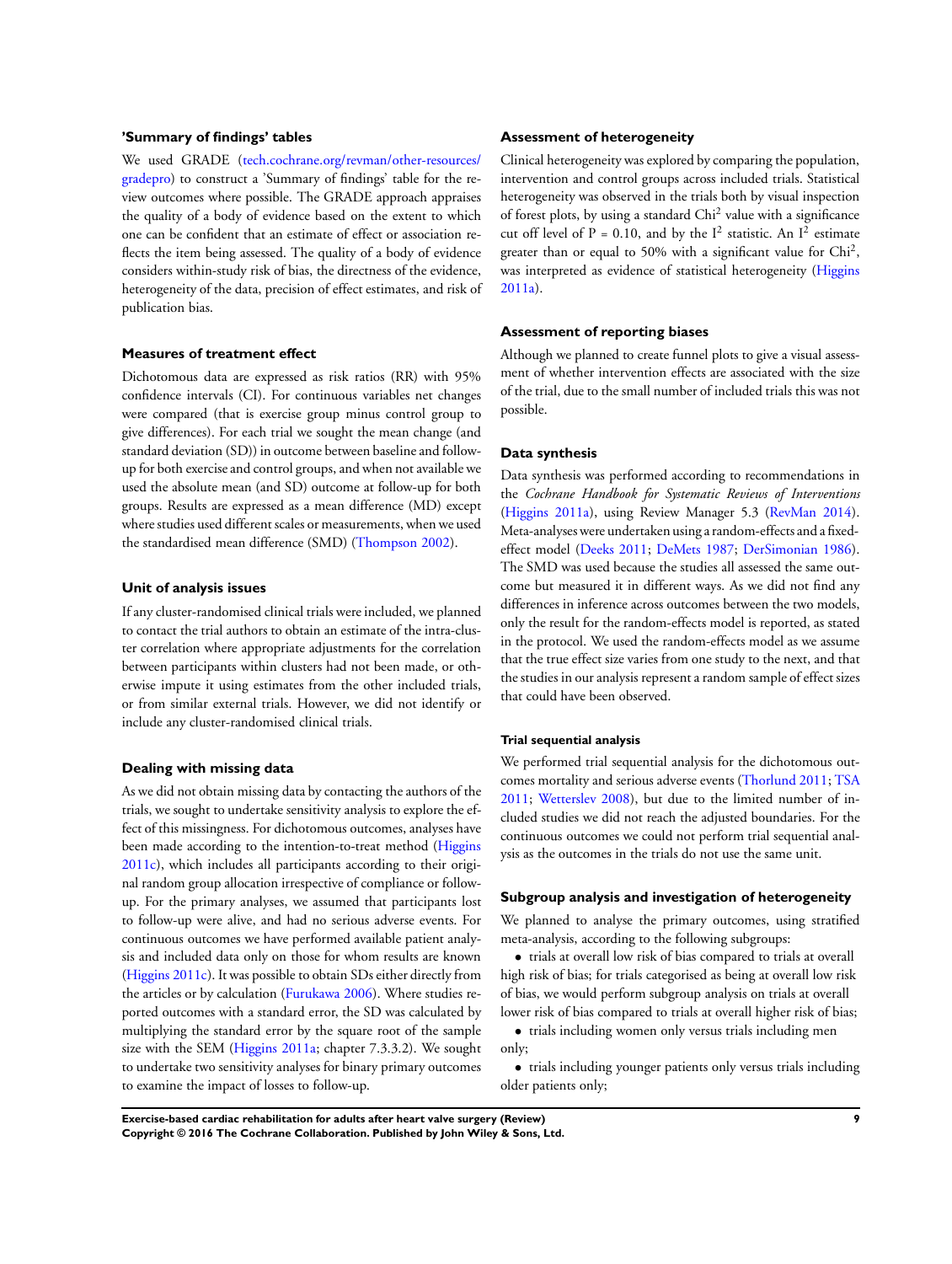### 'Summary of findings' tables

We used GRADE (tech.cochrane.org/revman/other-resources/gradepro) to construct a 'Summary of findings' table for the review outcomes where possible. The GRADE approach appraises the quality of a body of evidence based on the extent to which one can be confident that an estimate of effect or association reflects the item being assessed. The quality of a body of evidence considers within-study risk of bias, the directness of the evidence, heterogeneity of the data, precision of effect estimates, and risk of publication bias.

### Measures of treatment effect

Dichotomous data are expressed as risk ratios (RR) with 95% confidence intervals (CI). For continuous variables net changes were compared (that is exercise group minus control group to give differences). For each trial we sought the mean change (and standard deviation (SD)) in outcome between baseline and follow-up for both exercise and control groups, and when not available we used the absolute mean (and SD) outcome at follow-up for both groups. Results are expressed as a mean difference (MD) except where studies used different scales or measurements, when we used the standardised mean difference (SMD) (Thompson 2002).

### Unit of analysis issues

If any cluster-randomised clinical trials were included, we planned to contact the trial authors to obtain an estimate of the intra-cluster correlation where appropriate adjustments for the correlation between participants within clusters had not been made, or otherwise impute it using estimates from the other included trials, or from similar external trials. However, we did not identify or include any cluster-randomised clinical trials.

### Dealing with missing data

As we did not obtain missing data by contacting the authors of the trials, we sought to undertake sensitivity analysis to explore the effect of this missingness. For dichotomous outcomes, analyses have been made according to the intention-to-treat method (Higgins 2011c), which includes all participants according to their original random group allocation irrespective of compliance or follow-up. For the primary analyses, we assumed that participants lost to follow-up were alive, and had no serious adverse events. For continuous outcomes we have performed available patient analysis and included data only on those for whom results are known (Higgins 2011c). It was possible to obtain SDs either directly from the articles or by calculation (Furukawa 2006). Where studies reported outcomes with a standard error, the SD was calculated by multiplying the standard error by the square root of the sample size with the SEM (Higgins 2011a; chapter 7.3.3.2). We sought to undertake two sensitivity analyses for binary primary outcomes to examine the impact of losses to follow-up.

### Assessment of heterogeneity

Clinical heterogeneity was explored by comparing the population, intervention and control groups across included trials. Statistical heterogeneity was observed in the trials both by visual inspection of forest plots, by using a standard $Chi^2$ value with a significance cut off level of $P = 0.10$, and by the $I^2$ statistic. An $I^2$ estimate greater than or equal to 50% with a significant value for $Chi^2$, was interpreted as evidence of statistical heterogeneity (Higgins 2011a).

### Assessment of reporting biases

Although we planned to create funnel plots to give a visual assessment of whether intervention effects are associated with the size of the trial, due to the small number of included trials this was not possible.

### Data synthesis

Data synthesis was performed according to recommendations in the *Cochrane Handbook for Systematic Reviews of Interventions* (Higgins 2011a), using Review Manager 5.3 (RevMan 2014). Meta-analyses were undertaken using a random-effects and a fixed-effect model (Deeks 2011; DeMets 1987; DerSimonian 1986). The SMD was used because the studies all assessed the same outcome but measured it in different ways. As we did not find any differences in inference across outcomes between the two models, only the result for the random-effects model is reported, as stated in the protocol. We used the random-effects model as we assume that the true effect size varies from one study to the next, and that the studies in our analysis represent a random sample of effect sizes that could have been observed.

#### Trial sequential analysis

We performed trial sequential analysis for the dichotomous outcomes mortality and serious adverse events (Thorlund 2011; TSA 2011; Wetterslev 2008), but due to the limited number of included studies we did not reach the adjusted boundaries. For the continuous outcomes we could not perform trial sequential analysis as the outcomes in the trials do not use the same unit.

### Subgroup analysis and investigation of heterogeneity

We planned to analyse the primary outcomes, using stratified meta-analysis, according to the following subgroups:

- trials at overall low risk of bias compared to trials at overall high risk of bias; for trials categorised as being at overall low risk of bias, we would perform subgroup analysis on trials at overall lower risk of bias compared to trials at overall higher risk of bias;
- trials including women only versus trials including men only;
- trials including younger patients only versus trials including older patients only;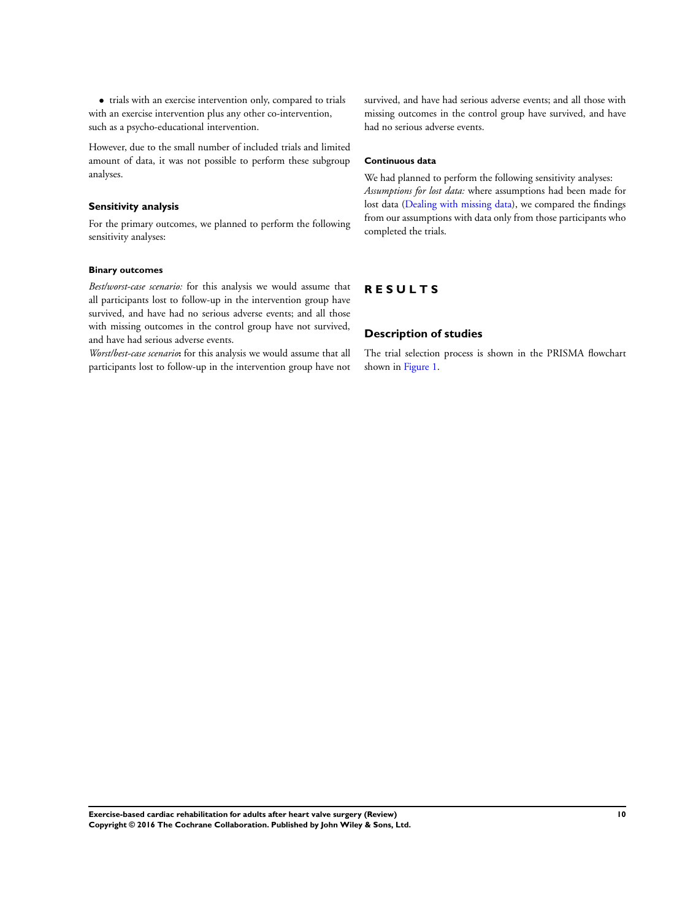- trials with an exercise intervention only, compared to trials with an exercise intervention plus any other co-intervention, such as a psycho-educational intervention.

However, due to the small number of included trials and limited amount of data, it was not possible to perform these subgroup analyses.

### Sensitivity analysis

For the primary outcomes, we planned to perform the following sensitivity analyses:

#### Binary outcomes

*Best/worst-case scenario:* for this analysis we would assume that all participants lost to follow-up in the intervention group have survived, and have had no serious adverse events; and all those with missing outcomes in the control group have not survived, and have had serious adverse events.

*Worst/best-case scenario*: for this analysis we would assume that all participants lost to follow-up in the intervention group have not survived, and have had serious adverse events; and all those with missing outcomes in the control group have survived, and have had no serious adverse events.

#### Continuous data

We had planned to perform the following sensitivity analyses:

*Assumptions for lost data:* where assumptions had been made for lost data (Dealing with missing data), we compared the findings from our assumptions with data only from those participants who completed the trials.

# RESULTS

## Description of studies

The trial selection process is shown in the PRISMA flowchart shown in Figure 1.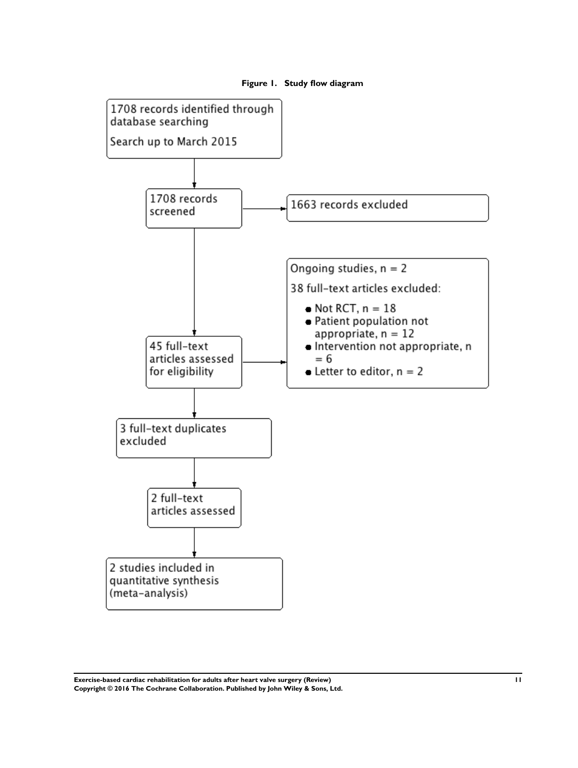**Figure 1. Study flow diagram**

1708 records identified through database searching

Search up to March 2015

↓

1708 records screened → 1663 records excluded

↓

45 full-text articles assessed for eligibility →

Ongoing studies, n = 2

38 full-text articles excluded:

- Not RCT, n = 18
- Patient population not appropriate, n = 12
- Intervention not appropriate, n = 6
- Letter to editor, n = 2

↓

3 full-text duplicates excluded

↓

2 full-text articles assessed

↓

2 studies included in quantitative synthesis (meta-analysis)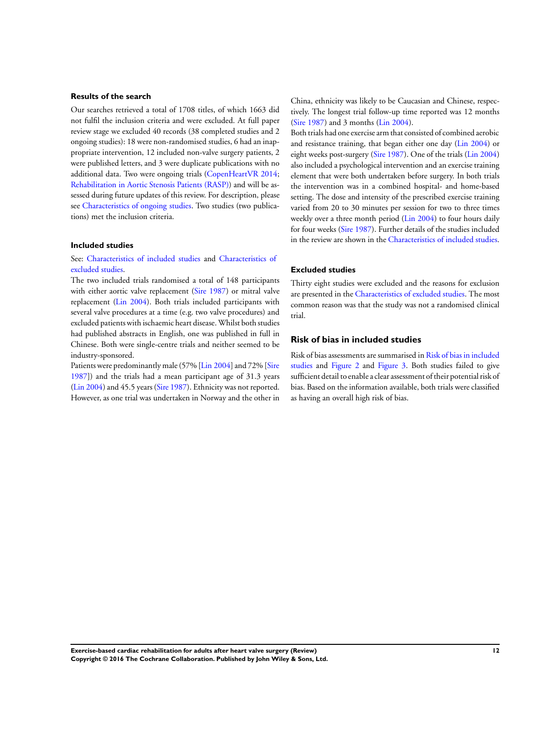### Results of the search

Our searches retrieved a total of 1708 titles, of which 1663 did not fulfil the inclusion criteria and were excluded. At full paper review stage we excluded 40 records (38 completed studies and 2 ongoing studies): 18 were non-randomised studies, 6 had an inappropriate intervention, 12 included non-valve surgery patients, 2 were published letters, and 3 were duplicate publications with no additional data. Two were ongoing trials (CopenHeartVR 2014; Rehabilitation in Aortic Stenosis Patients (RASP)) and will be assessed during future updates of this review. For description, please see Characteristics of ongoing studies. Two studies (two publications) met the inclusion criteria.

### Included studies

See: Characteristics of included studies and Characteristics of excluded studies.

The two included trials randomised a total of 148 participants with either aortic valve replacement (Sire 1987) or mitral valve replacement (Lin 2004). Both trials included participants with several valve procedures at a time (e.g. two valve procedures) and excluded patients with ischaemic heart disease. Whilst both studies had published abstracts in English, one was published in full in Chinese. Both were single-centre trials and neither seemed to be industry-sponsored.

Patients were predominantly male (57% [Lin 2004] and 72% [Sire 1987]) and the trials had a mean participant age of 31.3 years (Lin 2004) and 45.5 years (Sire 1987). Ethnicity was not reported. However, as one trial was undertaken in Norway and the other in China, ethnicity was likely to be Caucasian and Chinese, respectively. The longest trial follow-up time reported was 12 months (Sire 1987) and 3 months (Lin 2004).

Both trials had one exercise arm that consisted of combined aerobic and resistance training, that began either one day (Lin 2004) or eight weeks post-surgery (Sire 1987). One of the trials (Lin 2004) also included a psychological intervention and an exercise training element that were both undertaken before surgery. In both trials the intervention was in a combined hospital- and home-based setting. The dose and intensity of the prescribed exercise training varied from 20 to 30 minutes per session for two to three times weekly over a three month period (Lin 2004) to four hours daily for four weeks (Sire 1987). Further details of the studies included in the review are shown in the Characteristics of included studies.

### Excluded studies

Thirty eight studies were excluded and the reasons for exclusion are presented in the Characteristics of excluded studies. The most common reason was that the study was not a randomised clinical trial.

## Risk of bias in included studies

Risk of bias assessments are summarised in Risk of bias in included studies and Figure 2 and Figure 3. Both studies failed to give sufficient detail to enable a clear assessment of their potential risk of bias. Based on the information available, both trials were classified as having an overall high risk of bias.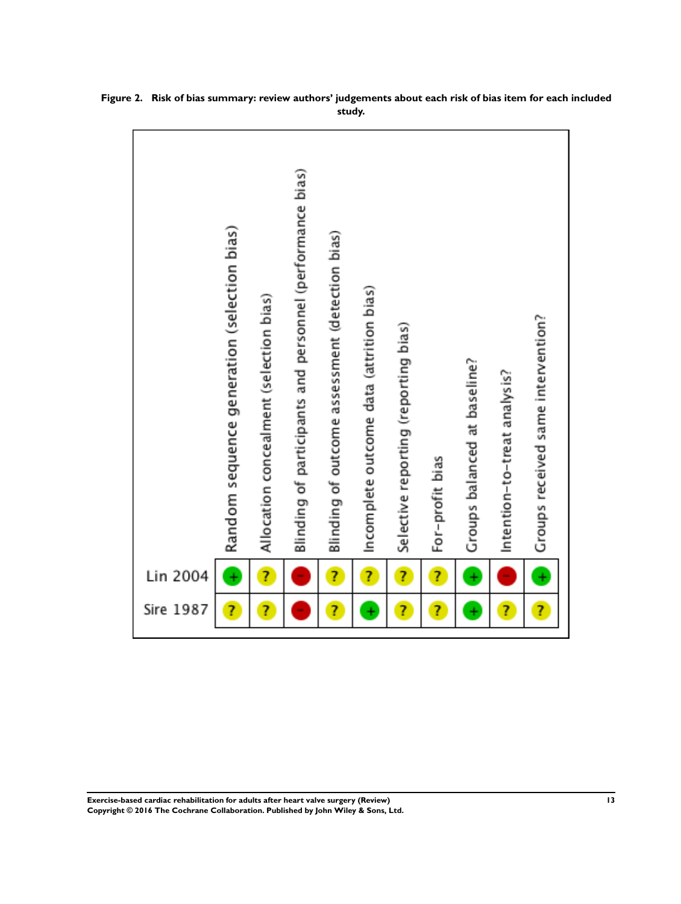**Figure 2. Risk of bias summary: review authors' judgements about each risk of bias item for each included study.**

| | Random sequence generation (selection bias) | Allocation concealment (selection bias) | Blinding of participants and personnel (performance bias) | Blinding of outcome assessment (detection bias) | Incomplete outcome data (attrition bias) | Selective reporting (reporting bias) | For-profit bias | Groups balanced at baseline? | Intention-to-treat analysis? | Groups received same intervention? |
|---|---|---|---|---|---|---|---|---|---|---|
| Lin 2004 | + | ? | - | ? | ? | ? | ? | + | - | + |
| Sire 1987 | ? | ? | - | ? | + | ? | ? | + | ? | ? |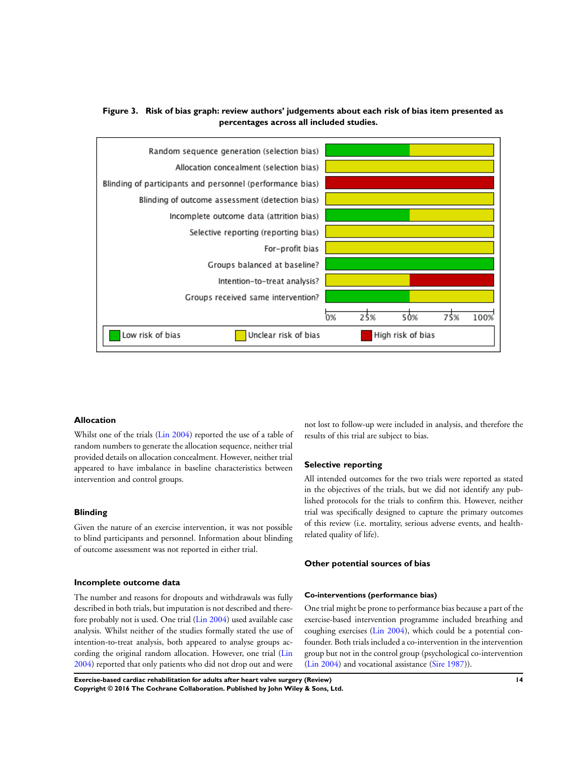**Figure 3. Risk of bias graph: review authors' judgements about each risk of bias item presented as percentages across all included studies.**

#### Allocation

Whilst one of the trials (Lin 2004) reported the use of a table of random numbers to generate the allocation sequence, neither trial provided details on allocation concealment. However, neither trial appeared to have imbalance in baseline characteristics between intervention and control groups.

#### Blinding

Given the nature of an exercise intervention, it was not possible to blind participants and personnel. Information about blinding of outcome assessment was not reported in either trial.

#### Incomplete outcome data

The number and reasons for dropouts and withdrawals was fully described in both trials, but imputation is not described and therefore probably not is used. One trial (Lin 2004) used available case analysis. Whilst neither of the studies formally stated the use of intention-to-treat analysis, both appeared to analyse groups according the original random allocation. However, one trial (Lin 2004) reported that only patients who did not drop out and were not lost to follow-up were included in analysis, and therefore the results of this trial are subject to bias.

#### Selective reporting

All intended outcomes for the two trials were reported as stated in the objectives of the trials, but we did not identify any published protocols for the trials to confirm this. However, neither trial was specifically designed to capture the primary outcomes of this review (i.e. mortality, serious adverse events, and health-related quality of life).

#### Other potential sources of bias

##### Co-interventions (performance bias)

One trial might be prone to performance bias because a part of the exercise-based intervention programme included breathing and coughing exercises (Lin 2004), which could be a potential confounder. Both trials included a co-intervention in the intervention group but not in the control group (psychological co-intervention (Lin 2004) and vocational assistance (Sire 1987)).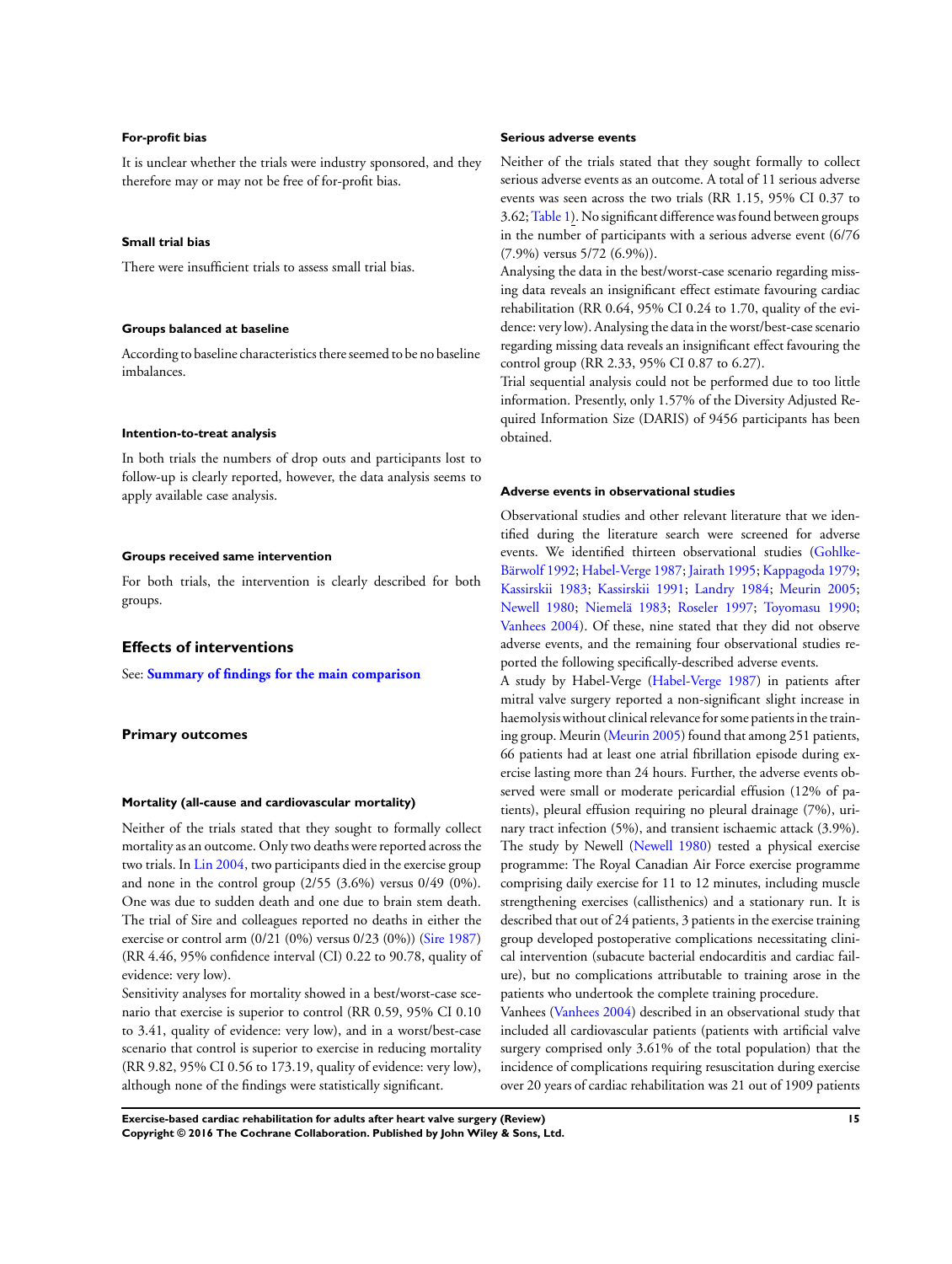#### For-profit bias

It is unclear whether the trials were industry sponsored, and they therefore may or may not be free of for-profit bias.

#### Small trial bias

There were insufficient trials to assess small trial bias.

#### Groups balanced at baseline

According to baseline characteristics there seemed to be no baseline imbalances.

#### Intention-to-treat analysis

In both trials the numbers of drop outs and participants lost to follow-up is clearly reported, however, the data analysis seems to apply available case analysis.

#### Groups received same intervention

For both trials, the intervention is clearly described for both groups.

## Effects of interventions

See: **Summary of findings for the main comparison**

### Primary outcomes

#### Mortality (all-cause and cardiovascular mortality)

Neither of the trials stated that they sought to formally collect mortality as an outcome. Only two deaths were reported across the two trials. In Lin 2004, two participants died in the exercise group and none in the control group (2/55 (3.6%) versus 0/49 (0%). One was due to sudden death and one due to brain stem death. The trial of Sire and colleagues reported no deaths in either the exercise or control arm (0/21 (0%) versus 0/23 (0%)) (Sire 1987) (RR 4.46, 95% confidence interval (CI) 0.22 to 90.78, quality of evidence: very low).

Sensitivity analyses for mortality showed in a best/worst-case scenario that exercise is superior to control (RR 0.59, 95% CI 0.10 to 3.41, quality of evidence: very low), and in a worst/best-case scenario that control is superior to exercise in reducing mortality (RR 9.82, 95% CI 0.56 to 173.19, quality of evidence: very low), although none of the findings were statistically significant.

#### Serious adverse events

Neither of the trials stated that they sought formally to collect serious adverse events as an outcome. A total of 11 serious adverse events was seen across the two trials (RR 1.15, 95% CI 0.37 to 3.62; Table 1). No significant difference was found between groups in the number of participants with a serious adverse event (6/76 (7.9%) versus 5/72 (6.9%)).

Analysing the data in the best/worst-case scenario regarding missing data reveals an insignificant effect estimate favouring cardiac rehabilitation (RR 0.64, 95% CI 0.24 to 1.70, quality of the evidence: very low). Analysing the data in the worst/best-case scenario regarding missing data reveals an insignificant effect favouring the control group (RR 2.33, 95% CI 0.87 to 6.27).

Trial sequential analysis could not be performed due to too little information. Presently, only 1.57% of the Diversity Adjusted Required Information Size (DARIS) of 9456 participants has been obtained.

#### Adverse events in observational studies

Observational studies and other relevant literature that we identified during the literature search were screened for adverse events. We identified thirteen observational studies (Gohlke-Bärwolf 1992; Habel-Verge 1987; Jairath 1995; Kappagoda 1979; Kassirskii 1983; Kassirskii 1991; Landry 1984; Meurin 2005; Newell 1980; Niemelä 1983; Roseler 1997; Toyomasu 1990; Vanhees 2004). Of these, nine stated that they did not observe adverse events, and the remaining four observational studies reported the following specifically-described adverse events.

A study by Habel-Verge (Habel-Verge 1987) in patients after mitral valve surgery reported a non-significant slight increase in haemolysis without clinical relevance for some patients in the training group. Meurin (Meurin 2005) found that among 251 patients, 66 patients had at least one atrial fibrillation episode during exercise lasting more than 24 hours. Further, the adverse events observed were small or moderate pericardial effusion (12% of patients), pleural effusion requiring no pleural drainage (7%), urinary tract infection (5%), and transient ischaemic attack (3.9%). The study by Newell (Newell 1980) tested a physical exercise programme: The Royal Canadian Air Force exercise programme comprising daily exercise for 11 to 12 minutes, including muscle strengthening exercises (callisthenics) and a stationary run. It is described that out of 24 patients, 3 patients in the exercise training group developed postoperative complications necessitating clinical intervention (subacute bacterial endocarditis and cardiac failure), but no complications attributable to training arose in the patients who undertook the complete training procedure.

Vanhees (Vanhees 2004) described in an observational study that included all cardiovascular patients (patients with artificial valve surgery comprised only 3.61% of the total population) that the incidence of complications requiring resuscitation during exercise over 20 years of cardiac rehabilitation was 21 out of 1909 patients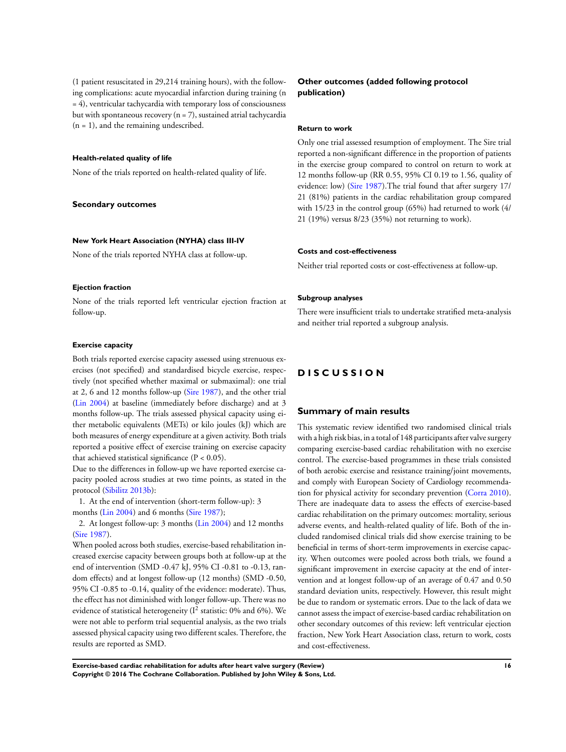(1 patient resuscitated in 29,214 training hours), with the following complications: acute myocardial infarction during training (n = 4), ventricular tachycardia with temporary loss of consciousness but with spontaneous recovery (n = 7), sustained atrial tachycardia (n = 1), and the remaining undescribed.

#### Health-related quality of life

None of the trials reported on health-related quality of life.

### Secondary outcomes

#### New York Heart Association (NYHA) class III-IV

None of the trials reported NYHA class at follow-up.

#### Ejection fraction

None of the trials reported left ventricular ejection fraction at follow-up.

#### Exercise capacity

Both trials reported exercise capacity assessed using strenuous exercises (not specified) and standardised bicycle exercise, respectively (not specified whether maximal or submaximal): one trial at 2, 6 and 12 months follow-up (Sire 1987), and the other trial (Lin 2004) at baseline (immediately before discharge) and at 3 months follow-up. The trials assessed physical capacity using either metabolic equivalents (METs) or kilo joules (kJ) which are both measures of energy expenditure at a given activity. Both trials reported a positive effect of exercise training on exercise capacity that achieved statistical significance ($P < 0.05$).

Due to the differences in follow-up we have reported exercise capacity pooled across studies at two time points, as stated in the protocol (Sibilitz 2013b):

1. At the end of intervention (short-term follow-up): 3 months (Lin 2004) and 6 months (Sire 1987);
2. At longest follow-up: 3 months (Lin 2004) and 12 months (Sire 1987).

When pooled across both studies, exercise-based rehabilitation increased exercise capacity between groups both at follow-up at the end of intervention (SMD -0.47 kJ, 95% CI -0.81 to -0.13, random effects) and at longest follow-up (12 months) (SMD -0.50, 95% CI -0.85 to -0.14, quality of the evidence: moderate). Thus, the effect has not diminished with longer follow-up. There was no evidence of statistical heterogeneity ($I^2$ statistic: 0% and 6%). We were not able to perform trial sequential analysis, as the two trials assessed physical capacity using two different scales. Therefore, the results are reported as SMD.

### Other outcomes (added following protocol publication)

#### Return to work

Only one trial assessed resumption of employment. The Sire trial reported a non-significant difference in the proportion of patients in the exercise group compared to control on return to work at 12 months follow-up (RR 0.55, 95% CI 0.19 to 1.56, quality of evidence: low) (Sire 1987).The trial found that after surgery 17/21 (81%) patients in the cardiac rehabilitation group compared with 15/23 in the control group (65%) had returned to work (4/21 (19%) versus 8/23 (35%) not returning to work).

#### Costs and cost-effectiveness

Neither trial reported costs or cost-effectiveness at follow-up.

#### Subgroup analyses

There were insufficient trials to undertake stratified meta-analysis and neither trial reported a subgroup analysis.

# DISCUSSION

## Summary of main results

This systematic review identified two randomised clinical trials with a high risk bias, in a total of 148 participants after valve surgery comparing exercise-based cardiac rehabilitation with no exercise control. The exercise-based programmes in these trials consisted of both aerobic exercise and resistance training/joint movements, and comply with European Society of Cardiology recommendation for physical activity for secondary prevention (Corra 2010). There are inadequate data to assess the effects of exercise-based cardiac rehabilitation on the primary outcomes: mortality, serious adverse events, and health-related quality of life. Both of the included randomised clinical trials did show exercise training to be beneficial in terms of short-term improvements in exercise capacity. When outcomes were pooled across both trials, we found a significant improvement in exercise capacity at the end of intervention and at longest follow-up of an average of 0.47 and 0.50 standard deviation units, respectively. However, this result might be due to random or systematic errors. Due to the lack of data we cannot assess the impact of exercise-based cardiac rehabilitation on other secondary outcomes of this review: left ventricular ejection fraction, New York Heart Association class, return to work, costs and cost-effectiveness.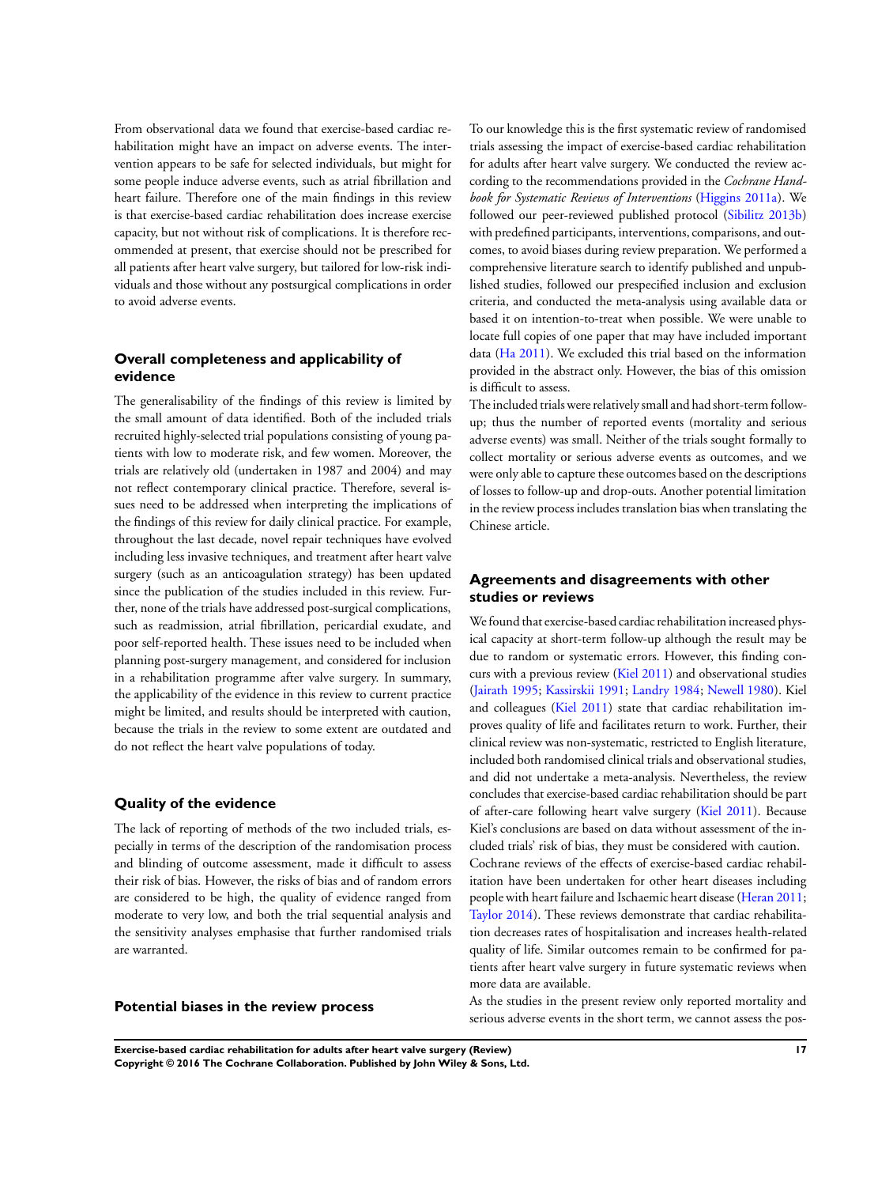From observational data we found that exercise-based cardiac rehabilitation might have an impact on adverse events. The intervention appears to be safe for selected individuals, but might for some people induce adverse events, such as atrial fibrillation and heart failure. Therefore one of the main findings in this review is that exercise-based cardiac rehabilitation does increase exercise capacity, but not without risk of complications. It is therefore recommended at present, that exercise should not be prescribed for all patients after heart valve surgery, but tailored for low-risk individuals and those without any postsurgical complications in order to avoid adverse events.

## Overall completeness and applicability of evidence

The generalisability of the findings of this review is limited by the small amount of data identified. Both of the included trials recruited highly-selected trial populations consisting of young patients with low to moderate risk, and few women. Moreover, the trials are relatively old (undertaken in 1987 and 2004) and may not reflect contemporary clinical practice. Therefore, several issues need to be addressed when interpreting the implications of the findings of this review for daily clinical practice. For example, throughout the last decade, novel repair techniques have evolved including less invasive techniques, and treatment after heart valve surgery (such as an anticoagulation strategy) has been updated since the publication of the studies included in this review. Further, none of the trials have addressed post-surgical complications, such as readmission, atrial fibrillation, pericardial exudate, and poor self-reported health. These issues need to be included when planning post-surgery management, and considered for inclusion in a rehabilitation programme after valve surgery. In summary, the applicability of the evidence in this review to current practice might be limited, and results should be interpreted with caution, because the trials in the review to some extent are outdated and do not reflect the heart valve populations of today.

## Quality of the evidence

The lack of reporting of methods of the two included trials, especially in terms of the description of the randomisation process and blinding of outcome assessment, made it difficult to assess their risk of bias. However, the risks of bias and of random errors are considered to be high, the quality of evidence ranged from moderate to very low, and both the trial sequential analysis and the sensitivity analyses emphasise that further randomised trials are warranted.

## Potential biases in the review process

To our knowledge this is the first systematic review of randomised trials assessing the impact of exercise-based cardiac rehabilitation for adults after heart valve surgery. We conducted the review according to the recommendations provided in the *Cochrane Handbook for Systematic Reviews of Interventions* (Higgins 2011a). We followed our peer-reviewed published protocol (Sibilitz 2013b) with predefined participants, interventions, comparisons, and outcomes, to avoid biases during review preparation. We performed a comprehensive literature search to identify published and unpublished studies, followed our prespecified inclusion and exclusion criteria, and conducted the meta-analysis using available data or based it on intention-to-treat when possible. We were unable to locate full copies of one paper that may have included important data (Ha 2011). We excluded this trial based on the information provided in the abstract only. However, the bias of this omission is difficult to assess.

The included trials were relatively small and had short-term follow-up; thus the number of reported events (mortality and serious adverse events) was small. Neither of the trials sought formally to collect mortality or serious adverse events as outcomes, and we were only able to capture these outcomes based on the descriptions of losses to follow-up and drop-outs. Another potential limitation in the review process includes translation bias when translating the Chinese article.

## Agreements and disagreements with other studies or reviews

We found that exercise-based cardiac rehabilitation increased physical capacity at short-term follow-up although the result may be due to random or systematic errors. However, this finding concurs with a previous review (Kiel 2011) and observational studies (Jairath 1995; Kassirskii 1991; Landry 1984; Newell 1980). Kiel and colleagues (Kiel 2011) state that cardiac rehabilitation improves quality of life and facilitates return to work. Further, their clinical review was non-systematic, restricted to English literature, included both randomised clinical trials and observational studies, and did not undertake a meta-analysis. Nevertheless, the review concludes that exercise-based cardiac rehabilitation should be part of after-care following heart valve surgery (Kiel 2011). Because Kiel's conclusions are based on data without assessment of the included trials' risk of bias, they must be considered with caution.

Cochrane reviews of the effects of exercise-based cardiac rehabilitation have been undertaken for other heart diseases including people with heart failure and Ischaemic heart disease (Heran 2011; Taylor 2014). These reviews demonstrate that cardiac rehabilitation decreases rates of hospitalisation and increases health-related quality of life. Similar outcomes remain to be confirmed for patients after heart valve surgery in future systematic reviews when more data are available.

As the studies in the present review only reported mortality and serious adverse events in the short term, we cannot assess the pos-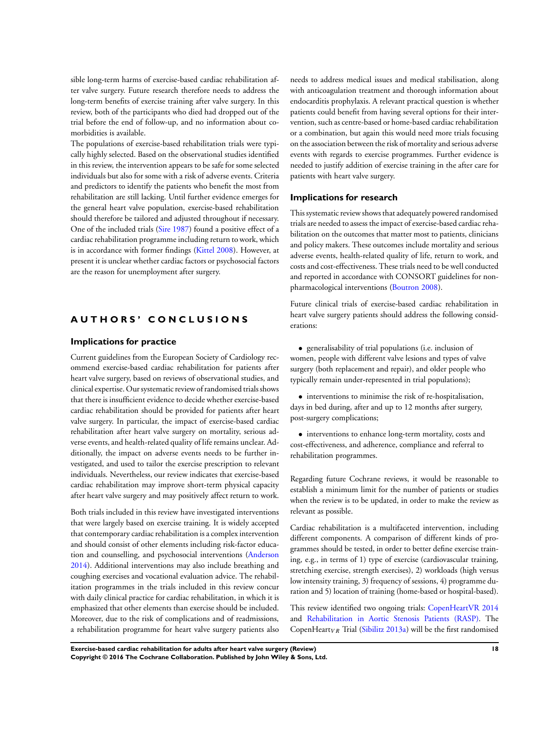sible long-term harms of exercise-based cardiac rehabilitation after valve surgery. Future research therefore needs to address the long-term benefits of exercise training after valve surgery. In this review, both of the participants who died had dropped out of the trial before the end of follow-up, and no information about comorbidities is available.

The populations of exercise-based rehabilitation trials were typically highly selected. Based on the observational studies identified in this review, the intervention appears to be safe for some selected individuals but also for some with a risk of adverse events. Criteria and predictors to identify the patients who benefit the most from rehabilitation are still lacking. Until further evidence emerges for the general heart valve population, exercise-based rehabilitation should therefore be tailored and adjusted throughout if necessary. One of the included trials (Sire 1987) found a positive effect of a cardiac rehabilitation programme including return to work, which is in accordance with former findings (Kittel 2008). However, at present it is unclear whether cardiac factors or psychosocial factors are the reason for unemployment after surgery.

# AUTHORS' CONCLUSIONS

## Implications for practice

Current guidelines from the European Society of Cardiology recommend exercise-based cardiac rehabilitation for patients after heart valve surgery, based on reviews of observational studies, and clinical expertise. Our systematic review of randomised trials shows that there is insufficient evidence to decide whether exercise-based cardiac rehabilitation should be provided for patients after heart valve surgery. In particular, the impact of exercise-based cardiac rehabilitation after heart valve surgery on mortality, serious adverse events, and health-related quality of life remains unclear. Additionally, the impact on adverse events needs to be further investigated, and used to tailor the exercise prescription to relevant individuals. Nevertheless, our review indicates that exercise-based cardiac rehabilitation may improve short-term physical capacity after heart valve surgery and may positively affect return to work.

Both trials included in this review have investigated interventions that were largely based on exercise training. It is widely accepted that contemporary cardiac rehabilitation is a complex intervention and should consist of other elements including risk-factor education and counselling, and psychosocial interventions (Anderson 2014). Additional interventions may also include breathing and coughing exercises and vocational evaluation advice. The rehabilitation programmes in the trials included in this review concur with daily clinical practice for cardiac rehabilitation, in which it is emphasized that other elements than exercise should be included. Moreover, due to the risk of complications and of readmissions, a rehabilitation programme for heart valve surgery patients also needs to address medical issues and medical stabilisation, along with anticoagulation treatment and thorough information about endocarditis prophylaxis. A relevant practical question is whether patients could benefit from having several options for their intervention, such as centre-based or home-based cardiac rehabilitation or a combination, but again this would need more trials focusing on the association between the risk of mortality and serious adverse events with regards to exercise programmes. Further evidence is needed to justify addition of exercise training in the after care for patients with heart valve surgery.

## Implications for research

This systematic review shows that adequately powered randomised trials are needed to assess the impact of exercise-based cardiac rehabilitation on the outcomes that matter most to patients, clinicians and policy makers. These outcomes include mortality and serious adverse events, health-related quality of life, return to work, and costs and cost-effectiveness. These trials need to be well conducted and reported in accordance with CONSORT guidelines for non-pharmacological interventions (Boutron 2008).

Future clinical trials of exercise-based cardiac rehabilitation in heart valve surgery patients should address the following considerations:

- generalisability of trial populations (i.e. inclusion of women, people with different valve lesions and types of valve surgery (both replacement and repair), and older people who typically remain under-represented in trial populations);
- interventions to minimise the risk of re-hospitalisation, days in bed during, after and up to 12 months after surgery, post-surgery complications;
- interventions to enhance long-term mortality, costs and cost-effectiveness, and adherence, compliance and referral to rehabilitation programmes.

Regarding future Cochrane reviews, it would be reasonable to establish a minimum limit for the number of patients or studies when the review is to be updated, in order to make the review as relevant as possible.

Cardiac rehabilitation is a multifaceted intervention, including different components. A comparison of different kinds of programmes should be tested, in order to better define exercise training, e.g., in terms of 1) type of exercise (cardiovascular training, stretching exercise, strength exercises), 2) workloads (high versus low intensity training, 3) frequency of sessions, 4) programme duration and 5) location of training (home-based or hospital-based).

This review identified two ongoing trials: CopenHeartVR 2014 and Rehabilitation in Aortic Stenosis Patients (RASP). The CopenHeart$_{VR}$ Trial (Sibilitz 2013a) will be the first randomised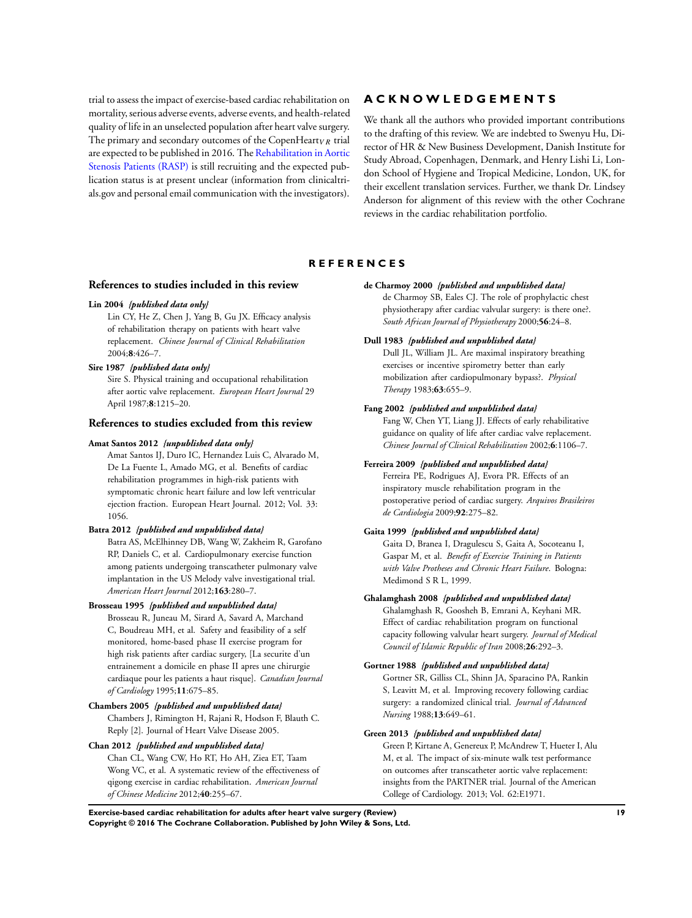trial to assess the impact of exercise-based cardiac rehabilitation on mortality, serious adverse events, adverse events, and health-related quality of life in an unselected population after heart valve surgery. The primary and secondary outcomes of the CopenHeart$_{VR}$ trial are expected to be published in 2016. The Rehabilitation in Aortic Stenosis Patients (RASP) is still recruiting and the expected publication status is at present unclear (information from clinicaltrials.gov and personal email communication with the investigators).

# ACKNOWLEDGEMENTS

We thank all the authors who provided important contributions to the drafting of this review. We are indebted to Swenyu Hu, Director of HR & New Business Development, Danish Institute for Study Abroad, Copenhagen, Denmark, and Henry Lishi Li, London School of Hygiene and Tropical Medicine, London, UK, for their excellent translation services. Further, we thank Dr. Lindsey Anderson for alignment of this review with the other Cochrane reviews in the cardiac rehabilitation portfolio.

# REFERENCES

## References to studies included in this review

**Lin 2004** *{published data only}*

Lin CY, He Z, Chen J, Yang B, Gu JX. Efficacy analysis of rehabilitation therapy on patients with heart valve replacement. *Chinese Journal of Clinical Rehabilitation* 2004;**8**:426–7.

**Sire 1987** *{published data only}*

Sire S. Physical training and occupational rehabilitation after aortic valve replacement. *European Heart Journal* 29 April 1987;**8**:1215–20.

## References to studies excluded from this review

**Amat Santos 2012** *{unpublished data only}*

Amat Santos IJ, Duro IC, Hernandez Luis C, Alvarado M, De La Fuente L, Amado MG, et al. Benefits of cardiac rehabilitation programmes in high-risk patients with symptomatic chronic heart failure and low left ventricular ejection fraction. European Heart Journal. 2012; Vol. 33: 1056.

**Batra 2012** *{published and unpublished data}*

Batra AS, McElhinney DB, Wang W, Zakheim R, Garofano RP, Daniels C, et al. Cardiopulmonary exercise function among patients undergoing transcatheter pulmonary valve implantation in the US Melody valve investigational trial. *American Heart Journal* 2012;**163**:280–7.

**Brosseau 1995** *{published and unpublished data}*

Brosseau R, Juneau M, Sirard A, Savard A, Marchand C, Boudreau MH, et al. Safety and feasibility of a self monitored, home-based phase II exercise program for high risk patients after cardiac surgery, [La securite d'un entrainement a domicile en phase II apres une chirurgie cardiaque pour les patients a haut risque]. *Canadian Journal of Cardiology* 1995;**11**:675–85.

**Chambers 2005** *{published and unpublished data}*

Chambers J, Rimington H, Rajani R, Hodson F, Blauth C. Reply [2]. Journal of Heart Valve Disease 2005.

**Chan 2012** *{published and unpublished data}*

Chan CL, Wang CW, Ho RT, Ho AH, Ziea ET, Taam Wong VC, et al. A systematic review of the effectiveness of qigong exercise in cardiac rehabilitation. *American Journal of Chinese Medicine* 2012;**40**:255–67.

**de Charmoy 2000** *{published and unpublished data}*

de Charmoy SB, Eales CJ. The role of prophylactic chest physiotherapy after cardiac valvular surgery: is there one?. *South African Journal of Physiotherapy* 2000;**56**:24–8.

**Dull 1983** *{published and unpublished data}*

Dull JL, William JL. Are maximal inspiratory breathing exercises or incentive spirometry better than early mobilization after cardiopulmonary bypass?. *Physical Therapy* 1983;**63**:655–9.

**Fang 2002** *{published and unpublished data}*

Fang W, Chen YT, Liang JJ. Effects of early rehabilitative guidance on quality of life after cardiac valve replacement. *Chinese Journal of Clinical Rehabilitation* 2002;**6**:1106–7.

**Ferreira 2009** *{published and unpublished data}*

Ferreira PE, Rodrigues AJ, Evora PR. Effects of an inspiratory muscle rehabilitation program in the postoperative period of cardiac surgery. *Arquivos Brasileiros de Cardiologia* 2009;**92**:275–82.

**Gaita 1999** *{published and unpublished data}*

Gaita D, Branea I, Dragulescu S, Gaita A, Socoteanu I, Gaspar M, et al. *Benefit of Exercise Training in Patients with Valve Protheses and Chronic Heart Failure*. Bologna: Medimond S R L, 1999.

**Ghalamghash 2008** *{published and unpublished data}*

Ghalamghash R, Goosheh B, Emrani A, Keyhani MR. Effect of cardiac rehabilitation program on functional capacity following valvular heart surgery. *Journal of Medical Council of Islamic Republic of Iran* 2008;**26**:292–3.

**Gortner 1988** *{published and unpublished data}*

Gortner SR, Gilliss CL, Shinn JA, Sparacino PA, Rankin S, Leavitt M, et al. Improving recovery following cardiac surgery: a randomized clinical trial. *Journal of Advanced Nursing* 1988;**13**:649–61.

**Green 2013** *{published and unpublished data}*

Green P, Kirtane A, Genereux P, McAndrew T, Hueter I, Alu M, et al. The impact of six-minute walk test performance on outcomes after transcatheter aortic valve replacement: insights from the PARTNER trial. Journal of the American College of Cardiology. 2013; Vol. 62:E1971.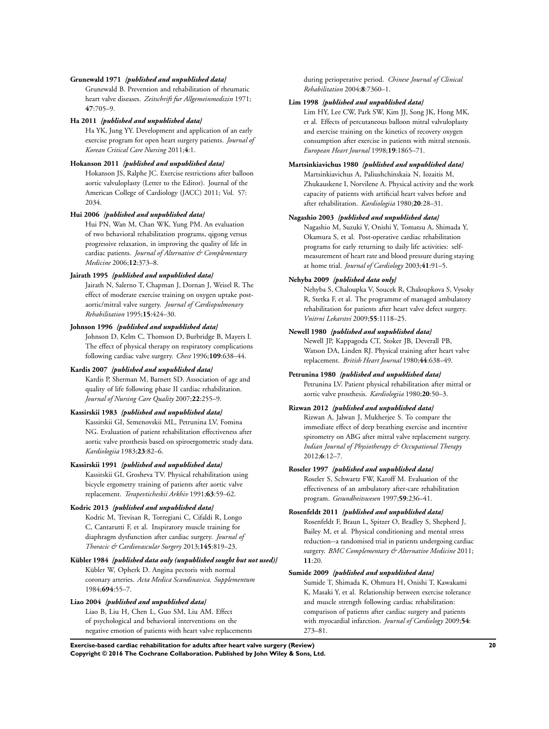**Grunewald 1971** *{published and unpublished data}*

Grunewald B. Prevention and rehabilitation of rheumatic heart valve diseases. *Zeitschrift fur Allgemeinmedizin* 1971;**47**:705–9.

**Ha 2011** *{published and unpublished data}*

Ha YK, Jung YY. Development and application of an early exercise program for open heart surgery patients. *Journal of Korean Critical Care Nursing* 2011;**4**:1.

**Hokanson 2011** *{published and unpublished data}*

Hokanson JS, Ralphe JC. Exercise restrictions after balloon aortic valvuloplasty (Letter to the Editor). Journal of the American College of Cardiology (JACC) 2011; Vol. 57: 2034.

**Hui 2006** *{published and unpublished data}*

Hui PN, Wan M, Chan WK, Yung PM. An evaluation of two behavioral rehabilitation programs, qigong versus progressive relaxation, in improving the quality of life in cardiac patients. *Journal of Alternative & Complementary Medicine* 2006;**12**:373–8.

**Jairath 1995** *{published and unpublished data}*

Jairath N, Salerno T, Chapman J, Dornan J, Weisel R. The effect of moderate exercise training on oxygen uptake post-aortic/mitral valve surgery. *Journal of Cardiopulmonary Rehabilitation* 1995;**15**:424–30.

**Johnson 1996** *{published and unpublished data}*

Johnson D, Kelm C, Thomson D, Burbridge B, Mayers I. The effect of physical therapy on respiratory complications following cardiac valve surgery. *Chest* 1996;**109**:638–44.

**Kardis 2007** *{published and unpublished data}*

Kardis P, Sherman M, Barnett SD. Association of age and quality of life following phase II cardiac rehabilitation. *Journal of Nursing Care Quality* 2007;**22**:255–9.

**Kassirskii 1983** *{published and unpublished data}*

Kassirskii GI, Semenovskii ML, Petrunina LV, Fomina NG. Evaluation of patient rehabilitation effectiveness after aortic valve prosthesis based on spiroergometric study data. *Kardiologiia* 1983;**23**:82–6.

**Kassirskii 1991** *{published and unpublished data}*

Kassirskii GI, Grosheva TV. Physical rehabilitation using bicycle ergometry training of patients after aortic valve replacement. *Terapevticheskii Arkhiv* 1991;**63**:59–62.

**Kodric 2013** *{published and unpublished data}*

Kodric M, Trevisan R, Torregiani C, Cifaldi R, Longo C, Cantarutti F, et al. Inspiratory muscle training for diaphragm dysfunction after cardiac surgery. *Journal of Thoracic & Cardiovascular Surgery* 2013;**145**:819–23.

**Kübler 1984** *{published data only (unpublished sought but not used)}*

Kübler W, Opherk D. Angina pectoris with normal coronary arteries. *Acta Medica Scandinavica. Supplementum* 1984;**694**:55–7.

**Liao 2004** *{published and unpublished data}*

Liao B, Liu H, Chen L, Guo SM, Liu AM. Effect of psychological and behavioral interventions on the negative emotion of patients with heart valve replacements during perioperative period. *Chinese Journal of Clinical Rehabilitation* 2004;**8**:7360–1.

**Lim 1998** *{published and unpublished data}*

Lim HY, Lee CW, Park SW, Kim JJ, Song JK, Hong MK, et al. Effects of percutaneous balloon mitral valvuloplasty and exercise training on the kinetics of recovery oxygen consumption after exercise in patients with mitral stenosis. *European Heart Journal* 1998;**19**:1865–71.

**Martsinkiavichus 1980** *{published and unpublished data}*

Martsinkiavichus A, Paliushchinskaia N, Iozaitis M, Zhukauskene I, Norvilene A. Physical activity and the work capacity of patients with artificial heart valves before and after rehabilitation. *Kardiologiia* 1980;**20**:28–31.

**Nagashio 2003** *{published and unpublished data}*

Nagashio M, Suzuki Y, Onishi Y, Tomatsu A, Shimada Y, Okamura S, et al. Post-operative cardiac rehabilitation programs for early returning to daily life activities: self-measurement of heart rate and blood pressure during staying at home trial. *Journal of Cardiology* 2003;**41**:91–5.

**Nehyba 2009** *{published data only}*

Nehyba S, Chaloupka V, Soucek R, Chaloupkova S, Vysoky R, Stetka F, et al. The programme of managed ambulatory rehabilitation for patients after heart valve defect surgery. *Vnitrni Lekarstvi* 2009;**55**:1118–25.

**Newell 1980** *{published and unpublished data}*

Newell JP, Kappagoda CT, Stoker JB, Deverall PB, Watson DA, Linden RJ. Physical training after heart valve replacement. *British Heart Journal* 1980;**44**:638–49.

**Petrunina 1980** *{published and unpublished data}*

Petrunina LV. Patient physical rehabilitation after mitral or aortic valve prosthesis. *Kardiologiia* 1980;**20**:50–3.

**Rizwan 2012** *{published and unpublished data}*

Rizwan A, Jalwan J, Mukherjee S. To compare the immediate effect of deep breathing exercise and incentive spirometry on ABG after mitral valve replacement surgery. *Indian Journal of Physiotherapy & Occupational Therapy* 2012;**6**:12–7.

**Roseler 1997** *{published and unpublished data}*

Roseler S, Schwartz FW, Karoff M. Evaluation of the effectiveness of an ambulatory after-care rehabilitation program. *Gesundheitswesen* 1997;**59**:236–41.

**Rosenfeldt 2011** *{published and unpublished data}*

Rosenfeldt F, Braun L, Spitzer O, Bradley S, Shepherd J, Bailey M, et al. Physical conditioning and mental stress reduction--a randomised trial in patients undergoing cardiac surgery. *BMC Complementary & Alternative Medicine* 2011;**11**:20.

**Sumide 2009** *{published and unpublished data}*

Sumide T, Shimada K, Ohmura H, Onishi T, Kawakami K, Masaki Y, et al. Relationship between exercise tolerance and muscle strength following cardiac rehabilitation: comparison of patients after cardiac surgery and patients with myocardial infarction. *Journal of Cardiology* 2009;**54**:273–81.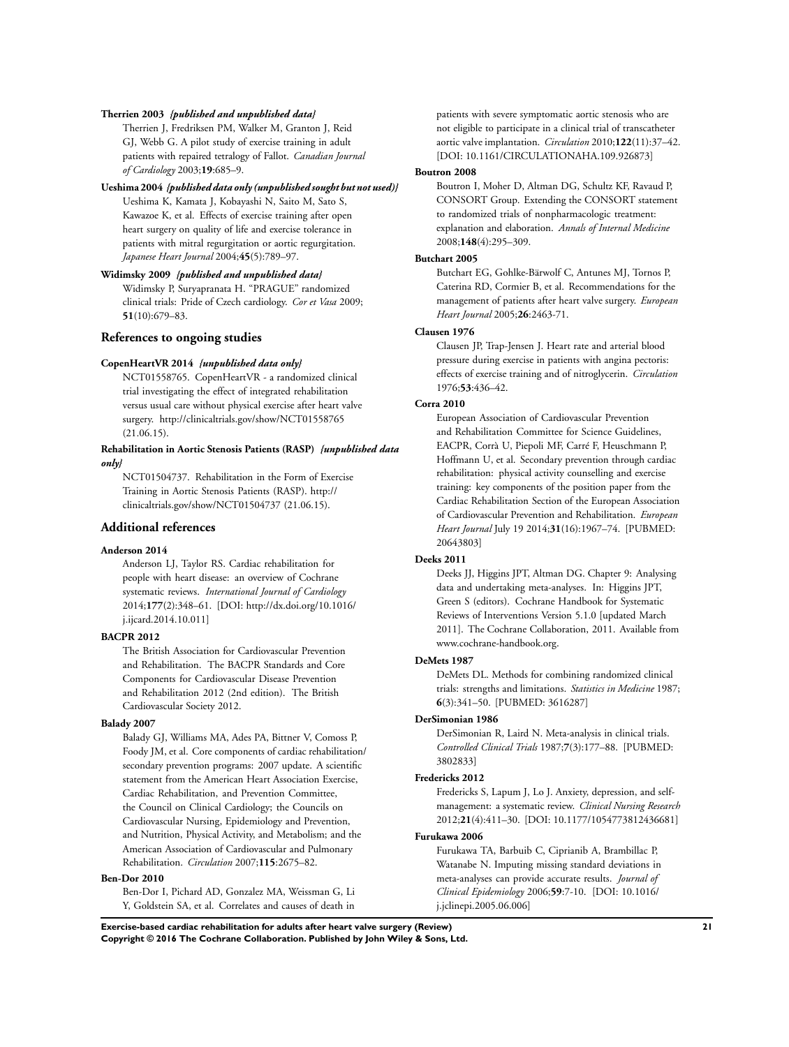**Therrien 2003** *{published and unpublished data}*

Therrien J, Fredriksen PM, Walker M, Granton J, Reid GJ, Webb G. A pilot study of exercise training in adult patients with repaired tetralogy of Fallot. *Canadian Journal of Cardiology* 2003;**19**:685–9.

**Ueshima 2004** *{published data only (unpublished sought but not used)}*

Ueshima K, Kamata J, Kobayashi N, Saito M, Sato S, Kawazoe K, et al. Effects of exercise training after open heart surgery on quality of life and exercise tolerance in patients with mitral regurgitation or aortic regurgitation. *Japanese Heart Journal* 2004;**45**(5):789–97.

**Widimsky 2009** *{published and unpublished data}*

Widimsky P, Suryapranata H. "PRAGUE" randomized clinical trials: Pride of Czech cardiology. *Cor et Vasa* 2009;**51**(10):679–83.

## References to ongoing studies

**CopenHeartVR 2014** *{unpublished data only}*

NCT01558765. CopenHeartVR - a randomized clinical trial investigating the effect of integrated rehabilitation versus usual care without physical exercise after heart valve surgery. http://clinicaltrials.gov/show/NCT01558765 (21.06.15).

**Rehabilitation in Aortic Stenosis Patients (RASP)** *{unpublished data only}*

NCT01504737. Rehabilitation in the Form of Exercise Training in Aortic Stenosis Patients (RASP). http://clinicaltrials.gov/show/NCT01504737 (21.06.15).

## Additional references

**Anderson 2014**

Anderson LJ, Taylor RS. Cardiac rehabilitation for people with heart disease: an overview of Cochrane systematic reviews. *International Journal of Cardiology* 2014;**177**(2):348–61. [DOI: http://dx.doi.org/10.1016/j.ijcard.2014.10.011]

**BACPR 2012**

The British Association for Cardiovascular Prevention and Rehabilitation. The BACPR Standards and Core Components for Cardiovascular Disease Prevention and Rehabilitation 2012 (2nd edition). The British Cardiovascular Society 2012.

**Balady 2007**

Balady GJ, Williams MA, Ades PA, Bittner V, Comoss P, Foody JM, et al. Core components of cardiac rehabilitation/secondary prevention programs: 2007 update. A scientific statement from the American Heart Association Exercise, Cardiac Rehabilitation, and Prevention Committee, the Council on Clinical Cardiology; the Councils on Cardiovascular Nursing, Epidemiology and Prevention, and Nutrition, Physical Activity, and Metabolism; and the American Association of Cardiovascular and Pulmonary Rehabilitation. *Circulation* 2007;**115**:2675–82.

**Ben-Dor 2010**

Ben-Dor I, Pichard AD, Gonzalez MA, Weissman G, Li Y, Goldstein SA, et al. Correlates and causes of death in patients with severe symptomatic aortic stenosis who are not eligible to participate in a clinical trial of transcatheter aortic valve implantation. *Circulation* 2010;**122**(11):37–42. [DOI: 10.1161/CIRCULATIONAHA.109.926873]

**Boutron 2008**

Boutron I, Moher D, Altman DG, Schultz KF, Ravaud P, CONSORT Group. Extending the CONSORT statement to randomized trials of nonpharmacologic treatment: explanation and elaboration. *Annals of Internal Medicine* 2008;**148**(4):295–309.

**Butchart 2005**

Butchart EG, Gohlke-Bärwolf C, Antunes MJ, Tornos P, Caterina RD, Cormier B, et al. Recommendations for the management of patients after heart valve surgery. *European Heart Journal* 2005;**26**:2463-71.

**Clausen 1976**

Clausen JP, Trap-Jensen J. Heart rate and arterial blood pressure during exercise in patients with angina pectoris: effects of exercise training and of nitroglycerin. *Circulation* 1976;**53**:436–42.

**Corra 2010**

European Association of Cardiovascular Prevention and Rehabilitation Committee for Science Guidelines, EACPR, Corrà U, Piepoli MF, Carré F, Heuschmann P, Hoffmann U, et al. Secondary prevention through cardiac rehabilitation: physical activity counselling and exercise training: key components of the position paper from the Cardiac Rehabilitation Section of the European Association of Cardiovascular Prevention and Rehabilitation. *European Heart Journal* July 19 2014;**31**(16):1967–74. [PUBMED: 20643803]

**Deeks 2011**

Deeks JJ, Higgins JPT, Altman DG. Chapter 9: Analysing data and undertaking meta-analyses. In: Higgins JPT, Green S (editors). Cochrane Handbook for Systematic Reviews of Interventions Version 5.1.0 [updated March 2011]. The Cochrane Collaboration, 2011. Available from www.cochrane-handbook.org.

**DeMets 1987**

DeMets DL. Methods for combining randomized clinical trials: strengths and limitations. *Statistics in Medicine* 1987;**6**(3):341–50. [PUBMED: 3616287]

**DerSimonian 1986**

DerSimonian R, Laird N. Meta-analysis in clinical trials. *Controlled Clinical Trials* 1987;**7**(3):177–88. [PUBMED: 3802833]

**Fredericks 2012**

Fredericks S, Lapum J, Lo J. Anxiety, depression, and self-management: a systematic review. *Clinical Nursing Research* 2012;**21**(4):411–30. [DOI: 10.1177/1054773812436681]

**Furukawa 2006**

Furukawa TA, Barbuib C, Ciprianib A, Brambillac P, Watanabe N. Imputing missing standard deviations in meta-analyses can provide accurate results. *Journal of Clinical Epidemiology* 2006;**59**:7-10. [DOI: 10.1016/j.jclinepi.2005.06.006]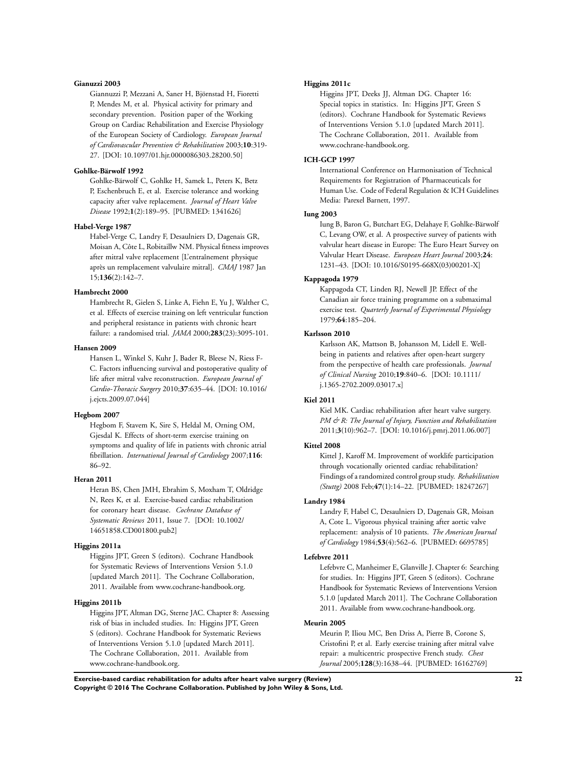**Gianuzzi 2003**

Giannuzzi P, Mezzani A, Saner H, Björnstad H, Fioretti P, Mendes M, et al. Physical activity for primary and secondary prevention. Position paper of the Working Group on Cardiac Rehabilitation and Exercise Physiology of the European Society of Cardiology. *European Journal of Cardiovascular Prevention & Rehabilitation* 2003;**10**:319-27. [DOI: 10.1097/01.hjr.0000086303.28200.50]

**Gohlke-Bärwolf 1992**

Gohlke-Bärwolf C, Gohlke H, Samek L, Peters K, Betz P, Eschenbruch E, et al. Exercise tolerance and working capacity after valve replacement. *Journal of Heart Valve Disease* 1992;**1**(2):189–95. [PUBMED: 1341626]

**Habel-Verge 1987**

Habel-Verge C, Landry F, Desaulniers D, Dagenais GR, Moisan A, Côte L, Robitaillw NM. Physical fitness improves after mitral valve replacement [L'entraînement physique après un remplacement valvulaire mitral]. *CMAJ* 1987 Jan 15;**136**(2):142–7.

**Hambrecht 2000**

Hambrecht R, Gielen S, Linke A, Fiehn E, Yu J, Walther C, et al. Effects of exercise training on left ventricular function and peripheral resistance in patients with chronic heart failure: a randomised trial. *JAMA* 2000;**283**(23):3095-101.

**Hansen 2009**

Hansen L, Winkel S, Kuhr J, Bader R, Bleese N, Riess F-C. Factors influencing survival and postoperative quality of life after mitral valve reconstruction. *European Journal of Cardio-Thoracic Surgery* 2010;**37**:635–44. [DOI: 10.1016/j.ejcts.2009.07.044]

**Hegbom 2007**

Hegbom F, Stavem K, Sire S, Heldal M, Orning OM, Gjesdal K. Effects of short-term exercise training on symptoms and quality of life in patients with chronic atrial fibrillation. *International Journal of Cardiology* 2007;**116**: 86–92.

**Heran 2011**

Heran BS, Chen JMH, Ebrahim S, Moxham T, Oldridge N, Rees K, et al. Exercise-based cardiac rehabilitation for coronary heart disease. *Cochrane Database of Systematic Reviews* 2011, Issue 7. [DOI: 10.1002/14651858.CD001800.pub2]

**Higgins 2011a**

Higgins JPT, Green S (editors). Cochrane Handbook for Systematic Reviews of Interventions Version 5.1.0 [updated March 2011]. The Cochrane Collaboration, 2011. Available from www.cochrane-handbook.org.

**Higgins 2011b**

Higgins JPT, Altman DG, Sterne JAC. Chapter 8: Assessing risk of bias in included studies. In: Higgins JPT, Green S (editors). Cochrane Handbook for Systematic Reviews of Interventions Version 5.1.0 [updated March 2011]. The Cochrane Collaboration, 2011. Available from www.cochrane-handbook.org.

**Higgins 2011c**

Higgins JPT, Deeks JJ, Altman DG. Chapter 16: Special topics in statistics. In: Higgins JPT, Green S (editors). Cochrane Handbook for Systematic Reviews of Interventions Version 5.1.0 [updated March 2011]. The Cochrane Collaboration, 2011. Available from www.cochrane-handbook.org.

**ICH-GCP 1997**

International Conference on Harmonisation of Technical Requirements for Registration of Pharmaceuticals for Human Use. Code of Federal Regulation & ICH Guidelines Media: Parexel Barnett, 1997.

**Iung 2003**

Iung B, Baron G, Butchart EG, Delahaye F, Gohlke-Bärwolf C, Levang OW, et al. A prospective survey of patients with valvular heart disease in Europe: The Euro Heart Survey on Valvular Heart Disease. *European Heart Journal* 2003;**24**: 1231–43. [DOI: 10.1016/S0195-668X(03)00201-X]

**Kappagoda 1979**

Kappagoda CT, Linden RJ, Newell JP. Effect of the Canadian air force training programme on a submaximal exercise test. *Quarterly Journal of Experimental Physiology* 1979;**64**:185–204.

**Karlsson 2010**

Karlsson AK, Mattson B, Johansson M, Lidell E. Well-being in patients and relatives after open-heart surgery from the perspective of health care professionals. *Journal of Clinical Nursing* 2010;**19**:840–6. [DOI: 10.1111/j.1365-2702.2009.03017.x]

**Kiel 2011**

Kiel MK. Cardiac rehabilitation after heart valve surgery. *PM & R: The Journal of Injury, Function and Rehabilitation* 2011;**3**(10):962–7. [DOI: 10.1016/j.pmrj.2011.06.007]

**Kittel 2008**

Kittel J, Karoff M. Improvement of worklife participation through vocationally oriented cardiac rehabilitation? Findings of a randomized control group study. *Rehabilitation (Stuttg)* 2008 Feb;**47**(1):14–22. [PUBMED: 18247267]

**Landry 1984**

Landry F, Habel C, Desaulniers D, Dagenais GR, Moisan A, Cote L. Vigorous physical training after aortic valve replacement: analysis of 10 patients. *The American Journal of Cardiology* 1984;**53**(4):562–6. [PUBMED: 6695785]

**Lefebvre 2011**

Lefebvre C, Manheimer E, Glanville J. Chapter 6: Searching for studies. In: Higgins JPT, Green S (editors). Cochrane Handbook for Systematic Reviews of Interventions Version 5.1.0 [updated March 2011]. The Cochrane Collaboration 2011. Available from www.cochrane-handbook.org.

**Meurin 2005**

Meurin P, Iliou MC, Ben Driss A, Pierre B, Corone S, Cristofini P, et al. Early exercise training after mitral valve repair: a multicentric prospective French study. *Chest Journal* 2005;**128**(3):1638–44. [PUBMED: 16162769]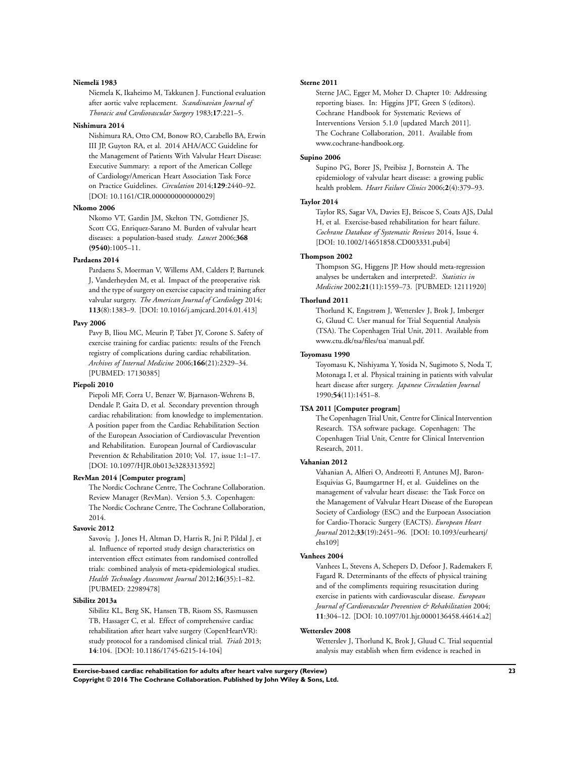**Niemelä 1983**

Niemela K, Ikaheimo M, Takkunen J. Functional evaluation after aortic valve replacement. *Scandinavian Journal of Thoracic and Cardiovascular Surgery* 1983;**17**:221–5.

**Nishimura 2014**

Nishimura RA, Otto CM, Bonow RO, Carabello BA, Erwin III JP, Guyton RA, et al. 2014 AHA/ACC Guideline for the Management of Patients With Valvular Heart Disease: Executive Summary: a report of the American College of Cardiology/American Heart Association Task Force on Practice Guidelines. *Circulation* 2014;**129**:2440–92. [DOI: 10.1161/CIR.0000000000000029]

**Nkomo 2006**

Nkomo VT, Gardin JM, Skelton TN, Gottdiener JS, Scott CG, Enriquez-Sarano M. Burden of valvular heart diseases: a population-based study. *Lancet* 2006;**368 (9540)**:1005–11.

**Pardaens 2014**

Pardaens S, Moerman V, Willems AM, Calders P, Bartunek J, Vanderheyden M, et al. Impact of the preoperative risk and the type of surgery on exercise capacity and training after valvular surgery. *The American Journal of Cardiology* 2014; **113**(8):1383–9. [DOI: 10.1016/j.amjcard.2014.01.413]

**Pavy 2006**

Pavy B, Iliou MC, Meurin P, Tabet JY, Corone S. Safety of exercise training for cardiac patients: results of the French registry of complications during cardiac rehabilitation. *Archives of Internal Medicine* 2006;**166**(21):2329–34. [PUBMED: 17130385]

**Piepoli 2010**

Piepoli MF, Corra U, Benzer W, Bjarnason-Wehrens B, Dendale P, Gaita D, et al. Secondary prevention through cardiac rehabilitation: from knowledge to implementation. A position paper from the Cardiac Rehabilitation Section of the European Association of Cardiovascular Prevention and Rehabilitation. European Journal of Cardiovascular Prevention & Rehabilitation 2010; Vol. 17, issue 1:1–17. [DOI: 10.1097/HJR.0b013e3283313592]

**RevMan 2014 [Computer program]**

The Nordic Cochrane Centre, The Cochrane Collaboration. Review Manager (RevMan). Version 5.3. Copenhagen: The Nordic Cochrane Centre, The Cochrane Collaboration, 2014.

**Savovic 2012**

Savovi J, Jones H, Altman D, Harris R, Jni P, Pildal J, et al. Influence of reported study design characteristics on intervention effect estimates from randomised controlled trials: combined analysis of meta-epidemiological studies. *Health Technology Assessment Journal* 2012;**16**(35):1–82. [PUBMED: 22989478]

**Sibilitz 2013a**

Sibilitz KL, Berg SK, Hansen TB, Risom SS, Rasmussen TB, Hassager C, et al. Effect of comprehensive cardiac rehabilitation after heart valve surgery (CopenHeartVR): study protocol for a randomised clinical trial. *Trials* 2013; **14**:104. [DOI: 10.1186/1745-6215-14-104]

**Sterne 2011**

Sterne JAC, Egger M, Moher D. Chapter 10: Addressing reporting biases. In: Higgins JPT, Green S (editors). Cochrane Handbook for Systematic Reviews of Interventions Version 5.1.0 [updated March 2011]. The Cochrane Collaboration, 2011. Available from www.cochrane-handbook.org.

**Supino 2006**

Supino PG, Borer JS, Preibisz J, Bornstein A. The epidemiology of valvular heart disease: a growing public health problem. *Heart Failure Clinics* 2006;**2**(4):379–93.

**Taylor 2014**

Taylor RS, Sagar VA, Davies EJ, Briscoe S, Coats AJS, Dalal H, et al. Exercise-based rehabilitation for heart failure. *Cochrane Database of Systematic Reviews* 2014, Issue 4. [DOI: 10.1002/14651858.CD003331.pub4]

**Thompson 2002**

Thompson SG, Higgens JP. How should meta-regression analyses be undertaken and interpreted?. *Statistics in Medicine* 2002;**21**(11):1559–73. [PUBMED: 12111920]

**Thorlund 2011**

Thorlund K, Engstrøm J, Wetterslev J, Brok J, Imberger G, Gluud C. User manual for Trial Sequential Analysis (TSA). The Copenhagen Trial Unit, 2011. Available from www.ctu.dk/tsa/files/tsa˙manual.pdf.

**Toyomasu 1990**

Toyomasu K, Nishiyama Y, Yosida N, Sugimoto S, Noda T, Motonaga I, et al. Physical training in patients with valvular heart disease after surgery. *Japanese Circulation Journal* 1990;**54**(11):1451–8.

**TSA 2011 [Computer program]**

The Copenhagen Trial Unit, Centre for Clinical Intervention Research. TSA software package. Copenhagen: The Copenhagen Trial Unit, Centre for Clinical Intervention Research, 2011.

**Vahanian 2012**

Vahanian A, Alfieri O, Andreotti F, Antunes MJ, Baron-Esquivias G, Baumgartner H, et al. Guidelines on the management of valvular heart disease: the Task Force on the Management of Valvular Heart Disease of the European Society of Cardiology (ESC) and the Eurpoean Association for Cardio-Thoracic Surgery (EACTS). *European Heart Journal* 2012;**33**(19):2451–96. [DOI: 10.1093/eurheartj/ehs109]

**Vanhees 2004**

Vanhees L, Stevens A, Schepers D, Defoor J, Rademakers F, Fagard R. Determinants of the effects of physical training and of the compliments requiring resuscitation during exercise in patients with cardiovascular disease. *European Journal of Cardiovascular Prevention & Rehabilitation* 2004; **11**:304–12. [DOI: 10.1097/01.hjr.0000136458.44614.a2]

**Wetterslev 2008**

Wetterslev J, Thorlund K, Brok J, Gluud C. Trial sequential analysis may establish when firm evidence is reached in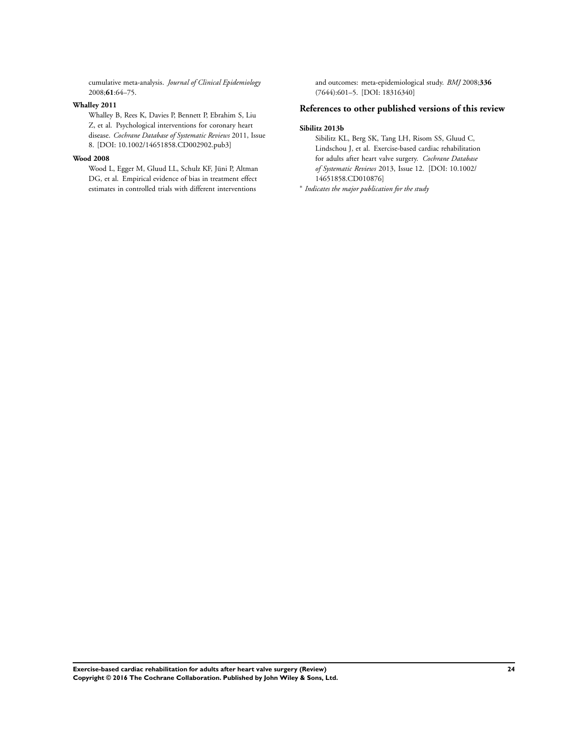cumulative meta-analysis. *Journal of Clinical Epidemiology* 2008;**61**:64–75.

**Whalley 2011**

Whalley B, Rees K, Davies P, Bennett P, Ebrahim S, Liu Z, et al. Psychological interventions for coronary heart disease. *Cochrane Database of Systematic Reviews* 2011, Issue 8. [DOI: 10.1002/14651858.CD002902.pub3]

**Wood 2008**

Wood L, Egger M, Gluud LL, Schulz KF, Jüni P, Altman DG, et al. Empirical evidence of bias in treatment effect estimates in controlled trials with different interventions and outcomes: meta-epidemiological study. *BMJ* 2008;**336** (7644):601–5. [DOI: 18316340]

## References to other published versions of this review

**Sibilitz 2013b**

Sibilitz KL, Berg SK, Tang LH, Risom SS, Gluud C, Lindschou J, et al. Exercise-based cardiac rehabilitation for adults after heart valve surgery. *Cochrane Database of Systematic Reviews* 2013, Issue 12. [DOI: 10.1002/14651858.CD010876]

* *Indicates the major publication for the study*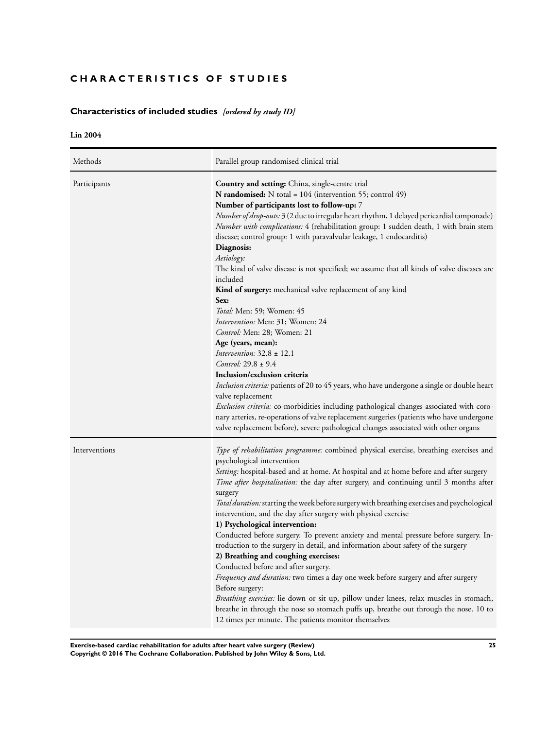# CHARACTERISTICS OF STUDIES

## Characteristics of included studies *[ordered by study ID]*

### Lin 2004

| Methods | Parallel group randomised clinical trial |
|---|---|
| Participants | **Country and setting:** China, single-centre trial<br>**N randomised:** N total = 104 (intervention 55; control 49)<br>**Number of participants lost to follow-up:** 7<br>*Number of drop-outs:* 3 (2 due to irregular heart rhythm, 1 delayed pericardial tamponade)<br>*Number with complications:* 4 (rehabilitation group: 1 sudden death, 1 with brain stem disease; control group: 1 with paravalvular leakage, 1 endocarditis)<br>**Diagnosis:**<br>*Aetiology:*<br>The kind of valve disease is not specified; we assume that all kinds of valve diseases are included<br>**Kind of surgery:** mechanical valve replacement of any kind<br>**Sex:**<br>*Total:* Men: 59; Women: 45<br>*Intervention:* Men: 31; Women: 24<br>*Control:* Men: 28; Women: 21<br>**Age (years, mean):**<br>*Intervention:* 32.8 ± 12.1<br>*Control:* 29.8 ± 9.4<br>**Inclusion/exclusion criteria**<br>*Inclusion criteria:* patients of 20 to 45 years, who have undergone a single or double heart valve replacement<br>*Exclusion criteria:* co-morbidities including pathological changes associated with coronary arteries, re-operations of valve replacement surgeries (patients who have undergone valve replacement before), severe pathological changes associated with other organs |
| Interventions | *Type of rehabilitation programme:* combined physical exercise, breathing exercises and psychological intervention<br>*Setting:* hospital-based and at home. At hospital and at home before and after surgery<br>*Time after hospitalisation:* the day after surgery, and continuing until 3 months after surgery<br>*Total duration:* starting the week before surgery with breathing exercises and psychological intervention, and the day after surgery with physical exercise<br>**1) Psychological intervention:**<br>Conducted before surgery. To prevent anxiety and mental pressure before surgery. Introduction to the surgery in detail, and information about safety of the surgery<br>**2) Breathing and coughing exercises:**<br>Conducted before and after surgery.<br>*Frequency and duration:* two times a day one week before surgery and after surgery<br>Before surgery:<br>*Breathing exercises:* lie down or sit up, pillow under knees, relax muscles in stomach, breathe in through the nose so stomach puffs up, breathe out through the nose. 10 to 12 times per minute. The patients monitor themselves |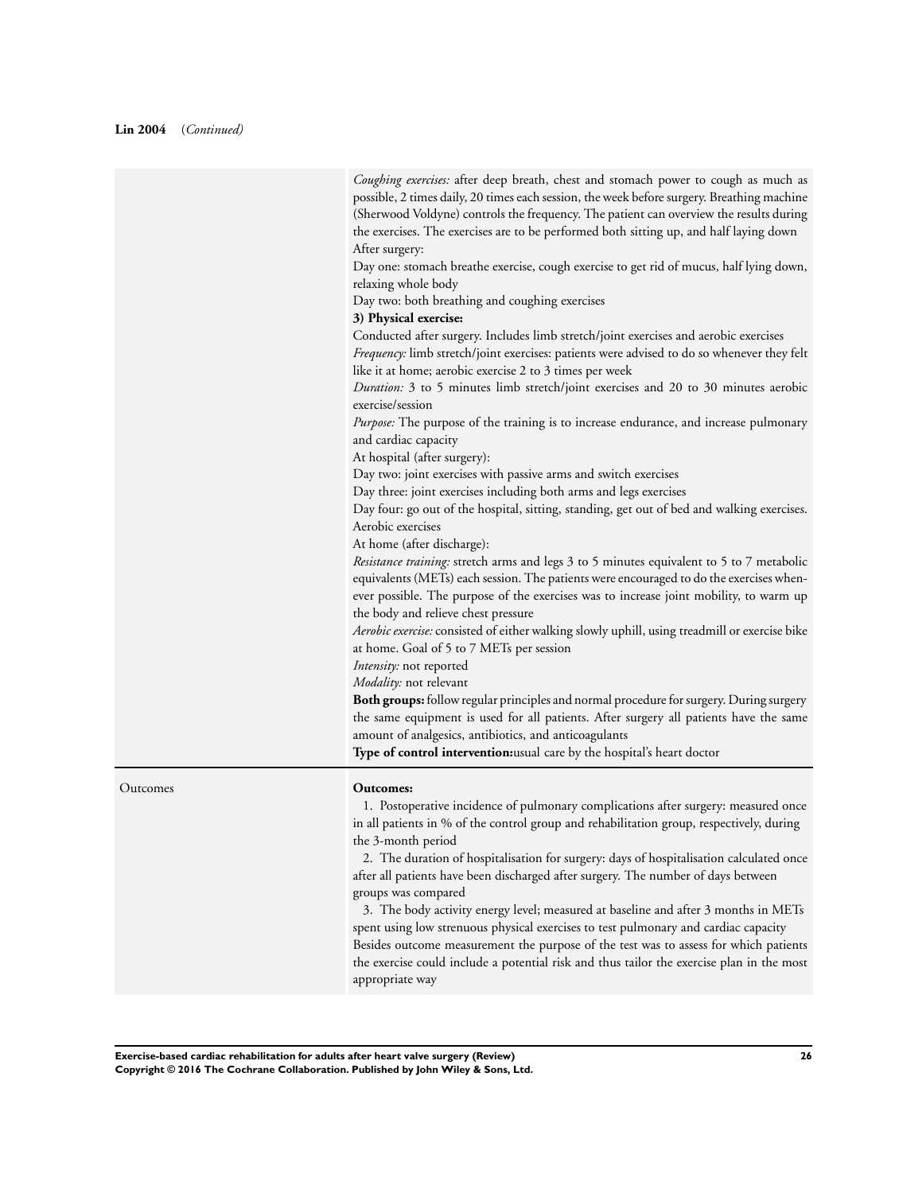**Lin 2004** (*Continued*)

| | |
|---|---|
| | *Coughing exercises:* after deep breath, chest and stomach power to cough as much as possible, 2 times daily, 20 times each session, the week before surgery. Breathing machine (Sherwood Voldyne) controls the frequency. The patient can overview the results during the exercises. The exercises are to be performed both sitting up, and half laying down<br>After surgery:<br>Day one: stomach breathe exercise, cough exercise to get rid of mucus, half lying down, relaxing whole body<br>Day two: both breathing and coughing exercises<br>**3) Physical exercise:**<br>Conducted after surgery. Includes limb stretch/joint exercises and aerobic exercises<br>*Frequency:* limb stretch/joint exercises: patients were advised to do so whenever they felt like it at home; aerobic exercise 2 to 3 times per week<br>*Duration:* 3 to 5 minutes limb stretch/joint exercises and 20 to 30 minutes aerobic exercise/session<br>*Purpose:* The purpose of the training is to increase endurance, and increase pulmonary and cardiac capacity<br>At hospital (after surgery):<br>Day two: joint exercises with passive arms and switch exercises<br>Day three: joint exercises including both arms and legs exercises<br>Day four: go out of the hospital, sitting, standing, get out of bed and walking exercises. Aerobic exercises<br>At home (after discharge):<br>*Resistance training:* stretch arms and legs 3 to 5 minutes equivalent to 5 to 7 metabolic equivalents (METs) each session. The patients were encouraged to do the exercises whenever possible. The purpose of the exercises was to increase joint mobility, to warm up the body and relieve chest pressure<br>*Aerobic exercise:* consisted of either walking slowly uphill, using treadmill or exercise bike at home. Goal of 5 to 7 METs per session<br>*Intensity:* not reported<br>*Modality:* not relevant<br>**Both groups:** follow regular principles and normal procedure for surgery. During surgery the same equipment is used for all patients. After surgery all patients have the same amount of analgesics, antibiotics, and anticoagulants<br>**Type of control intervention:**usual care by the hospital's heart doctor |
| Outcomes | **Outcomes:**<br>1. Postoperative incidence of pulmonary complications after surgery: measured once in all patients in % of the control group and rehabilitation group, respectively, during the 3-month period<br>2. The duration of hospitalisation for surgery: days of hospitalisation calculated once after all patients have been discharged after surgery. The number of days between groups was compared<br>3. The body activity energy level; measured at baseline and after 3 months in METs spent using low strenuous physical exercises to test pulmonary and cardiac capacity<br>Besides outcome measurement the purpose of the test was to assess for which patients the exercise could include a potential risk and thus tailor the exercise plan in the most appropriate way |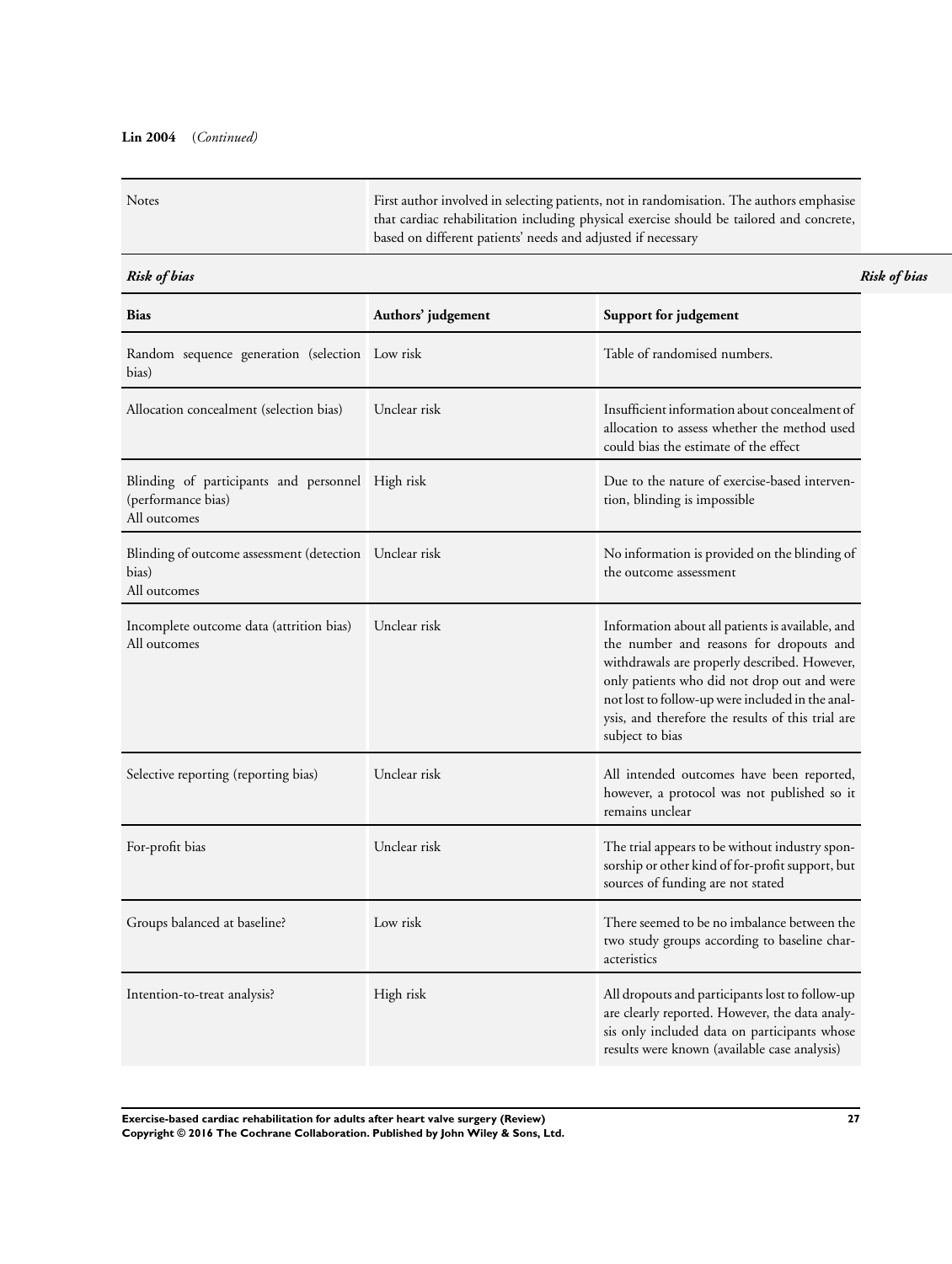**Lin 2004** (*Continued*)

| | |
|---|---|
| Notes | First author involved in selecting patients, not in randomisation. The authors emphasise that cardiac rehabilitation including physical exercise should be tailored and concrete, based on different patients' needs and adjusted if necessary |

***Risk of bias***

| Bias | Authors' judgement | Support for judgement |
|---|---|---|
| Random sequence generation (selection bias) | Low risk | Table of randomised numbers. |
| Allocation concealment (selection bias) | Unclear risk | Insufficient information about concealment of allocation to assess whether the method used could bias the estimate of the effect |
| Blinding of participants and personnel (performance bias) All outcomes | High risk | Due to the nature of exercise-based intervention, blinding is impossible |
| Blinding of outcome assessment (detection bias) All outcomes | Unclear risk | No information is provided on the blinding of the outcome assessment |
| Incomplete outcome data (attrition bias) All outcomes | Unclear risk | Information about all patients is available, and the number and reasons for dropouts and withdrawals are properly described. However, only patients who did not drop out and were not lost to follow-up were included in the analysis, and therefore the results of this trial are subject to bias |
| Selective reporting (reporting bias) | Unclear risk | All intended outcomes have been reported, however, a protocol was not published so it remains unclear |
| For-profit bias | Unclear risk | The trial appears to be without industry sponsorship or other kind of for-profit support, but sources of funding are not stated |
| Groups balanced at baseline? | Low risk | There seemed to be no imbalance between the two study groups according to baseline characteristics |
| Intention-to-treat analysis? | High risk | All dropouts and participants lost to follow-up are clearly reported. However, the data analysis only included data on participants whose results were known (available case analysis) |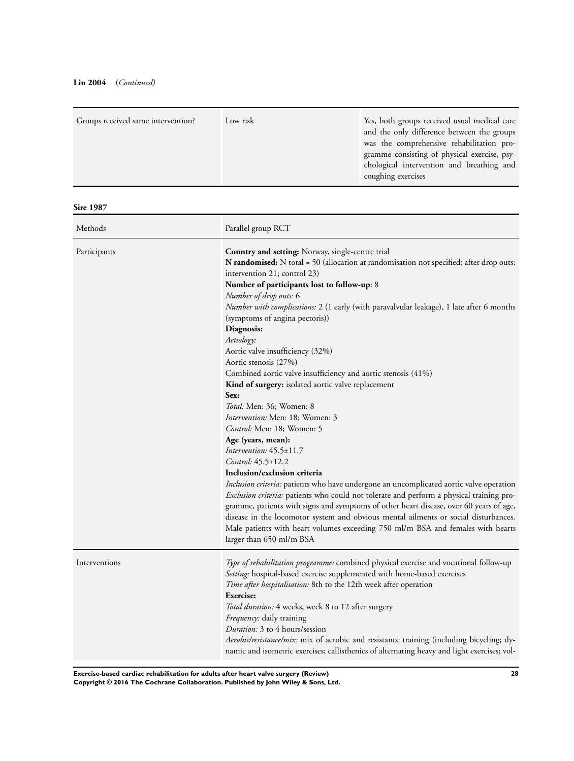**Lin 2004** (*Continued*)

| | | |
|---|---|---|
| Groups received same intervention? | Low risk | Yes, both groups received usual medical care and the only difference between the groups was the comprehensive rehabilitation programme consisting of physical exercise, psychological intervention and breathing and coughing exercises |

**Sire 1987**

| | |
|---|---|
| Methods | Parallel group RCT |
| Participants | **Country and setting:** Norway, single-centre trial<br>**N randomised:** N total = 50 (allocation at randomisation not specified; after drop outs: intervention 21; control 23)<br>**Number of participants lost to follow-up**: 8<br>*Number of drop outs:* 6<br>*Number with complications:* 2 (1 early (with paravalvular leakage), 1 late after 6 months (symptoms of angina pectoris))<br>**Diagnosis:**<br>*Aetiology:*<br>Aortic valve insufficiency (32%)<br>Aortic stenosis (27%)<br>Combined aortic valve insufficiency and aortic stenosis (41%)<br>**Kind of surgery:** isolated aortic valve replacement<br>**Sex:**<br>*Total:* Men: 36; Women: 8<br>*Intervention:* Men: 18; Women: 3<br>*Control:* Men: 18; Women: 5<br>**Age (years, mean):**<br>*Intervention:* 45.5±11.7<br>*Control:* 45.5±12.2<br>**Inclusion/exclusion criteria**<br>*Inclusion criteria:* patients who have undergone an uncomplicated aortic valve operation<br>*Exclusion criteria:* patients who could not tolerate and perform a physical training programme, patients with signs and symptoms of other heart disease, over 60 years of age, disease in the locomotor system and obvious mental ailments or social disturbances. Male patients with heart volumes exceeding 750 ml/m BSA and females with hearts larger than 650 ml/m BSA |
| Interventions | *Type of rehabilitation programme:* combined physical exercise and vocational follow-up<br>*Setting:* hospital-based exercise supplemented with home-based exercises<br>*Time after hospitalisation:* 8th to the 12th week after operation<br>**Exercise:**<br>*Total duration:* 4 weeks, week 8 to 12 after surgery<br>*Frequency:* daily training<br>*Duration:* 3 to 4 hours/session<br>*Aerobic/resistance/mix:* mix of aerobic and resistance training (including bicycling; dynamic and isometric exercises; callisthenics of alternating heavy and light exercises; vol- |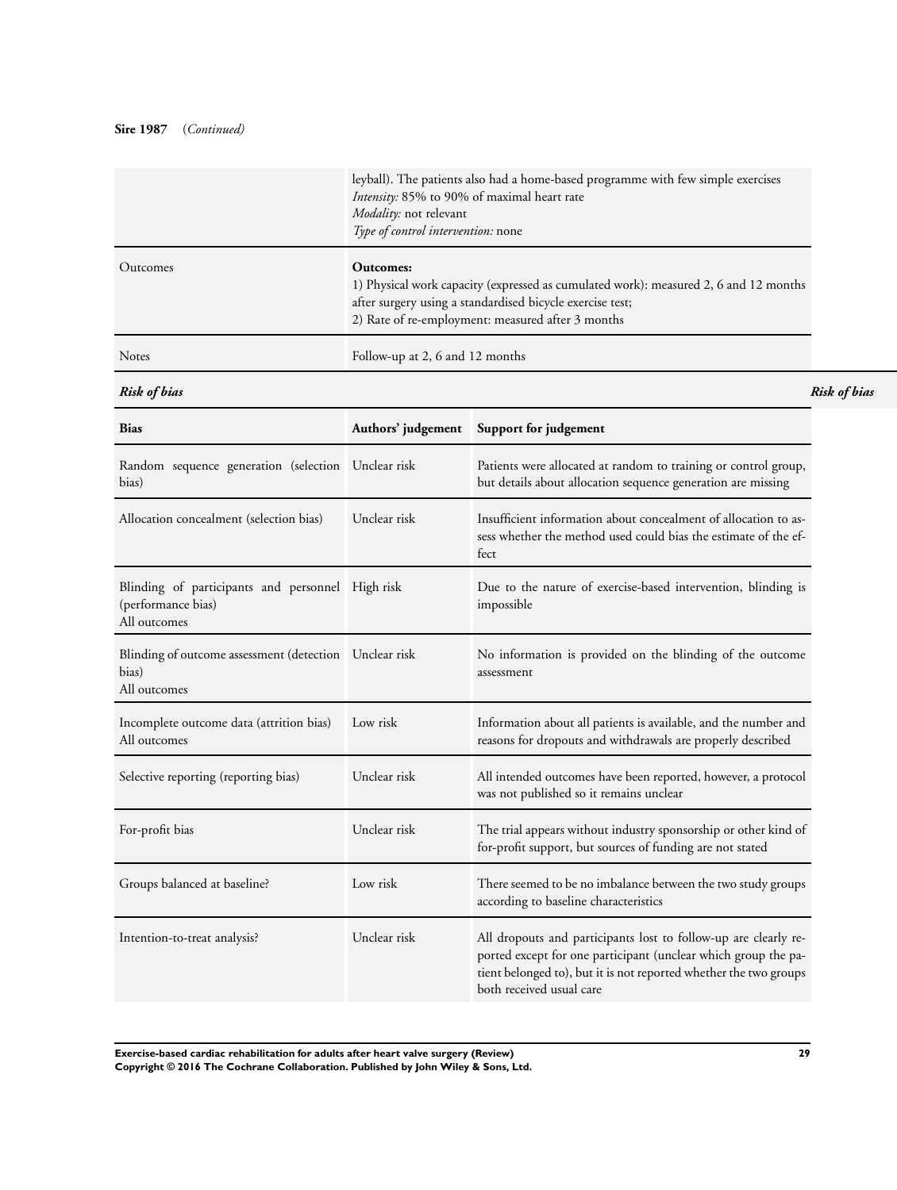**Sire 1987** (*Continued*)

| | |
|---|---|
| | leyball). The patients also had a home-based programme with few simple exercises<br>*Intensity:* 85% to 90% of maximal heart rate<br>*Modality:* not relevant<br>*Type of control intervention:* none |
| Outcomes | **Outcomes:**<br>1) Physical work capacity (expressed as cumulated work): measured 2, 6 and 12 months after surgery using a standardised bicycle exercise test;<br>2) Rate of re-employment: measured after 3 months |
| Notes | Follow-up at 2, 6 and 12 months |

***Risk of bias***

| Bias | Authors' judgement | Support for judgement |
|---|---|---|
| Random sequence generation (selection bias) | Unclear risk | Patients were allocated at random to training or control group, but details about allocation sequence generation are missing |
| Allocation concealment (selection bias) | Unclear risk | Insufficient information about concealment of allocation to assess whether the method used could bias the estimate of the effect |
| Blinding of participants and personnel (performance bias)<br>All outcomes | High risk | Due to the nature of exercise-based intervention, blinding is impossible |
| Blinding of outcome assessment (detection bias)<br>All outcomes | Unclear risk | No information is provided on the blinding of the outcome assessment |
| Incomplete outcome data (attrition bias)<br>All outcomes | Low risk | Information about all patients is available, and the number and reasons for dropouts and withdrawals are properly described |
| Selective reporting (reporting bias) | Unclear risk | All intended outcomes have been reported, however, a protocol was not published so it remains unclear |
| For-profit bias | Unclear risk | The trial appears without industry sponsorship or other kind of for-profit support, but sources of funding are not stated |
| Groups balanced at baseline? | Low risk | There seemed to be no imbalance between the two study groups according to baseline characteristics |
| Intention-to-treat analysis? | Unclear risk | All dropouts and participants lost to follow-up are clearly reported except for one participant (unclear which group the patient belonged to), but it is not reported whether the two groups both received usual care |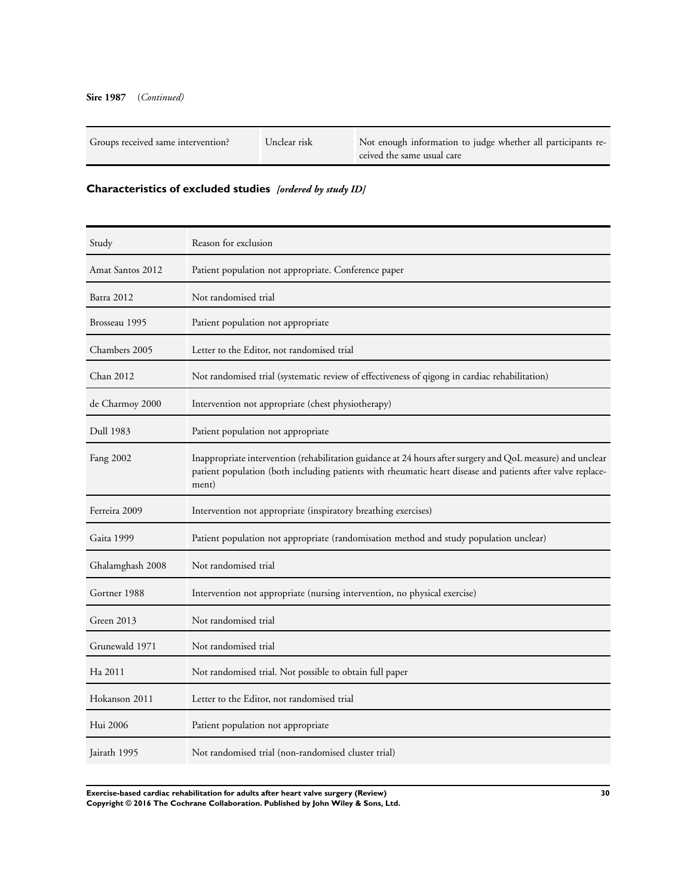**Sire 1987** (*Continued*)

| | | |
|---|---|---|
| Groups received same intervention? | Unclear risk | Not enough information to judge whether all participants received the same usual care |

## Characteristics of excluded studies *[ordered by study ID]*

| Study | Reason for exclusion |
|---|---|
| Amat Santos 2012 | Patient population not appropriate. Conference paper |
| Batra 2012 | Not randomised trial |
| Brosseau 1995 | Patient population not appropriate |
| Chambers 2005 | Letter to the Editor, not randomised trial |
| Chan 2012 | Not randomised trial (systematic review of effectiveness of qigong in cardiac rehabilitation) |
| de Charmoy 2000 | Intervention not appropriate (chest physiotherapy) |
| Dull 1983 | Patient population not appropriate |
| Fang 2002 | Inappropriate intervention (rehabilitation guidance at 24 hours after surgery and QoL measure) and unclear patient population (both including patients with rheumatic heart disease and patients after valve replacement) |
| Ferreira 2009 | Intervention not appropriate (inspiratory breathing exercises) |
| Gaita 1999 | Patient population not appropriate (randomisation method and study population unclear) |
| Ghalamghash 2008 | Not randomised trial |
| Gortner 1988 | Intervention not appropriate (nursing intervention, no physical exercise) |
| Green 2013 | Not randomised trial |
| Grunewald 1971 | Not randomised trial |
| Ha 2011 | Not randomised trial. Not possible to obtain full paper |
| Hokanson 2011 | Letter to the Editor, not randomised trial |
| Hui 2006 | Patient population not appropriate |
| Jairath 1995 | Not randomised trial (non-randomised cluster trial) |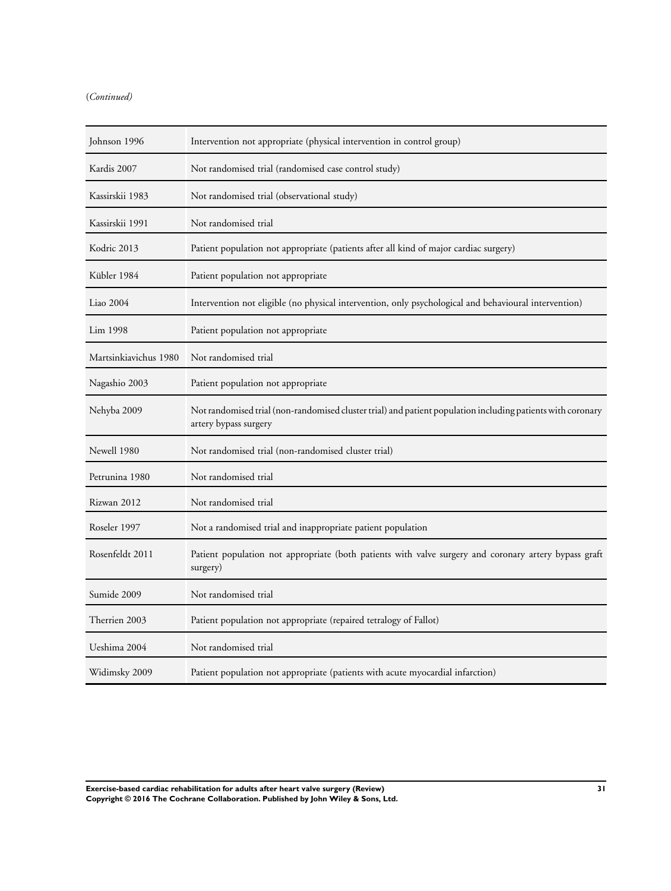(*Continued*)

| | |
|---|---|
| Johnson 1996 | Intervention not appropriate (physical intervention in control group) |
| Kardis 2007 | Not randomised trial (randomised case control study) |
| Kassirskii 1983 | Not randomised trial (observational study) |
| Kassirskii 1991 | Not randomised trial |
| Kodric 2013 | Patient population not appropriate (patients after all kind of major cardiac surgery) |
| Kübler 1984 | Patient population not appropriate |
| Liao 2004 | Intervention not eligible (no physical intervention, only psychological and behavioural intervention) |
| Lim 1998 | Patient population not appropriate |
| Martsinkiavichus 1980 | Not randomised trial |
| Nagashio 2003 | Patient population not appropriate |
| Nehyba 2009 | Not randomised trial (non-randomised cluster trial) and patient population including patients with coronary artery bypass surgery |
| Newell 1980 | Not randomised trial (non-randomised cluster trial) |
| Petrunina 1980 | Not randomised trial |
| Rizwan 2012 | Not randomised trial |
| Roseler 1997 | Not a randomised trial and inappropriate patient population |
| Rosenfeldt 2011 | Patient population not appropriate (both patients with valve surgery and coronary artery bypass graft surgery) |
| Sumide 2009 | Not randomised trial |
| Therrien 2003 | Patient population not appropriate (repaired tetralogy of Fallot) |
| Ueshima 2004 | Not randomised trial |
| Widimsky 2009 | Patient population not appropriate (patients with acute myocardial infarction) |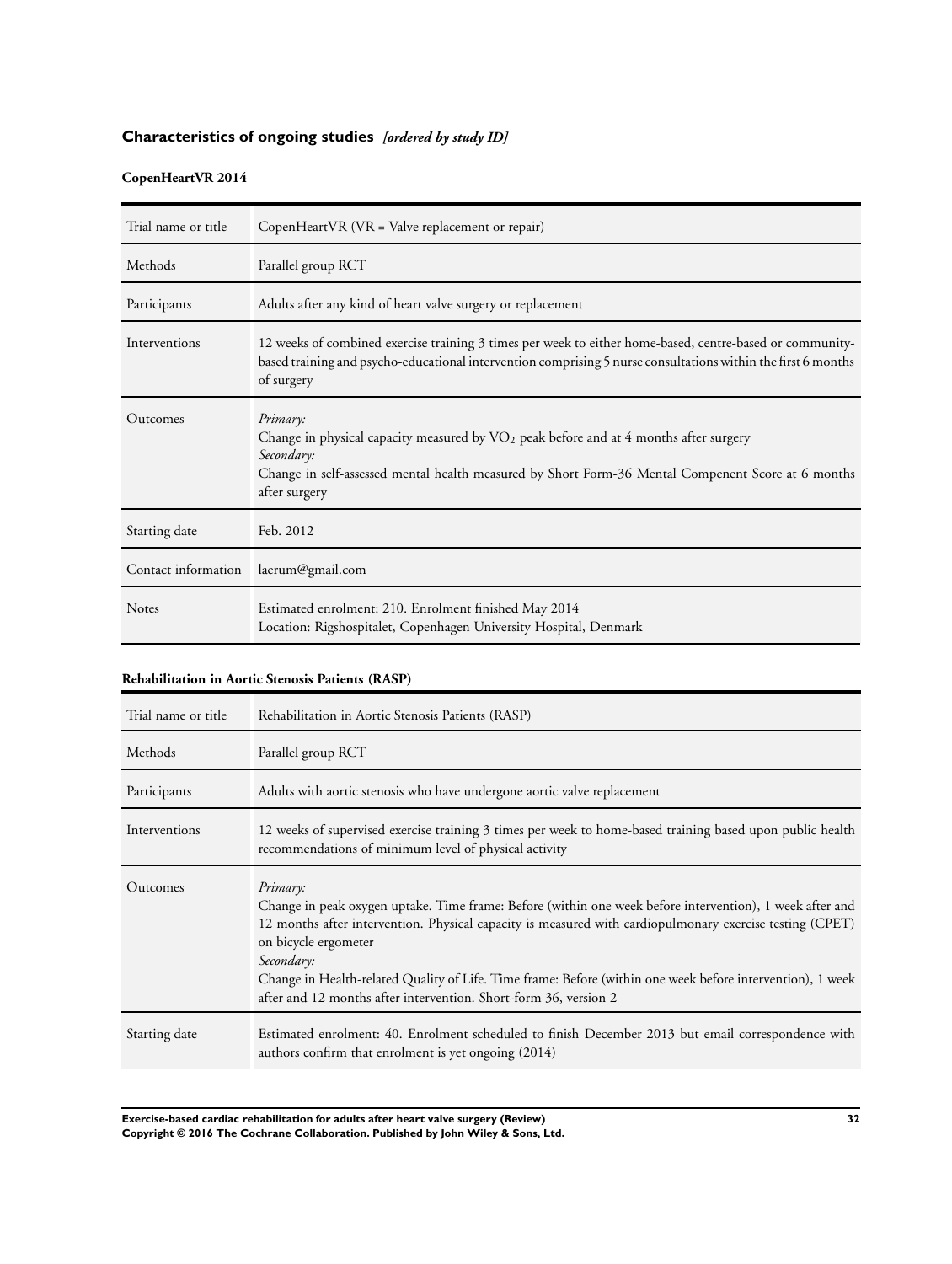## Characteristics of ongoing studies *[ordered by study ID]*

### CopenHeartVR 2014

| | |
|---|---|
| Trial name or title | CopenHeartVR (VR = Valve replacement or repair) |
| Methods | Parallel group RCT |
| Participants | Adults after any kind of heart valve surgery or replacement |
| Interventions | 12 weeks of combined exercise training 3 times per week to either home-based, centre-based or community-based training and psycho-educational intervention comprising 5 nurse consultations within the first 6 months of surgery |
| Outcomes | *Primary:*<br>Change in physical capacity measured by $VO_2$ peak before and at 4 months after surgery<br>*Secondary:*<br>Change in self-assessed mental health measured by Short Form-36 Mental Compenent Score at 6 months after surgery |
| Starting date | Feb. 2012 |
| Contact information | laerum@gmail.com |
| Notes | Estimated enrolment: 210. Enrolment finished May 2014<br>Location: Rigshospitalet, Copenhagen University Hospital, Denmark |

### Rehabilitation in Aortic Stenosis Patients (RASP)

| | |
|---|---|
| Trial name or title | Rehabilitation in Aortic Stenosis Patients (RASP) |
| Methods | Parallel group RCT |
| Participants | Adults with aortic stenosis who have undergone aortic valve replacement |
| Interventions | 12 weeks of supervised exercise training 3 times per week to home-based training based upon public health recommendations of minimum level of physical activity |
| Outcomes | *Primary:*<br>Change in peak oxygen uptake. Time frame: Before (within one week before intervention), 1 week after and 12 months after intervention. Physical capacity is measured with cardiopulmonary exercise testing (CPET) on bicycle ergometer<br>*Secondary:*<br>Change in Health-related Quality of Life. Time frame: Before (within one week before intervention), 1 week after and 12 months after intervention. Short-form 36, version 2 |
| Starting date | Estimated enrolment: 40. Enrolment scheduled to finish December 2013 but email correspondence with authors confirm that enrolment is yet ongoing (2014) |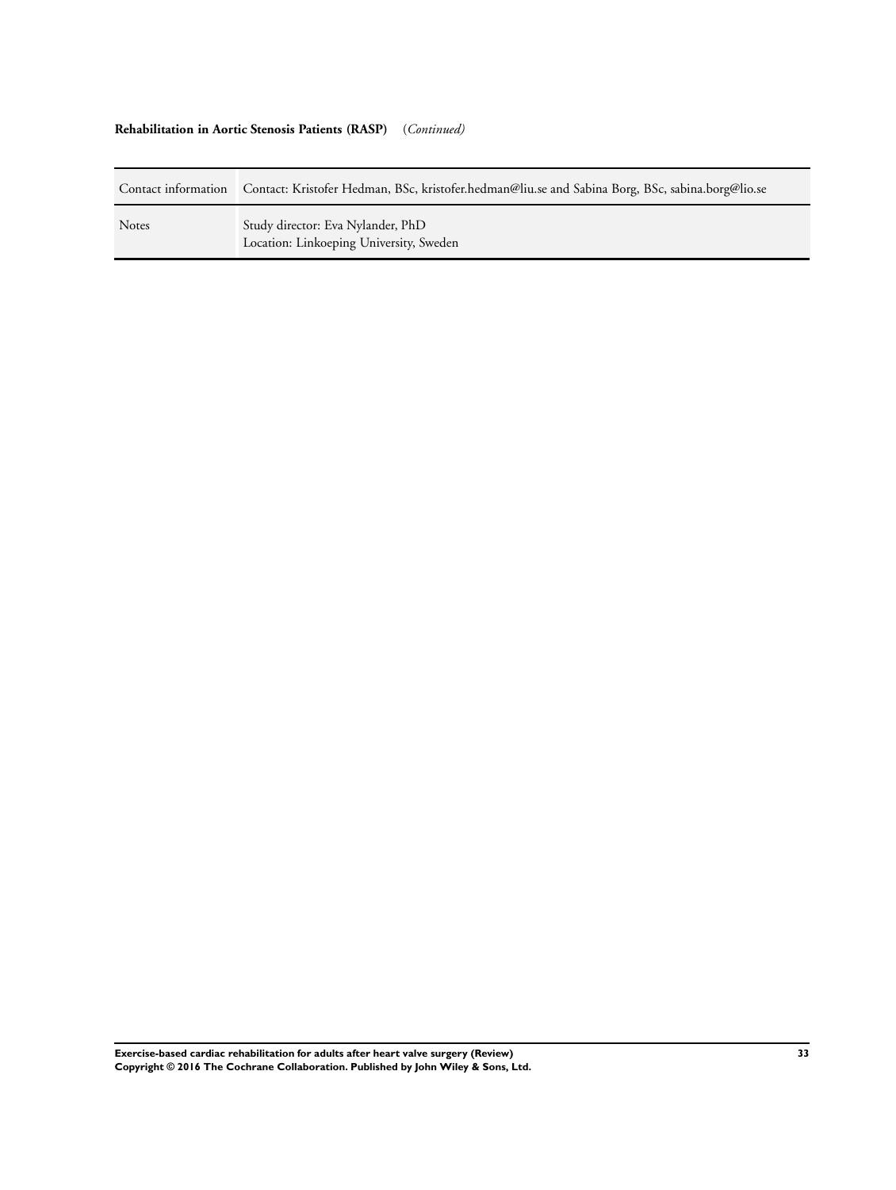**Rehabilitation in Aortic Stenosis Patients (RASP)** (*Continued*)

| | |
|---|---|
| Contact information | Contact: Kristofer Hedman, BSc, kristofer.hedman@liu.se and Sabina Borg, BSc, sabina.borg@lio.se |
| Notes | Study director: Eva Nylander, PhD<br>Location: Linkoeping University, Sweden |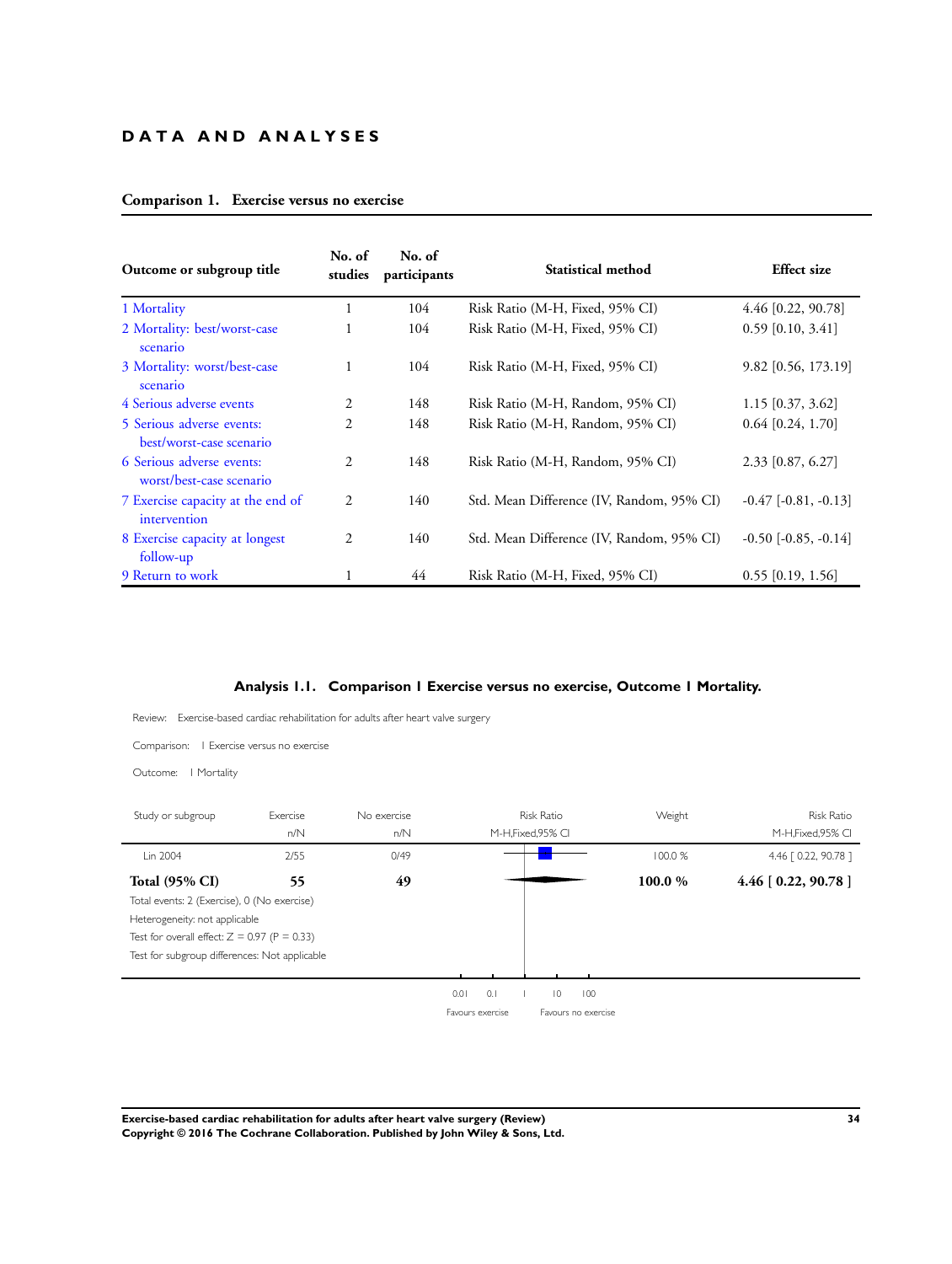# DATA AND ANALYSES

## Comparison 1. Exercise versus no exercise

| Outcome or subgroup title | No. of studies | No. of participants | Statistical method | Effect size |
|---|---|---|---|---|
| 1 Mortality | 1 | 104 | Risk Ratio (M-H, Fixed, 95% CI) | 4.46 [0.22, 90.78] |
| 2 Mortality: best/worst-case scenario | 1 | 104 | Risk Ratio (M-H, Fixed, 95% CI) | 0.59 [0.10, 3.41] |
| 3 Mortality: worst/best-case scenario | 1 | 104 | Risk Ratio (M-H, Fixed, 95% CI) | 9.82 [0.56, 173.19] |
| 4 Serious adverse events | 2 | 148 | Risk Ratio (M-H, Random, 95% CI) | 1.15 [0.37, 3.62] |
| 5 Serious adverse events: best/worst-case scenario | 2 | 148 | Risk Ratio (M-H, Random, 95% CI) | 0.64 [0.24, 1.70] |
| 6 Serious adverse events: worst/best-case scenario | 2 | 148 | Risk Ratio (M-H, Random, 95% CI) | 2.33 [0.87, 6.27] |
| 7 Exercise capacity at the end of intervention | 2 | 140 | Std. Mean Difference (IV, Random, 95% CI) | -0.47 [-0.81, -0.13] |
| 8 Exercise capacity at longest follow-up | 2 | 140 | Std. Mean Difference (IV, Random, 95% CI) | -0.50 [-0.85, -0.14] |
| 9 Return to work | 1 | 44 | Risk Ratio (M-H, Fixed, 95% CI) | 0.55 [0.19, 1.56] |

### Analysis 1.1. Comparison 1 Exercise versus no exercise, Outcome 1 Mortality.

Review: Exercise-based cardiac rehabilitation for adults after heart valve surgery

Comparison: 1 Exercise versus no exercise

Outcome: 1 Mortality

| Study or subgroup | Exercise n/N | No exercise n/N | Risk Ratio M-H,Fixed,95% CI | Weight | Risk Ratio M-H,Fixed,95% CI |
|---|---|---|---|---|---|
| Lin 2004 | 2/55 | 0/49 | | 100.0 % | 4.46 [ 0.22, 90.78 ] |
| **Total (95% CI)** | **55** | **49** | | **100.0 %** | **4.46 [ 0.22, 90.78 ]** |

Total events: 2 (Exercise), 0 (No exercise)

Heterogeneity: not applicable

Test for overall effect: Z = 0.97 (P = 0.33)

Test for subgroup differences: Not applicable

0.01 0.1 1 10 100

Favours exercise Favours no exercise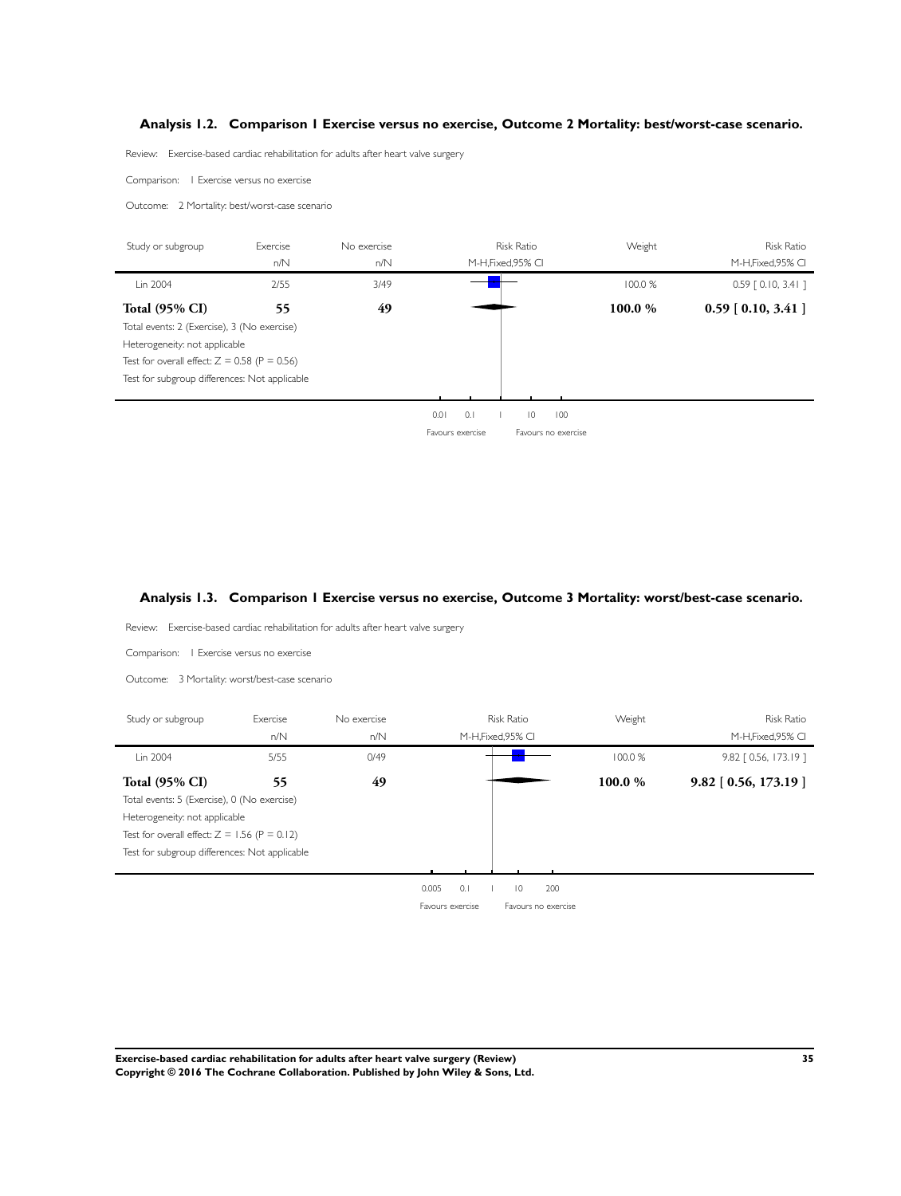### Analysis 1.2. Comparison 1 Exercise versus no exercise, Outcome 2 Mortality: best/worst-case scenario.

Review: Exercise-based cardiac rehabilitation for adults after heart valve surgery

Comparison: 1 Exercise versus no exercise

Outcome: 2 Mortality: best/worst-case scenario

| Study or subgroup | Exercise n/N | No exercise n/N | Risk Ratio M-H,Fixed,95% CI | Weight | Risk Ratio M-H,Fixed,95% CI |
|---|---|---|---|---|---|
| Lin 2004 | 2/55 | 3/49 | | 100.0 % | 0.59 [ 0.10, 3.41 ] |
| **Total (95% CI)** | **55** | **49** | | **100.0 %** | **0.59 [ 0.10, 3.41 ]** |

Total events: 2 (Exercise), 3 (No exercise)
Heterogeneity: not applicable
Test for overall effect: Z = 0.58 (P = 0.56)
Test for subgroup differences: Not applicable

0.01 0.1 1 10 100
Favours exercise Favours no exercise

### Analysis 1.3. Comparison 1 Exercise versus no exercise, Outcome 3 Mortality: worst/best-case scenario.

Review: Exercise-based cardiac rehabilitation for adults after heart valve surgery

Comparison: 1 Exercise versus no exercise

Outcome: 3 Mortality: worst/best-case scenario

| Study or subgroup | Exercise n/N | No exercise n/N | Risk Ratio M-H,Fixed,95% CI | Weight | Risk Ratio M-H,Fixed,95% CI |
|---|---|---|---|---|---|
| Lin 2004 | 5/55 | 0/49 | | 100.0 % | 9.82 [ 0.56, 173.19 ] |
| **Total (95% CI)** | **55** | **49** | | **100.0 %** | **9.82 [ 0.56, 173.19 ]** |

Total events: 5 (Exercise), 0 (No exercise)
Heterogeneity: not applicable
Test for overall effect: Z = 1.56 (P = 0.12)
Test for subgroup differences: Not applicable

0.005 0.1 1 10 200
Favours exercise Favours no exercise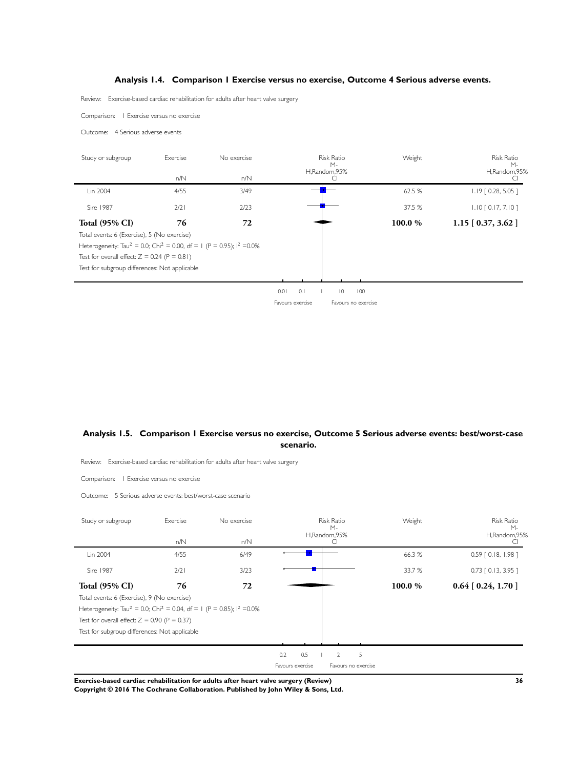### Analysis 1.4. Comparison 1 Exercise versus no exercise, Outcome 4 Serious adverse events.

Review: Exercise-based cardiac rehabilitation for adults after heart valve surgery

Comparison: 1 Exercise versus no exercise

Outcome: 4 Serious adverse events

| Study or subgroup | Exercise n/N | No exercise n/N | Risk Ratio M-H,Random,95% CI | Weight | Risk Ratio M-H,Random,95% CI |
|---|---|---|---|---|---|
| Lin 2004 | 4/55 | 3/49 | | 62.5 % | 1.19 [ 0.28, 5.05 ] |
| Sire 1987 | 2/21 | 2/23 | | 37.5 % | 1.10 [ 0.17, 7.10 ] |
| **Total (95% CI)** | **76** | **72** | | **100.0 %** | **1.15 [ 0.37, 3.62 ]** |

Total events: 6 (Exercise), 5 (No exercise)

Heterogeneity: $Tau^2 = 0.0$; $Chi^2 = 0.00$, df = 1 (P = 0.95); $I^2 = 0.0\%$

Test for overall effect: Z = 0.24 (P = 0.81)

Test for subgroup differences: Not applicable

0.01 0.1 1 10 100

Favours exercise Favours no exercise

### Analysis 1.5. Comparison 1 Exercise versus no exercise, Outcome 5 Serious adverse events: best/worst-case scenario.

Review: Exercise-based cardiac rehabilitation for adults after heart valve surgery

Comparison: 1 Exercise versus no exercise

Outcome: 5 Serious adverse events: best/worst-case scenario

| Study or subgroup | Exercise n/N | No exercise n/N | Risk Ratio M-H,Random,95% CI | Weight | Risk Ratio M-H,Random,95% CI |
|---|---|---|---|---|---|
| Lin 2004 | 4/55 | 6/49 | | 66.3 % | 0.59 [ 0.18, 1.98 ] |
| Sire 1987 | 2/21 | 3/23 | | 33.7 % | 0.73 [ 0.13, 3.95 ] |
| **Total (95% CI)** | **76** | **72** | | **100.0 %** | **0.64 [ 0.24, 1.70 ]** |

Total events: 6 (Exercise), 9 (No exercise)

Heterogeneity: $Tau^2 = 0.0$; $Chi^2 = 0.04$, df = 1 (P = 0.85); $I^2 = 0.0\%$

Test for overall effect: Z = 0.90 (P = 0.37)

Test for subgroup differences: Not applicable

0.2 0.5 1 2 5

Favours exercise Favours no exercise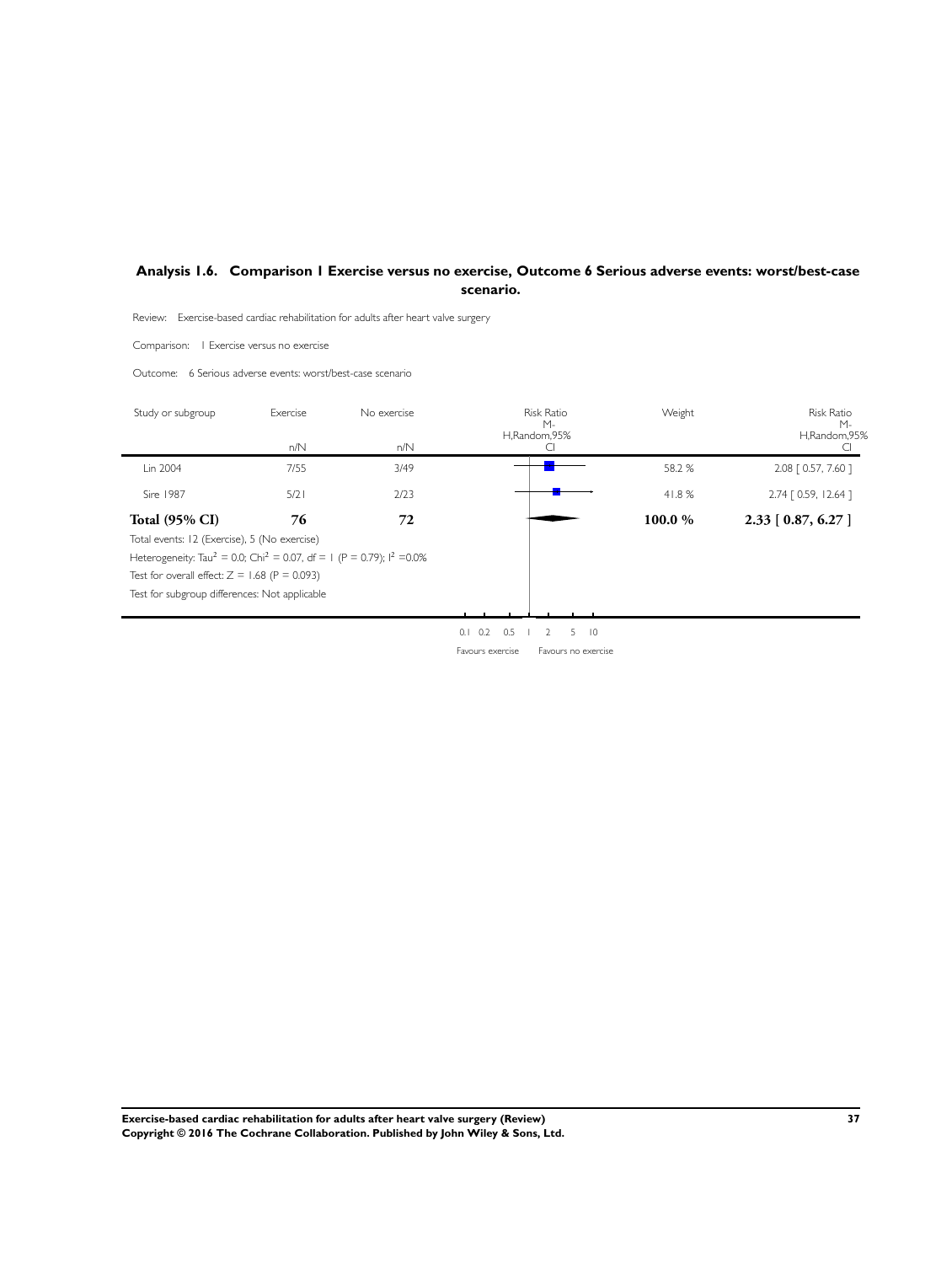## Analysis 1.6. Comparison 1 Exercise versus no exercise, Outcome 6 Serious adverse events: worst/best-case scenario.

Review: Exercise-based cardiac rehabilitation for adults after heart valve surgery

Comparison: 1 Exercise versus no exercise

Outcome: 6 Serious adverse events: worst/best-case scenario

| Study or subgroup | Exercise n/N | No exercise n/N | Risk Ratio M-H,Random,95% CI | Weight | Risk Ratio M-H,Random,95% CI |
|---|---|---|---|---|---|
| Lin 2004 | 7/55 | 3/49 | | 58.2 % | 2.08 [ 0.57, 7.60 ] |
| Sire 1987 | 5/21 | 2/23 | | 41.8 % | 2.74 [ 0.59, 12.64 ] |
| **Total (95% CI)** | **76** | **72** | | **100.0 %** | **2.33 [ 0.87, 6.27 ]** |

Total events: 12 (Exercise), 5 (No exercise)

Heterogeneity: $Tau^2 = 0.0$; $Chi^2 = 0.07$, $df = 1$ ($P = 0.79$); $I^2 = 0.0\%$

Test for overall effect: $Z = 1.68$ ($P = 0.093$)

Test for subgroup differences: Not applicable

0.1 0.2 0.5 1 2 5 10

Favours exercise Favours no exercise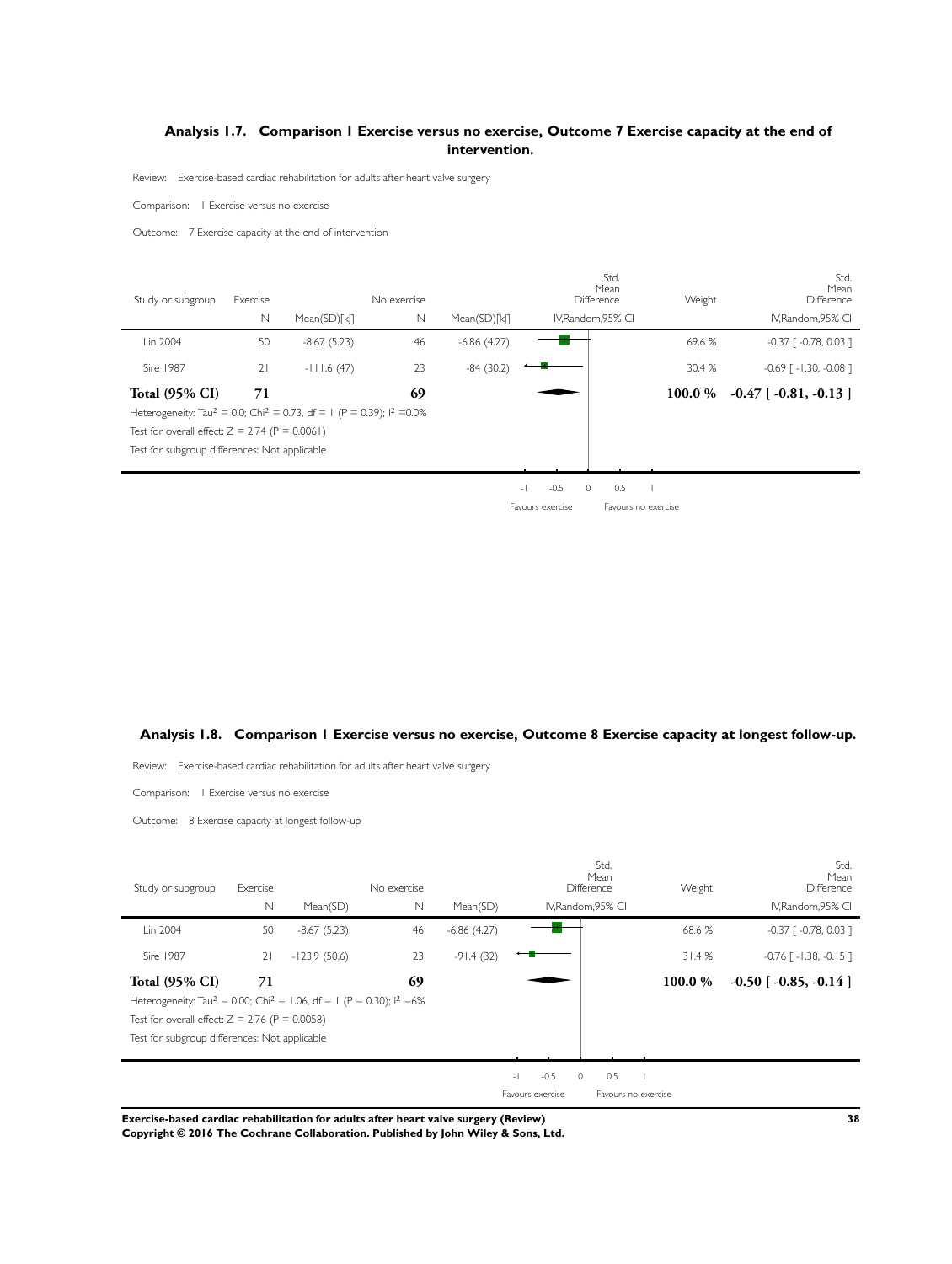### Analysis 1.7. Comparison 1 Exercise versus no exercise, Outcome 7 Exercise capacity at the end of intervention.

Review: Exercise-based cardiac rehabilitation for adults after heart valve surgery

Comparison: 1 Exercise versus no exercise

Outcome: 7 Exercise capacity at the end of intervention

| Study or subgroup | Exercise N | Exercise Mean(SD)[kJ] | No exercise N | No exercise Mean(SD)[kJ] | Std. Mean Difference IV,Random,95% CI | Weight | Std. Mean Difference IV,Random,95% CI |
|---|---|---|---|---|---|---|---|
| Lin 2004 | 50 | -8.67 (5.23) | 46 | -6.86 (4.27) | | 69.6 % | -0.37 [ -0.78, 0.03 ] |
| Sire 1987 | 21 | -111.6 (47) | 23 | -84 (30.2) | | 30.4 % | -0.69 [ -1.30, -0.08 ] |
| **Total (95% CI)** | **71** | | **69** | | | **100.0 %** | **-0.47 [ -0.81, -0.13 ]** |

Heterogeneity: $Tau^2 = 0.0$; $Chi^2 = 0.73$, $df = 1$ ($P = 0.39$); $I^2 = 0.0\%$

Test for overall effect: $Z = 2.74$ ($P = 0.0061$)

Test for subgroup differences: Not applicable

-1 -0.5 0 0.5 1

Favours exercise Favours no exercise

### Analysis 1.8. Comparison 1 Exercise versus no exercise, Outcome 8 Exercise capacity at longest follow-up.

Review: Exercise-based cardiac rehabilitation for adults after heart valve surgery

Comparison: 1 Exercise versus no exercise

Outcome: 8 Exercise capacity at longest follow-up

| Study or subgroup | Exercise N | Exercise Mean(SD) | No exercise N | No exercise Mean(SD) | Std. Mean Difference IV,Random,95% CI | Weight | Std. Mean Difference IV,Random,95% CI |
|---|---|---|---|---|---|---|---|
| Lin 2004 | 50 | -8.67 (5.23) | 46 | -6.86 (4.27) | | 68.6 % | -0.37 [ -0.78, 0.03 ] |
| Sire 1987 | 21 | -123.9 (50.6) | 23 | -91.4 (32) | | 31.4 % | -0.76 [ -1.38, -0.15 ] |
| **Total (95% CI)** | **71** | | **69** | | | **100.0 %** | **-0.50 [ -0.85, -0.14 ]** |

Heterogeneity: $Tau^2 = 0.00$; $Chi^2 = 1.06$, $df = 1$ ($P = 0.30$); $I^2 = 6\%$

Test for overall effect: $Z = 2.76$ ($P = 0.0058$)

Test for subgroup differences: Not applicable

-1 -0.5 0 0.5 1

Favours exercise Favours no exercise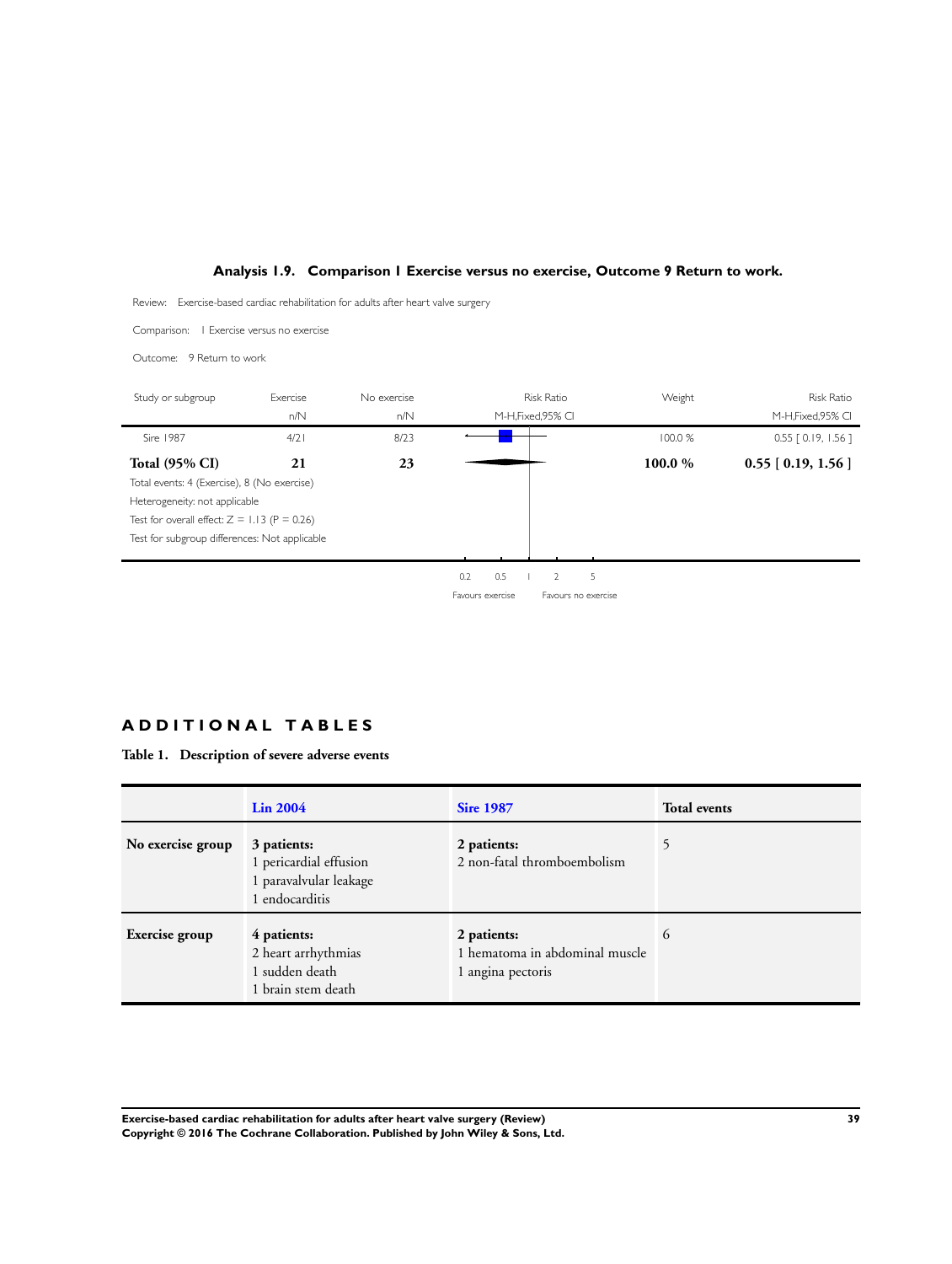### Analysis 1.9. Comparison 1 Exercise versus no exercise, Outcome 9 Return to work.

Review: Exercise-based cardiac rehabilitation for adults after heart valve surgery

Comparison: 1 Exercise versus no exercise

Outcome: 9 Return to work

| Study or subgroup | Exercise n/N | No exercise n/N | Risk Ratio M-H,Fixed,95% CI | Weight | Risk Ratio M-H,Fixed,95% CI |
|---|---|---|---|---|---|
| Sire 1987 | 4/21 | 8/23 | | 100.0 % | 0.55 [ 0.19, 1.56 ] |
| **Total (95% CI)** | **21** | **23** | | **100.0 %** | **0.55 [ 0.19, 1.56 ]** |

Total events: 4 (Exercise), 8 (No exercise)

Heterogeneity: not applicable

Test for overall effect: Z = 1.13 (P = 0.26)

Test for subgroup differences: Not applicable

0.2 0.5 1 2 5

Favours exercise Favours no exercise

## ADDITIONAL TABLES

**Table 1. Description of severe adverse events**

| | Lin 2004 | Sire 1987 | Total events |
|---|---|---|---|
| **No exercise group** | **3 patients:**<br>1 pericardial effusion<br>1 paravalvular leakage<br>1 endocarditis | **2 patients:**<br>2 non-fatal thromboembolism | 5 |
| **Exercise group** | **4 patients:**<br>2 heart arrhythmias<br>1 sudden death<br>1 brain stem death | **2 patients:**<br>1 hematoma in abdominal muscle<br>1 angina pectoris | 6 |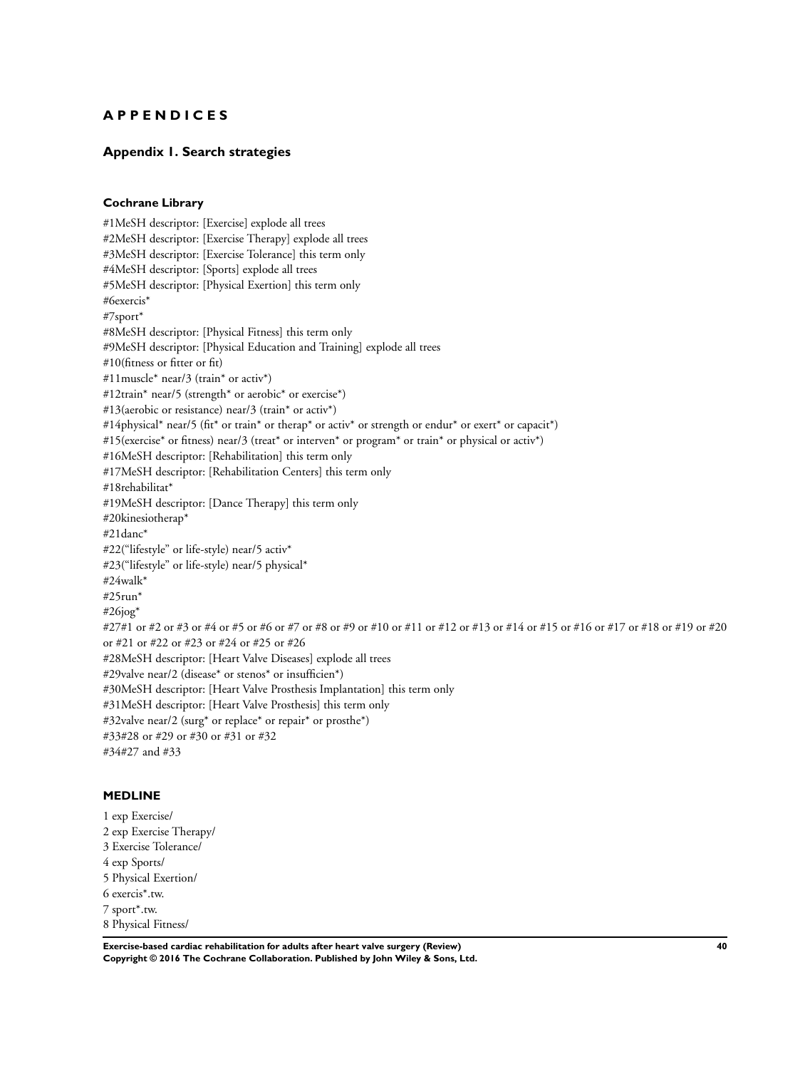# APPENDICES

## Appendix 1. Search strategies

### Cochrane Library

#1MeSH descriptor: [Exercise] explode all trees
#2MeSH descriptor: [Exercise Therapy] explode all trees
#3MeSH descriptor: [Exercise Tolerance] this term only
#4MeSH descriptor: [Sports] explode all trees
#5MeSH descriptor: [Physical Exertion] this term only
#6exercis*
#7sport*
#8MeSH descriptor: [Physical Fitness] this term only
#9MeSH descriptor: [Physical Education and Training] explode all trees
#10(fitness or fitter or fit)
#11muscle* near/3 (train* or activ*)
#12train* near/5 (strength* or aerobic* or exercise*)
#13(aerobic or resistance) near/3 (train* or activ*)
#14physical* near/5 (fit* or train* or therap* or activ* or strength or endur* or exert* or capacit*)
#15(exercise* or fitness) near/3 (treat* or interven* or program* or train* or physical or activ*)
#16MeSH descriptor: [Rehabilitation] this term only
#17MeSH descriptor: [Rehabilitation Centers] this term only
#18rehabilitat*
#19MeSH descriptor: [Dance Therapy] this term only
#20kinesiotherap*
#21danc*
#22("lifestyle" or life-style) near/5 activ*
#23("lifestyle" or life-style) near/5 physical*
#24walk*
#25run*
#26jog*
#27#1 or #2 or #3 or #4 or #5 or #6 or #7 or #8 or #9 or #10 or #11 or #12 or #13 or #14 or #15 or #16 or #17 or #18 or #19 or #20 or #21 or #22 or #23 or #24 or #25 or #26
#28MeSH descriptor: [Heart Valve Diseases] explode all trees
#29valve near/2 (disease* or stenos* or insufficien*)
#30MeSH descriptor: [Heart Valve Prosthesis Implantation] this term only
#31MeSH descriptor: [Heart Valve Prosthesis] this term only
#32valve near/2 (surg* or replace* or repair* or prosthe*)
#33#28 or #29 or #30 or #31 or #32
#34#27 and #33

### MEDLINE

1 exp Exercise/
2 exp Exercise Therapy/
3 Exercise Tolerance/
4 exp Sports/
5 Physical Exertion/
6 exercis*.tw.
7 sport*.tw.
8 Physical Fitness/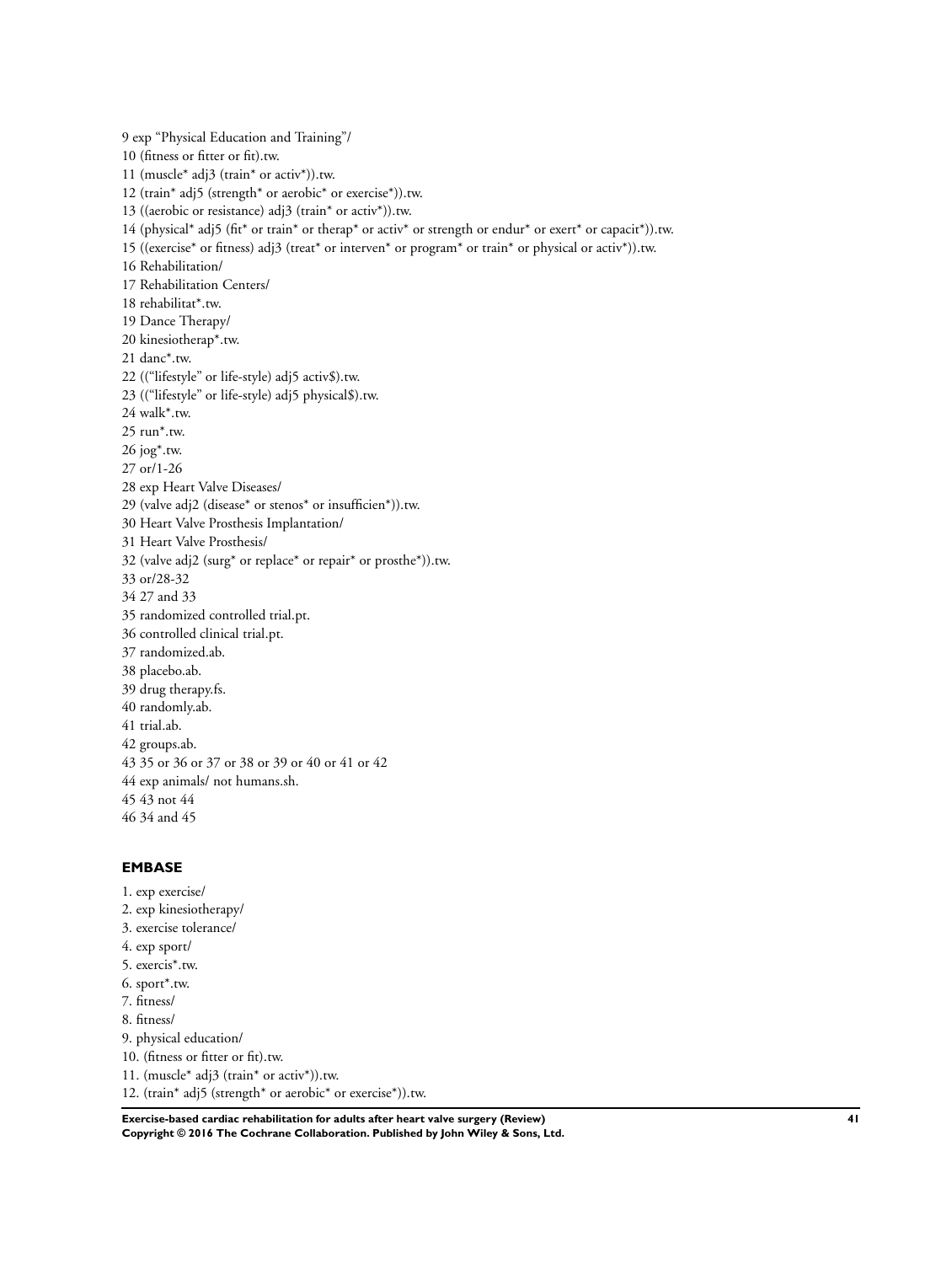9 exp "Physical Education and Training"/
10 (fitness or fitter or fit).tw.
11 (muscle* adj3 (train* or activ*)).tw.
12 (train* adj5 (strength* or aerobic* or exercise*)).tw.
13 ((aerobic or resistance) adj3 (train* or activ*)).tw.
14 (physical* adj5 (fit* or train* or therap* or activ* or strength or endur* or exert* or capacit*)).tw.
15 ((exercise* or fitness) adj3 (treat* or interven* or program* or train* or physical or activ*)).tw.
16 Rehabilitation/
17 Rehabilitation Centers/
18 rehabilitat*.tw.
19 Dance Therapy/
20 kinesiotherap*.tw.
21 danc*.tw.
22 (("lifestyle" or life-style) adj5 activ$).tw.
23 (("lifestyle" or life-style) adj5 physical$).tw.
24 walk*.tw.
25 run*.tw.
26 jog*.tw.
27 or/1-26
28 exp Heart Valve Diseases/
29 (valve adj2 (disease* or stenos* or insufficien*)).tw.
30 Heart Valve Prosthesis Implantation/
31 Heart Valve Prosthesis/
32 (valve adj2 (surg* or replace* or repair* or prosthe*)).tw.
33 or/28-32
34 27 and 33
35 randomized controlled trial.pt.
36 controlled clinical trial.pt.
37 randomized.ab.
38 placebo.ab.
39 drug therapy.fs.
40 randomly.ab.
41 trial.ab.
42 groups.ab.
43 35 or 36 or 37 or 38 or 39 or 40 or 41 or 42
44 exp animals/ not humans.sh.
45 43 not 44
46 34 and 45

### EMBASE

1. exp exercise/
2. exp kinesiotherapy/
3. exercise tolerance/
4. exp sport/
5. exercis*.tw.
6. sport*.tw.
7. fitness/
8. fitness/
9. physical education/
10. (fitness or fitter or fit).tw.
11. (muscle* adj3 (train* or activ*)).tw.
12. (train* adj5 (strength* or aerobic* or exercise*)).tw.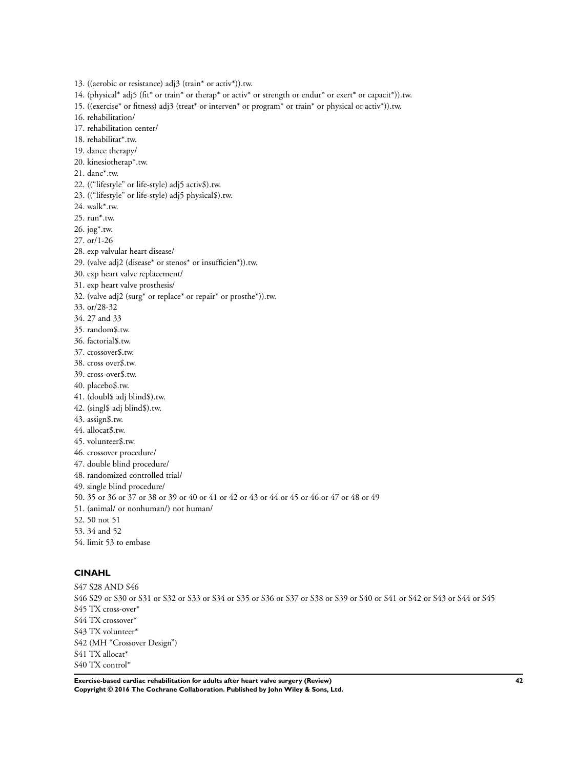13. ((aerobic or resistance) adj3 (train* or activ*)).tw.
14. (physical* adj5 (fit* or train* or therap* or activ* or strength or endur* or exert* or capacit*)).tw.
15. ((exercise* or fitness) adj3 (treat* or interven* or program* or train* or physical or activ*)).tw.
16. rehabilitation/
17. rehabilitation center/
18. rehabilitat*.tw.
19. dance therapy/
20. kinesiotherap*.tw.
21. danc*.tw.
22. ((“lifestyle” or life-style) adj5 activ$).tw.
23. ((“lifestyle” or life-style) adj5 physical$).tw.
24. walk*.tw.
25. run*.tw.
26. jog*.tw.
27. or/1-26
28. exp valvular heart disease/
29. (valve adj2 (disease* or stenos* or insufficien*)).tw.
30. exp heart valve replacement/
31. exp heart valve prosthesis/
32. (valve adj2 (surg* or replace* or repair* or prosthe*)).tw.
33. or/28-32
34. 27 and 33
35. random$.tw.
36. factorial$.tw.
37. crossover$.tw.
38. cross over$.tw.
39. cross-over$.tw.
40. placebo$.tw.
41. (doubl$ adj blind$).tw.
42. (singl$ adj blind$).tw.
43. assign$.tw.
44. allocat$.tw.
45. volunteer$.tw.
46. crossover procedure/
47. double blind procedure/
48. randomized controlled trial/
49. single blind procedure/
50. 35 or 36 or 37 or 38 or 39 or 40 or 41 or 42 or 43 or 44 or 45 or 46 or 47 or 48 or 49
51. (animal/ or nonhuman/) not human/
52. 50 not 51
53. 34 and 52
54. limit 53 to embase

### CINAHL

S47 S28 AND S46
S46 S29 or S30 or S31 or S32 or S33 or S34 or S35 or S36 or S37 or S38 or S39 or S40 or S41 or S42 or S43 or S44 or S45
S45 TX cross-over*
S44 TX crossover*
S43 TX volunteer*
S42 (MH “Crossover Design”)
S41 TX allocat*
S40 TX control*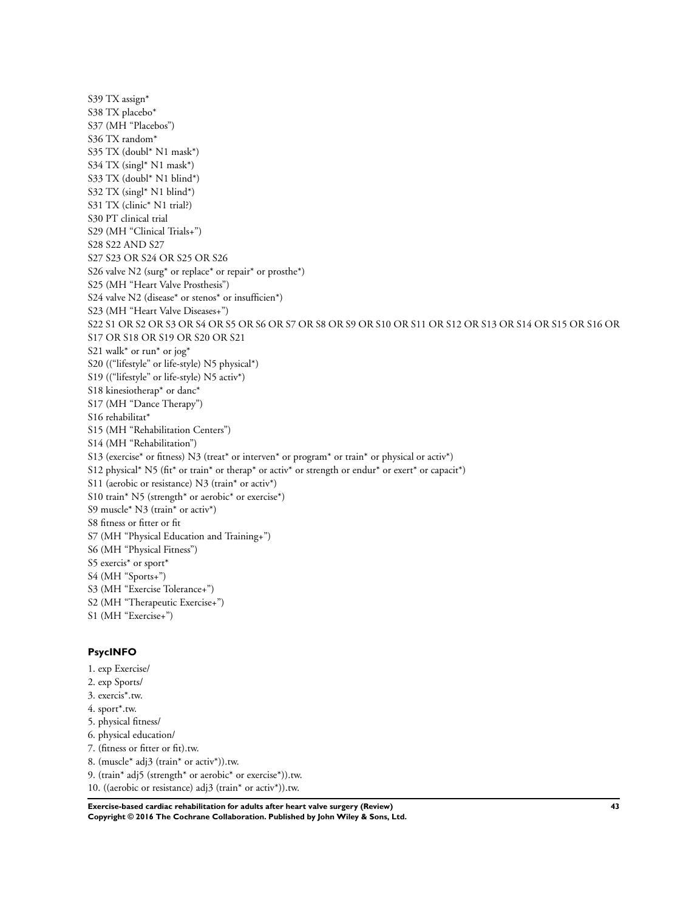S39 TX assign*
S38 TX placebo*
S37 (MH "Placebos")
S36 TX random*
S35 TX (doubl* N1 mask*)
S34 TX (singl* N1 mask*)
S33 TX (doubl* N1 blind*)
S32 TX (singl* N1 blind*)
S31 TX (clinic* N1 trial?)
S30 PT clinical trial
S29 (MH "Clinical Trials+")
S28 S22 AND S27
S27 S23 OR S24 OR S25 OR S26
S26 valve N2 (surg* or replace* or repair* or prosthe*)
S25 (MH "Heart Valve Prosthesis")
S24 valve N2 (disease* or stenos* or insufficien*)
S23 (MH "Heart Valve Diseases+")
S22 S1 OR S2 OR S3 OR S4 OR S5 OR S6 OR S7 OR S8 OR S9 OR S10 OR S11 OR S12 OR S13 OR S14 OR S15 OR S16 OR S17 OR S18 OR S19 OR S20 OR S21
S21 walk* or run* or jog*
S20 (("lifestyle" or life-style) N5 physical*)
S19 (("lifestyle" or life-style) N5 activ*)
S18 kinesiotherap* or danc*
S17 (MH "Dance Therapy")
S16 rehabilitat*
S15 (MH "Rehabilitation Centers")
S14 (MH "Rehabilitation")
S13 (exercise* or fitness) N3 (treat* or interven* or program* or train* or physical or activ*)
S12 physical* N5 (fit* or train* or therap* or activ* or strength or endur* or exert* or capacit*)
S11 (aerobic or resistance) N3 (train* or activ*)
S10 train* N5 (strength* or aerobic* or exercise*)
S9 muscle* N3 (train* or activ*)
S8 fitness or fitter or fit
S7 (MH "Physical Education and Training+")
S6 (MH "Physical Fitness")
S5 exercis* or sport*
S4 (MH "Sports+")
S3 (MH "Exercise Tolerance+")
S2 (MH "Therapeutic Exercise+")
S1 (MH "Exercise+")

### PsycINFO

1. exp Exercise/
2. exp Sports/
3. exercis*.tw.
4. sport*.tw.
5. physical fitness/
6. physical education/
7. (fitness or fitter or fit).tw.
8. (muscle* adj3 (train* or activ*)).tw.
9. (train* adj5 (strength* or aerobic* or exercise*)).tw.
10. ((aerobic or resistance) adj3 (train* or activ*)).tw.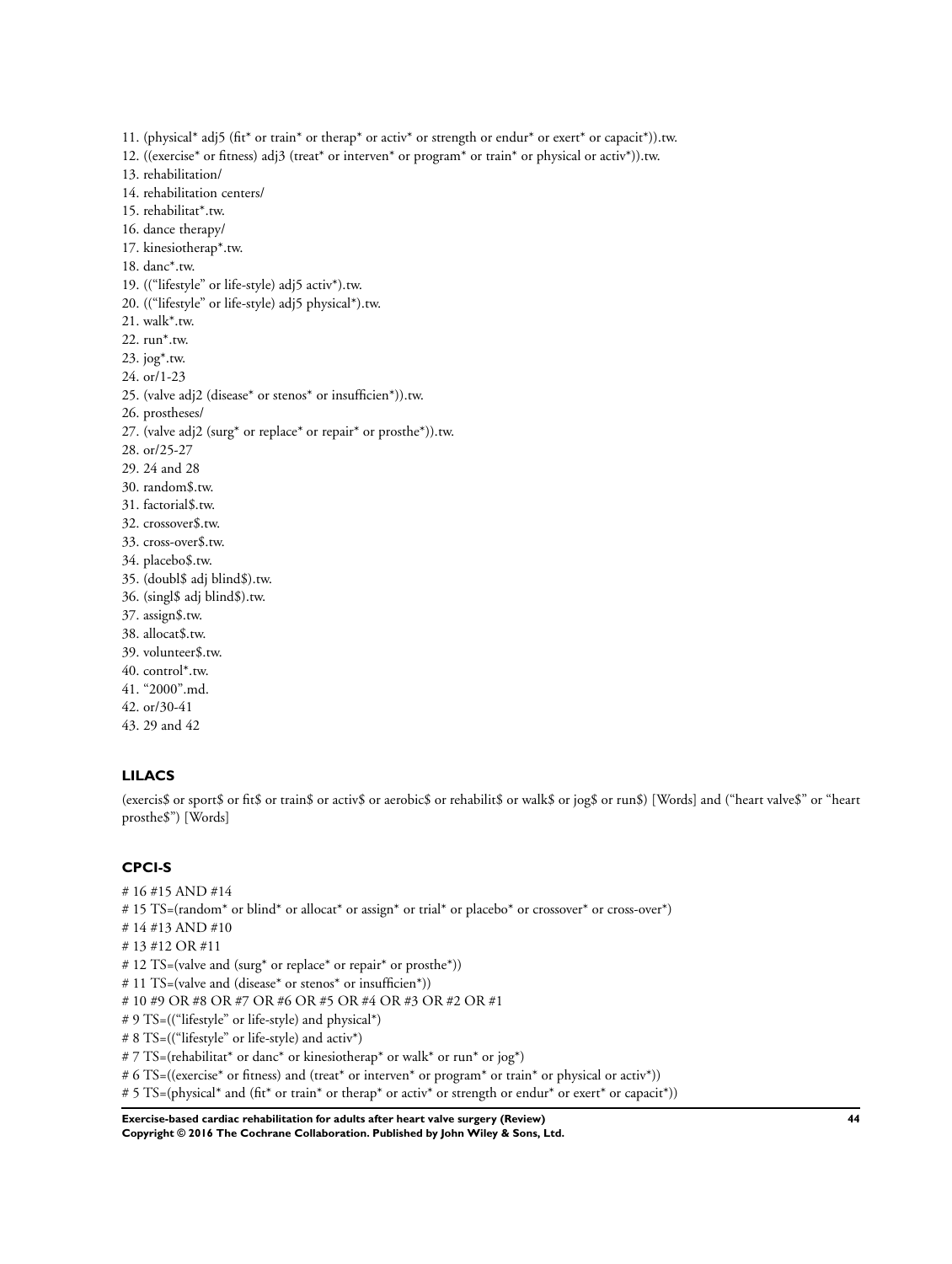11. (physical* adj5 (fit* or train* or therap* or activ* or strength or endur* or exert* or capacit*)).tw.
12. ((exercise* or fitness) adj3 (treat* or interven* or program* or train* or physical or activ*)).tw.
13. rehabilitation/
14. rehabilitation centers/
15. rehabilitat*.tw.
16. dance therapy/
17. kinesiotherap*.tw.
18. danc*.tw.
19. ((“lifestyle” or life-style) adj5 activ*).tw.
20. ((“lifestyle” or life-style) adj5 physical*).tw.
21. walk*.tw.
22. run*.tw.
23. jog*.tw.
24. or/1-23
25. (valve adj2 (disease* or stenos* or insufficien*)).tw.
26. prostheses/
27. (valve adj2 (surg* or replace* or repair* or prosthe*)).tw.
28. or/25-27
29. 24 and 28
30. random$.tw.
31. factorial$.tw.
32. crossover$.tw.
33. cross-over$.tw.
34. placebo$.tw.
35. (doubl$ adj blind$).tw.
36. (singl$ adj blind$).tw.
37. assign$.tw.
38. allocat$.tw.
39. volunteer$.tw.
40. control*.tw.
41. “2000”.md.
42. or/30-41
43. 29 and 42

### LILACS

(exercis$ or sport$ or fit$ or train$ or activ$ or aerobic$ or rehabilit$ or walk$ or jog$ or run$) [Words] and (“heart valve$” or “heart prosthe$”) [Words]

### CPCI-S

# 16 #15 AND #14
# 15 TS=(random* or blind* or allocat* or assign* or trial* or placebo* or crossover* or cross-over*)
# 14 #13 AND #10
# 13 #12 OR #11
# 12 TS=(valve and (surg* or replace* or repair* or prosthe*))
# 11 TS=(valve and (disease* or stenos* or insufficien*))
# 10 #9 OR #8 OR #7 OR #6 OR #5 OR #4 OR #3 OR #2 OR #1
# 9 TS=((“lifestyle” or life-style) and physical*)
# 8 TS=((“lifestyle” or life-style) and activ*)
# 7 TS=(rehabilitat* or danc* or kinesiotherap* or walk* or run* or jog*)
# 6 TS=((exercise* or fitness) and (treat* or interven* or program* or train* or physical or activ*))
# 5 TS=(physical* and (fit* or train* or therap* or activ* or strength or endur* or exert* or capacit*))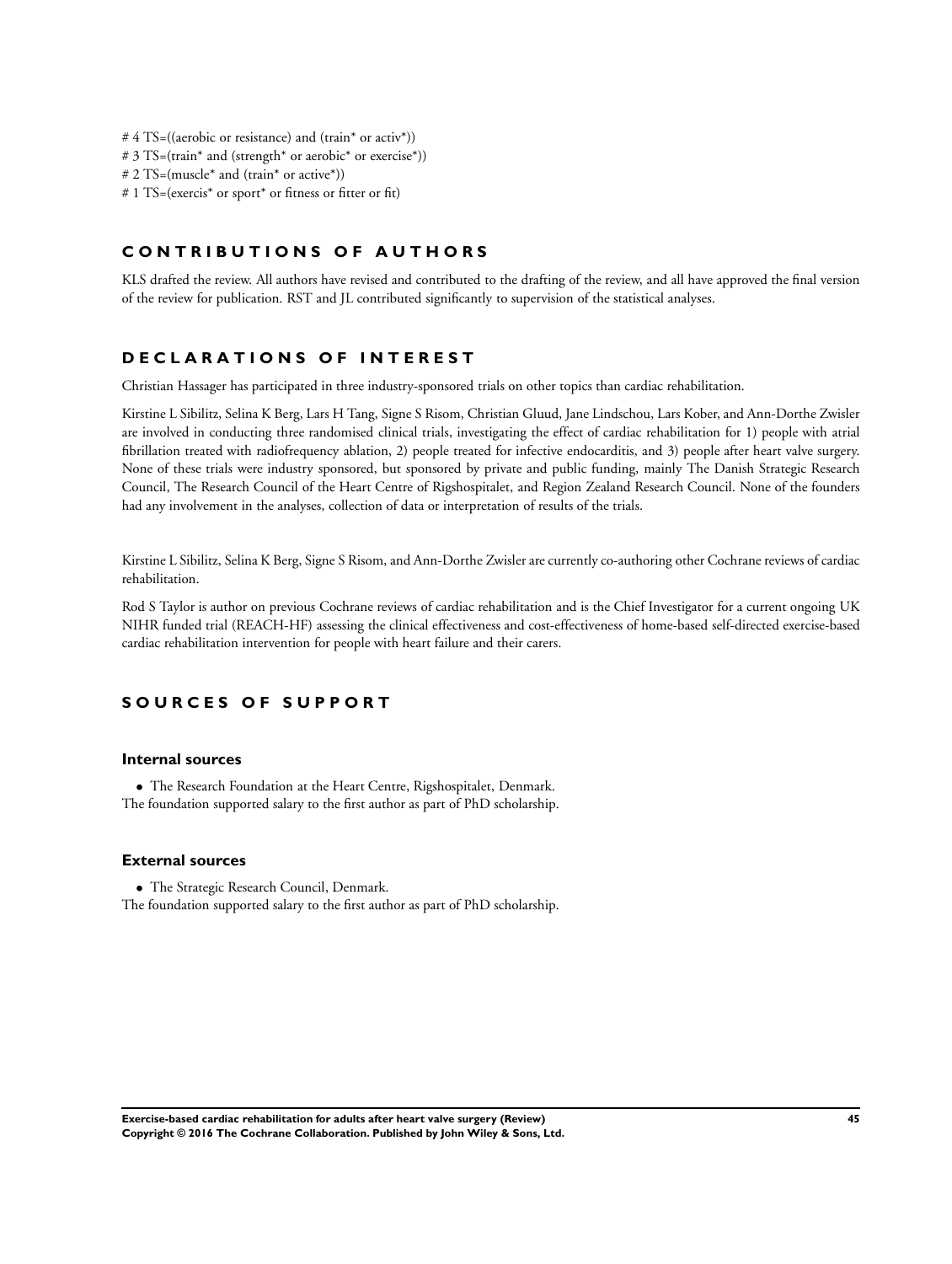# 4 TS=((aerobic or resistance) and (train* or activ*))
# 3 TS=(train* and (strength* or aerobic* or exercise*))
# 2 TS=(muscle* and (train* or active*))
# 1 TS=(exercis* or sport* or fitness or fitter or fit)

## CONTRIBUTIONS OF AUTHORS

KLS drafted the review. All authors have revised and contributed to the drafting of the review, and all have approved the final version of the review for publication. RST and JL contributed significantly to supervision of the statistical analyses.

## DECLARATIONS OF INTEREST

Christian Hassager has participated in three industry-sponsored trials on other topics than cardiac rehabilitation.

Kirstine L Sibilitz, Selina K Berg, Lars H Tang, Signe S Risom, Christian Gluud, Jane Lindschou, Lars Kober, and Ann-Dorthe Zwisler are involved in conducting three randomised clinical trials, investigating the effect of cardiac rehabilitation for 1) people with atrial fibrillation treated with radiofrequency ablation, 2) people treated for infective endocarditis, and 3) people after heart valve surgery. None of these trials were industry sponsored, but sponsored by private and public funding, mainly The Danish Strategic Research Council, The Research Council of the Heart Centre of Rigshospitalet, and Region Zealand Research Council. None of the founders had any involvement in the analyses, collection of data or interpretation of results of the trials.

Kirstine L Sibilitz, Selina K Berg, Signe S Risom, and Ann-Dorthe Zwisler are currently co-authoring other Cochrane reviews of cardiac rehabilitation.

Rod S Taylor is author on previous Cochrane reviews of cardiac rehabilitation and is the Chief Investigator for a current ongoing UK NIHR funded trial (REACH-HF) assessing the clinical effectiveness and cost-effectiveness of home-based self-directed exercise-based cardiac rehabilitation intervention for people with heart failure and their carers.

## SOURCES OF SUPPORT

### Internal sources

- The Research Foundation at the Heart Centre, Rigshospitalet, Denmark.

The foundation supported salary to the first author as part of PhD scholarship.

### External sources

- The Strategic Research Council, Denmark.

The foundation supported salary to the first author as part of PhD scholarship.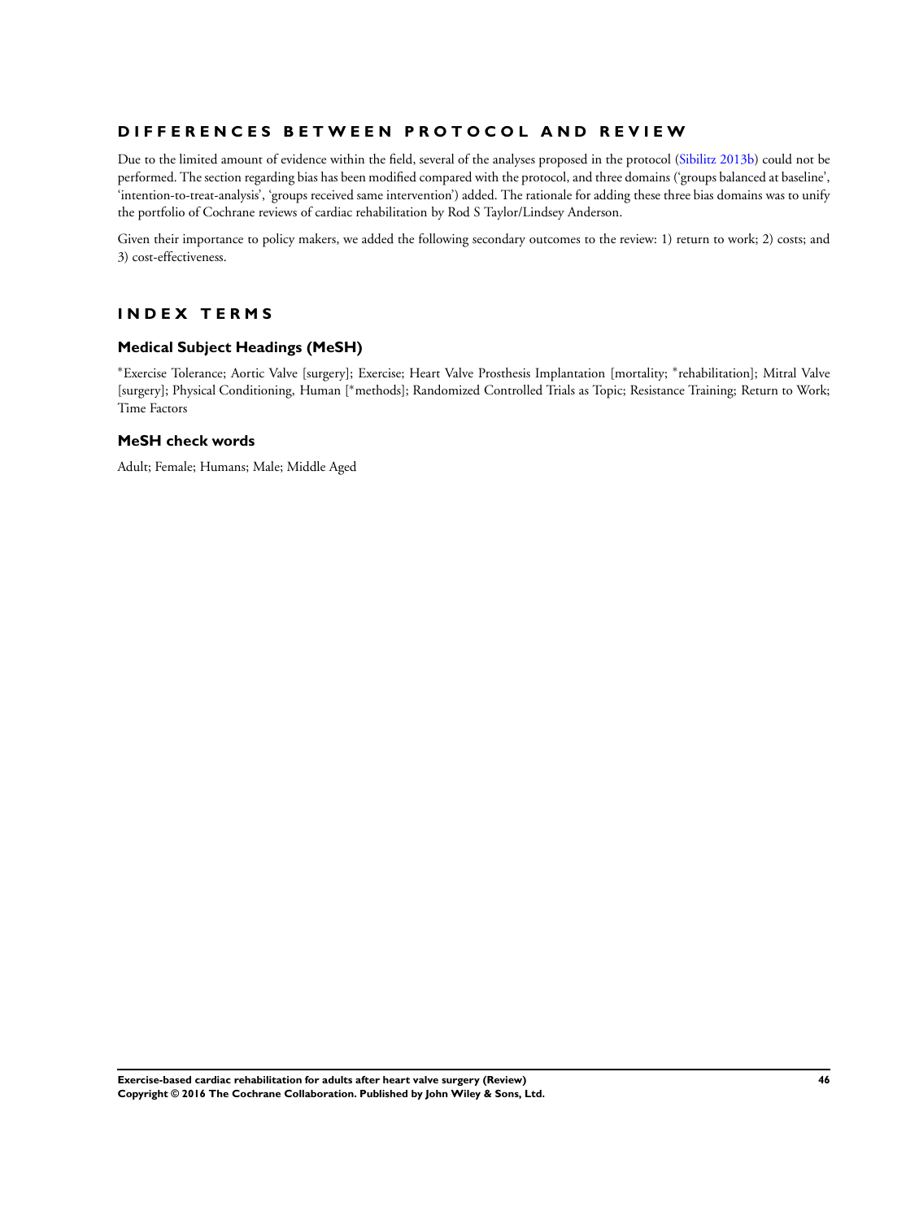## DIFFERENCES BETWEEN PROTOCOL AND REVIEW

Due to the limited amount of evidence within the field, several of the analyses proposed in the protocol (Sibilitz 2013b) could not be performed. The section regarding bias has been modified compared with the protocol, and three domains ('groups balanced at baseline', 'intention-to-treat-analysis', 'groups received same intervention') added. The rationale for adding these three bias domains was to unify the portfolio of Cochrane reviews of cardiac rehabilitation by Rod S Taylor/Lindsey Anderson.

Given their importance to policy makers, we added the following secondary outcomes to the review: 1) return to work; 2) costs; and 3) cost-effectiveness.

## INDEX TERMS

### Medical Subject Headings (MeSH)

*Exercise Tolerance; Aortic Valve [surgery]; Exercise; Heart Valve Prosthesis Implantation [mortality; *rehabilitation]; Mitral Valve [surgery]; Physical Conditioning, Human [*methods]; Randomized Controlled Trials as Topic; Resistance Training; Return to Work; Time Factors

### MeSH check words

Adult; Female; Humans; Male; Middle Aged